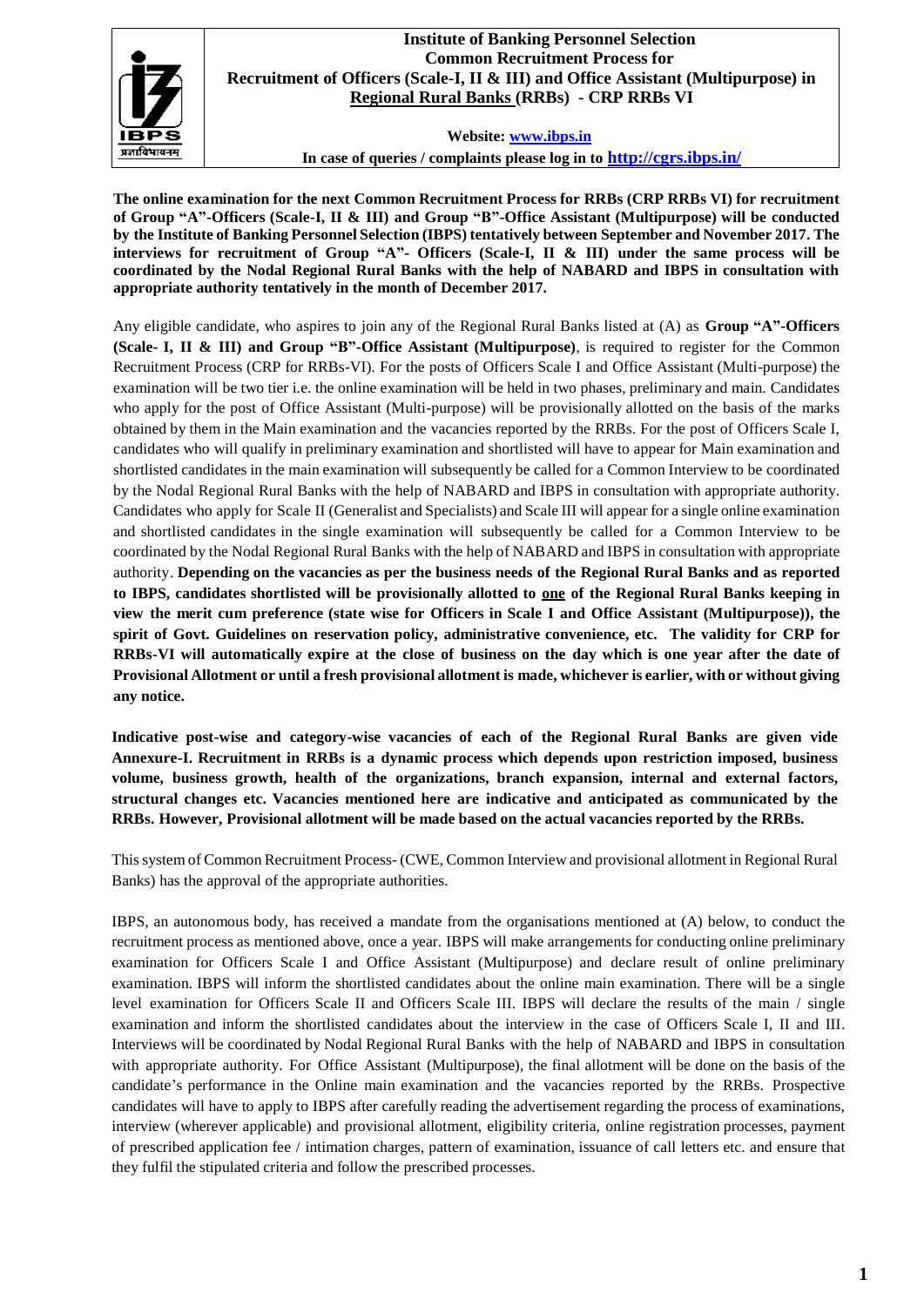# Institute of Banking Personnel Selection

## Common Recruitment Process for Recruitment of Officers (Scale-I, II & III) and Office Assistant (Multipurpose) in Regional Rural Banks (RRBs) - CRP RRBs VI

**Website: www.ibps.in**

**In case of queries / complaints please log in to http://cgrs.ibps.in/**

**The online examination for the next Common Recruitment Process for RRBs (CRP RRBs VI) for recruitment of Group "A"-Officers (Scale-I, II & III) and Group "B"-Office Assistant (Multipurpose) will be conducted by the Institute of Banking Personnel Selection (IBPS) tentatively between September and November 2017. The interviews for recruitment of Group "A"- Officers (Scale-I, II & III) under the same process will be coordinated by the Nodal Regional Rural Banks with the help of NABARD and IBPS in consultation with appropriate authority tentatively in the month of December 2017.**

Any eligible candidate, who aspires to join any of the Regional Rural Banks listed at (A) as **Group "A"-Officers (Scale- I, II & III) and Group "B"-Office Assistant (Multipurpose)**, is required to register for the Common Recruitment Process (CRP for RRBs-VI). For the posts of Officers Scale I and Office Assistant (Multi-purpose) the examination will be two tier i.e. the online examination will be held in two phases, preliminary and main. Candidates who apply for the post of Office Assistant (Multi-purpose) will be provisionally allotted on the basis of the marks obtained by them in the Main examination and the vacancies reported by the RRBs. For the post of Officers Scale I, candidates who will qualify in preliminary examination and shortlisted will have to appear for Main examination and shortlisted candidates in the main examination will subsequently be called for a Common Interview to be coordinated by the Nodal Regional Rural Banks with the help of NABARD and IBPS in consultation with appropriate authority. Candidates who apply for Scale II (Generalist and Specialists) and Scale III will appear for a single online examination and shortlisted candidates in the single examination will subsequently be called for a Common Interview to be coordinated by the Nodal Regional Rural Banks with the help of NABARD and IBPS in consultation with appropriate authority. **Depending on the vacancies as per the business needs of the Regional Rural Banks and as reported to IBPS, candidates shortlisted will be provisionally allotted to one of the Regional Rural Banks keeping in view the merit cum preference (state wise for Officers in Scale I and Office Assistant (Multipurpose)), the spirit of Govt. Guidelines on reservation policy, administrative convenience, etc. The validity for CRP for RRBs-VI will automatically expire at the close of business on the day which is one year after the date of Provisional Allotment or until a fresh provisional allotment is made, whichever is earlier, with or without giving any notice.**

**Indicative post-wise and category-wise vacancies of each of the Regional Rural Banks are given vide Annexure-I. Recruitment in RRBs is a dynamic process which depends upon restriction imposed, business volume, business growth, health of the organizations, branch expansion, internal and external factors, structural changes etc. Vacancies mentioned here are indicative and anticipated as communicated by the RRBs. However, Provisional allotment will be made based on the actual vacancies reported by the RRBs.**

This system of Common Recruitment Process- (CWE, Common Interview and provisional allotment in Regional Rural Banks) has the approval of the appropriate authorities.

IBPS, an autonomous body, has received a mandate from the organisations mentioned at (A) below, to conduct the recruitment process as mentioned above, once a year. IBPS will make arrangements for conducting online preliminary examination for Officers Scale I and Office Assistant (Multipurpose) and declare result of online preliminary examination. IBPS will inform the shortlisted candidates about the online main examination. There will be a single level examination for Officers Scale II and Officers Scale III. IBPS will declare the results of the main / single examination and inform the shortlisted candidates about the interview in the case of Officers Scale I, II and III. Interviews will be coordinated by Nodal Regional Rural Banks with the help of NABARD and IBPS in consultation with appropriate authority. For Office Assistant (Multipurpose), the final allotment will be done on the basis of the candidate's performance in the Online main examination and the vacancies reported by the RRBs. Prospective candidates will have to apply to IBPS after carefully reading the advertisement regarding the process of examinations, interview (wherever applicable) and provisional allotment, eligibility criteria, online registration processes, payment of prescribed application fee / intimation charges, pattern of examination, issuance of call letters etc. and ensure that they fulfil the stipulated criteria and follow the prescribed processes.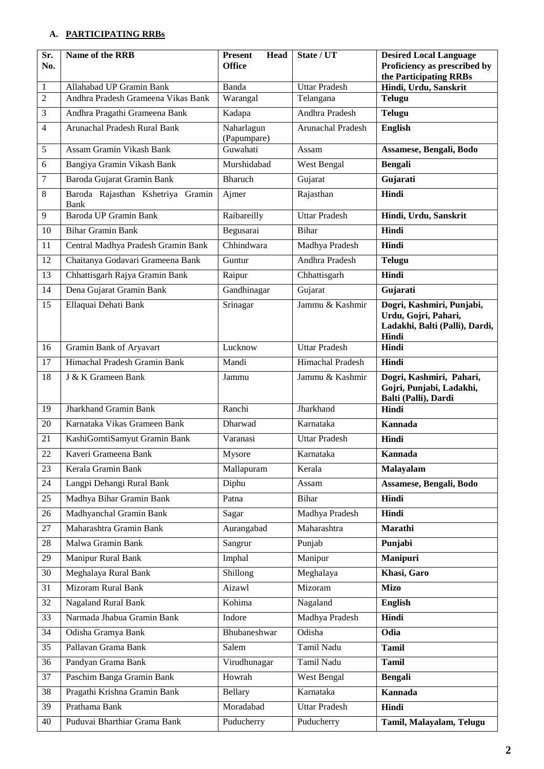## A. PARTICIPATING RRBs

| Sr. No. | Name of the RRB | Present Head Office | State / UT | Desired Local Language Proficiency as prescribed by the Participating RRBs |
|---|---|---|---|---|
| 1 | Allahabad UP Gramin Bank | Banda | Uttar Pradesh | **Hindi, Urdu, Sanskrit** |
| 2 | Andhra Pradesh Grameena Vikas Bank | Warangal | Telangana | **Telugu** |
| 3 | Andhra Pragathi Grameena Bank | Kadapa | Andhra Pradesh | **Telugu** |
| 4 | Arunachal Pradesh Rural Bank | Naharlagun (Papumpare) | Arunachal Pradesh | **English** |
| 5 | Assam Gramin Vikash Bank | Guwahati | Assam | **Assamese, Bengali, Bodo** |
| 6 | Bangiya Gramin Vikash Bank | Murshidabad | West Bengal | **Bengali** |
| 7 | Baroda Gujarat Gramin Bank | Bharuch | Gujarat | **Gujarati** |
| 8 | Baroda Rajasthan Kshetriya Gramin Bank | Ajmer | Rajasthan | **Hindi** |
| 9 | Baroda UP Gramin Bank | Raibareilly | Uttar Pradesh | **Hindi, Urdu, Sanskrit** |
| 10 | Bihar Gramin Bank | Begusarai | Bihar | **Hindi** |
| 11 | Central Madhya Pradesh Gramin Bank | Chhindwara | Madhya Pradesh | **Hindi** |
| 12 | Chaitanya Godavari Grameena Bank | Guntur | Andhra Pradesh | **Telugu** |
| 13 | Chhattisgarh Rajya Gramin Bank | Raipur | Chhattisgarh | **Hindi** |
| 14 | Dena Gujarat Gramin Bank | Gandhinagar | Gujarat | **Gujarati** |
| 15 | Ellaquai Dehati Bank | Srinagar | Jammu & Kashmir | **Dogri, Kashmiri, Punjabi, Urdu, Gojri, Pahari, Ladakhi, Balti (Palli), Dardi, Hindi** |
| 16 | Gramin Bank of Aryavart | Lucknow | Uttar Pradesh | **Hindi** |
| 17 | Himachal Pradesh Gramin Bank | Mandi | Himachal Pradesh | **Hindi** |
| 18 | J & K Grameen Bank | Jammu | Jammu & Kashmir | **Dogri, Kashmiri, Pahari, Gojri, Punjabi, Ladakhi, Balti (Palli), Dardi** |
| 19 | Jharkhand Gramin Bank | Ranchi | Jharkhand | **Hindi** |
| 20 | Karnataka Vikas Grameen Bank | Dharwad | Karnataka | **Kannada** |
| 21 | KashiGomtiSamyut Gramin Bank | Varanasi | Uttar Pradesh | **Hindi** |
| 22 | Kaveri Grameena Bank | Mysore | Karnataka | **Kannada** |
| 23 | Kerala Gramin Bank | Mallapuram | Kerala | **Malayalam** |
| 24 | Langpi Dehangi Rural Bank | Diphu | Assam | **Assamese, Bengali, Bodo** |
| 25 | Madhya Bihar Gramin Bank | Patna | Bihar | **Hindi** |
| 26 | Madhyanchal Gramin Bank | Sagar | Madhya Pradesh | **Hindi** |
| 27 | Maharashtra Gramin Bank | Aurangabad | Maharashtra | **Marathi** |
| 28 | Malwa Gramin Bank | Sangrur | Punjab | **Punjabi** |
| 29 | Manipur Rural Bank | Imphal | Manipur | **Manipuri** |
| 30 | Meghalaya Rural Bank | Shillong | Meghalaya | **Khasi, Garo** |
| 31 | Mizoram Rural Bank | Aizawl | Mizoram | **Mizo** |
| 32 | Nagaland Rural Bank | Kohima | Nagaland | **English** |
| 33 | Narmada Jhabua Gramin Bank | Indore | Madhya Pradesh | **Hindi** |
| 34 | Odisha Gramya Bank | Bhubaneshwar | Odisha | **Odia** |
| 35 | Pallavan Grama Bank | Salem | Tamil Nadu | **Tamil** |
| 36 | Pandyan Grama Bank | Virudhunagar | Tamil Nadu | **Tamil** |
| 37 | Paschim Banga Gramin Bank | Howrah | West Bengal | **Bengali** |
| 38 | Pragathi Krishna Gramin Bank | Bellary | Karnataka | **Kannada** |
| 39 | Prathama Bank | Moradabad | Uttar Pradesh | **Hindi** |
| 40 | Puduvai Bharthiar Grama Bank | Puducherry | Puducherry | **Tamil, Malayalam, Telugu** |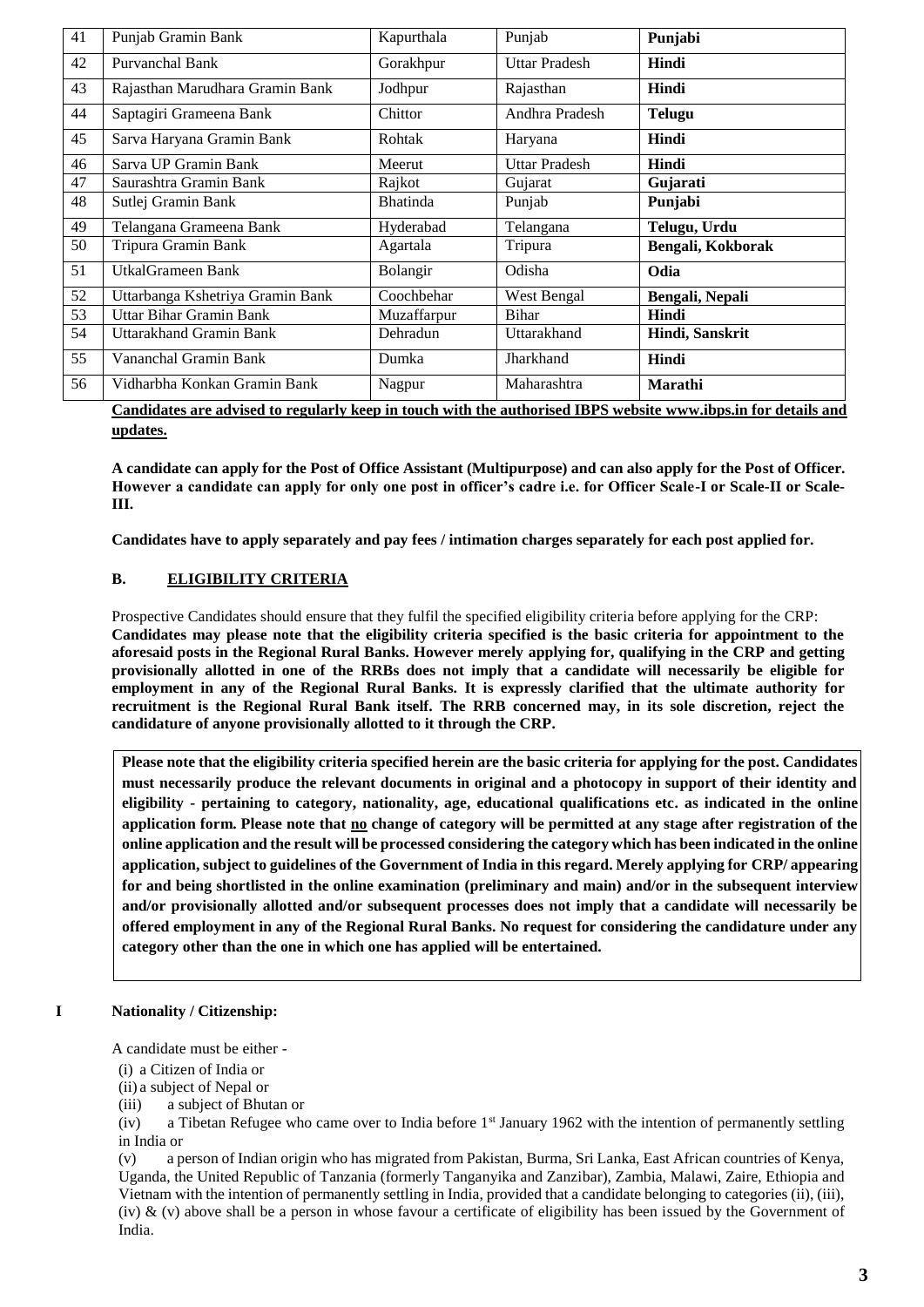| 41 | Punjab Gramin Bank | Kapurthala | Punjab | **Punjabi** |
|---|---|---|---|---|
| 42 | Purvanchal Bank | Gorakhpur | Uttar Pradesh | **Hindi** |
| 43 | Rajasthan Marudhara Gramin Bank | Jodhpur | Rajasthan | **Hindi** |
| 44 | Saptagiri Grameena Bank | Chittor | Andhra Pradesh | **Telugu** |
| 45 | Sarva Haryana Gramin Bank | Rohtak | Haryana | **Hindi** |
| 46 | Sarva UP Gramin Bank | Meerut | Uttar Pradesh | **Hindi** |
| 47 | Saurashtra Gramin Bank | Rajkot | Gujarat | **Gujarati** |
| 48 | Sutlej Gramin Bank | Bhatinda | Punjab | **Punjabi** |
| 49 | Telangana Grameena Bank | Hyderabad | Telangana | **Telugu, Urdu** |
| 50 | Tripura Gramin Bank | Agartala | Tripura | **Bengali, Kokborak** |
| 51 | UtkalGrameen Bank | Bolangir | Odisha | **Odia** |
| 52 | Uttarbanga Kshetriya Gramin Bank | Coochbehar | West Bengal | **Bengali, Nepali** |
| 53 | Uttar Bihar Gramin Bank | Muzaffarpur | Bihar | **Hindi** |
| 54 | Uttarakhand Gramin Bank | Dehradun | Uttarakhand | **Hindi, Sanskrit** |
| 55 | Vananchal Gramin Bank | Dumka | Jharkhand | **Hindi** |
| 56 | Vidharbha Konkan Gramin Bank | Nagpur | Maharashtra | **Marathi** |

**Candidates are advised to regularly keep in touch with the authorised IBPS website www.ibps.in for details and updates.**

**A candidate can apply for the Post of Office Assistant (Multipurpose) and can also apply for the Post of Officer. However a candidate can apply for only one post in officer's cadre i.e. for Officer Scale-I or Scale-II or Scale-III.**

**Candidates have to apply separately and pay fees / intimation charges separately for each post applied for.**

## B. ELIGIBILITY CRITERIA

Prospective Candidates should ensure that they fulfil the specified eligibility criteria before applying for the CRP:
**Candidates may please note that the eligibility criteria specified is the basic criteria for appointment to the aforesaid posts in the Regional Rural Banks. However merely applying for, qualifying in the CRP and getting provisionally allotted in one of the RRBs does not imply that a candidate will necessarily be eligible for employment in any of the Regional Rural Banks. It is expressly clarified that the ultimate authority for recruitment is the Regional Rural Bank itself. The RRB concerned may, in its sole discretion, reject the candidature of anyone provisionally allotted to it through the CRP.**

**Please note that the eligibility criteria specified herein are the basic criteria for applying for the post. Candidates must necessarily produce the relevant documents in original and a photocopy in support of their identity and eligibility - pertaining to category, nationality, age, educational qualifications etc. as indicated in the online application form. Please note that no change of category will be permitted at any stage after registration of the online application and the result will be processed considering the category which has been indicated in the online application, subject to guidelines of the Government of India in this regard. Merely applying for CRP/ appearing for and being shortlisted in the online examination (preliminary and main) and/or in the subsequent interview and/or provisionally allotted and/or subsequent processes does not imply that a candidate will necessarily be offered employment in any of the Regional Rural Banks. No request for considering the candidature under any category other than the one in which one has applied will be entertained.**

### I Nationality / Citizenship:

A candidate must be either -

(i) a Citizen of India or

(ii) a subject of Nepal or

(iii) a subject of Bhutan or

(iv) a Tibetan Refugee who came over to India before 1st January 1962 with the intention of permanently settling in India or

(v) a person of Indian origin who has migrated from Pakistan, Burma, Sri Lanka, East African countries of Kenya, Uganda, the United Republic of Tanzania (formerly Tanganyika and Zanzibar), Zambia, Malawi, Zaire, Ethiopia and Vietnam with the intention of permanently settling in India, provided that a candidate belonging to categories (ii), (iii), (iv) & (v) above shall be a person in whose favour a certificate of eligibility has been issued by the Government of India.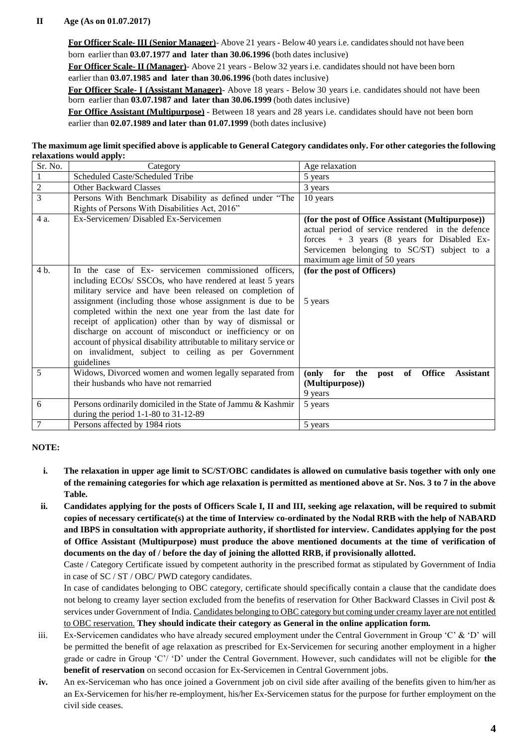## II Age (As on 01.07.2017)

**For Officer Scale- III (Senior Manager)**- Above 21 years - Below 40 years i.e. candidates should not have been born earlier than **03.07.1977 and later than 30.06.1996** (both dates inclusive)

**For Officer Scale- II (Manager)**- Above 21 years - Below 32 years i.e. candidates should not have been born earlier than **03.07.1985 and later than 30.06.1996** (both dates inclusive)

**For Officer Scale- I (Assistant Manager)**- Above 18 years - Below 30 years i.e. candidates should not have been born earlier than **03.07.1987 and later than 30.06.1999** (both dates inclusive)

**For Office Assistant (Multipurpose)** - Between 18 years and 28 years i.e. candidates should have not been born earlier than **02.07.1989 and later than 01.07.1999** (both dates inclusive)

**The maximum age limit specified above is applicable to General Category candidates only. For other categories the following relaxations would apply:**

| Sr. No. | Category | Age relaxation |
|---|---|---|
| 1 | Scheduled Caste/Scheduled Tribe | 5 years |
| 2 | Other Backward Classes | 3 years |
| 3 | Persons With Benchmark Disability as defined under "The Rights of Persons With Disabilities Act, 2016" | 10 years |
| 4 a. | Ex-Servicemen/ Disabled Ex-Servicemen | **(for the post of Office Assistant (Multipurpose))** actual period of service rendered in the defence forces + 3 years (8 years for Disabled Ex-Servicemen belonging to SC/ST) subject to a maximum age limit of 50 years |
| 4 b. | In the case of Ex- servicemen commissioned officers, including ECOs/ SSCOs, who have rendered at least 5 years military service and have been released on completion of assignment (including those whose assignment is due to be completed within the next one year from the last date for receipt of application) other than by way of dismissal or discharge on account of misconduct or inefficiency or on account of physical disability attributable to military service or on invalidment, subject to ceiling as per Government guidelines | **(for the post of Officers)** 5 years |
| 5 | Widows, Divorced women and women legally separated from their husbands who have not remarried | **(only for the post of Office Assistant (Multipurpose))** 9 years |
| 6 | Persons ordinarily domiciled in the State of Jammu & Kashmir during the period 1-1-80 to 31-12-89 | 5 years |
| 7 | Persons affected by 1984 riots | 5 years |

**NOTE:**

- **i. The relaxation in upper age limit to SC/ST/OBC candidates is allowed on cumulative basis together with only one of the remaining categories for which age relaxation is permitted as mentioned above at Sr. Nos. 3 to 7 in the above Table.**
- **ii. Candidates applying for the posts of Officers Scale I, II and III, seeking age relaxation, will be required to submit copies of necessary certificate(s) at the time of Interview co-ordinated by the Nodal RRB with the help of NABARD and IBPS in consultation with appropriate authority, if shortlisted for interview. Candidates applying for the post of Office Assistant (Multipurpose) must produce the above mentioned documents at the time of verification of documents on the day of / before the day of joining the allotted RRB, if provisionally allotted.**

  Caste / Category Certificate issued by competent authority in the prescribed format as stipulated by Government of India in case of SC / ST / OBC/ PWD category candidates.

  In case of candidates belonging to OBC category, certificate should specifically contain a clause that the candidate does not belong to creamy layer section excluded from the benefits of reservation for Other Backward Classes in Civil post & services under Government of India. Candidates belonging to OBC category but coming under creamy layer are not entitled to OBC reservation. **They should indicate their category as General in the online application form.**
- iii. Ex-Servicemen candidates who have already secured employment under the Central Government in Group 'C' & 'D' will be permitted the benefit of age relaxation as prescribed for Ex-Servicemen for securing another employment in a higher grade or cadre in Group 'C'/ 'D' under the Central Government. However, such candidates will not be eligible for **the benefit of reservation** on second occasion for Ex-Servicemen in Central Government jobs.
- **iv.** An ex-Serviceman who has once joined a Government job on civil side after availing of the benefits given to him/her as an Ex-Servicemen for his/her re-employment, his/her Ex-Servicemen status for the purpose for further employment on the civil side ceases.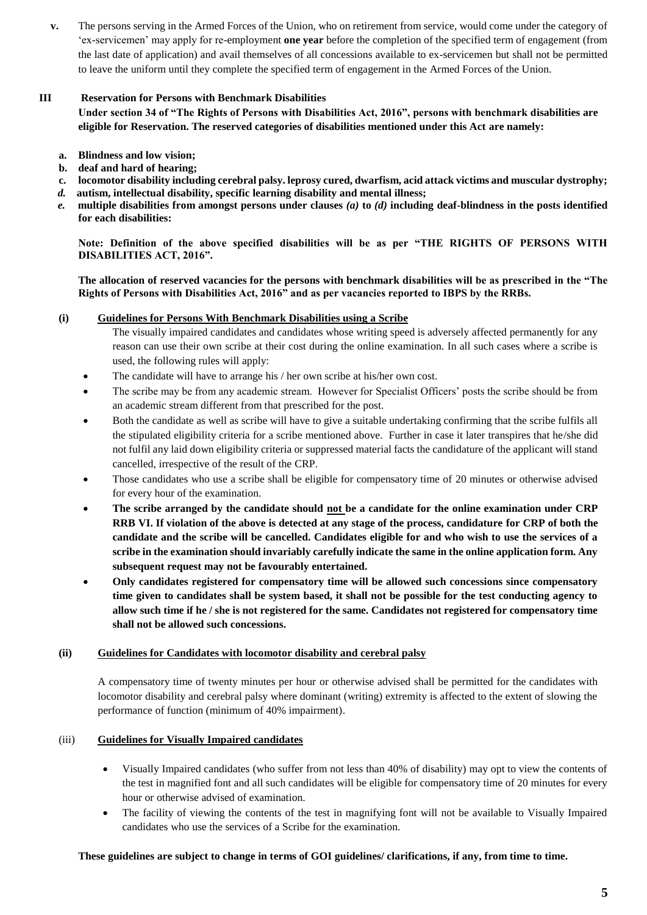**v.** The persons serving in the Armed Forces of the Union, who on retirement from service, would come under the category of 'ex-servicemen' may apply for re-employment **one year** before the completion of the specified term of engagement (from the last date of application) and avail themselves of all concessions available to ex-servicemen but shall not be permitted to leave the uniform until they complete the specified term of engagement in the Armed Forces of the Union.

## III Reservation for Persons with Benchmark Disabilities

**Under section 34 of "The Rights of Persons with Disabilities Act, 2016", persons with benchmark disabilities are eligible for Reservation. The reserved categories of disabilities mentioned under this Act are namely:**

**a. Blindness and low vision;**
**b. deaf and hard of hearing;**
**c. locomotor disability including cerebral palsy. leprosy cured, dwarfism, acid attack victims and muscular dystrophy;**
***d.*** **autism, intellectual disability, specific learning disability and mental illness;**
***e.*** **multiple disabilities from amongst persons under clauses *(a)* to *(d)* including deaf-blindness in the posts identified for each disabilities:**

**Note: Definition of the above specified disabilities will be as per "THE RIGHTS OF PERSONS WITH DISABILITIES ACT, 2016".**

**The allocation of reserved vacancies for the persons with benchmark disabilities will be as prescribed in the "The Rights of Persons with Disabilities Act, 2016" and as per vacancies reported to IBPS by the RRBs.**

### (i) Guidelines for Persons With Benchmark Disabilities using a Scribe

The visually impaired candidates and candidates whose writing speed is adversely affected permanently for any reason can use their own scribe at their cost during the online examination. In all such cases where a scribe is used, the following rules will apply:

- The candidate will have to arrange his / her own scribe at his/her own cost.
- The scribe may be from any academic stream. However for Specialist Officers' posts the scribe should be from an academic stream different from that prescribed for the post.
- Both the candidate as well as scribe will have to give a suitable undertaking confirming that the scribe fulfils all the stipulated eligibility criteria for a scribe mentioned above. Further in case it later transpires that he/she did not fulfil any laid down eligibility criteria or suppressed material facts the candidature of the applicant will stand cancelled, irrespective of the result of the CRP.
- Those candidates who use a scribe shall be eligible for compensatory time of 20 minutes or otherwise advised for every hour of the examination.
- **The scribe arranged by the candidate should not be a candidate for the online examination under CRP RRB VI. If violation of the above is detected at any stage of the process, candidature for CRP of both the candidate and the scribe will be cancelled. Candidates eligible for and who wish to use the services of a scribe in the examination should invariably carefully indicate the same in the online application form. Any subsequent request may not be favourably entertained.**
- **Only candidates registered for compensatory time will be allowed such concessions since compensatory time given to candidates shall be system based, it shall not be possible for the test conducting agency to allow such time if he / she is not registered for the same. Candidates not registered for compensatory time shall not be allowed such concessions.**

### (ii) Guidelines for Candidates with locomotor disability and cerebral palsy

A compensatory time of twenty minutes per hour or otherwise advised shall be permitted for the candidates with locomotor disability and cerebral palsy where dominant (writing) extremity is affected to the extent of slowing the performance of function (minimum of 40% impairment).

### (iii) Guidelines for Visually Impaired candidates

- Visually Impaired candidates (who suffer from not less than 40% of disability) may opt to view the contents of the test in magnified font and all such candidates will be eligible for compensatory time of 20 minutes for every hour or otherwise advised of examination.
- The facility of viewing the contents of the test in magnifying font will not be available to Visually Impaired candidates who use the services of a Scribe for the examination.

**These guidelines are subject to change in terms of GOI guidelines/ clarifications, if any, from time to time.**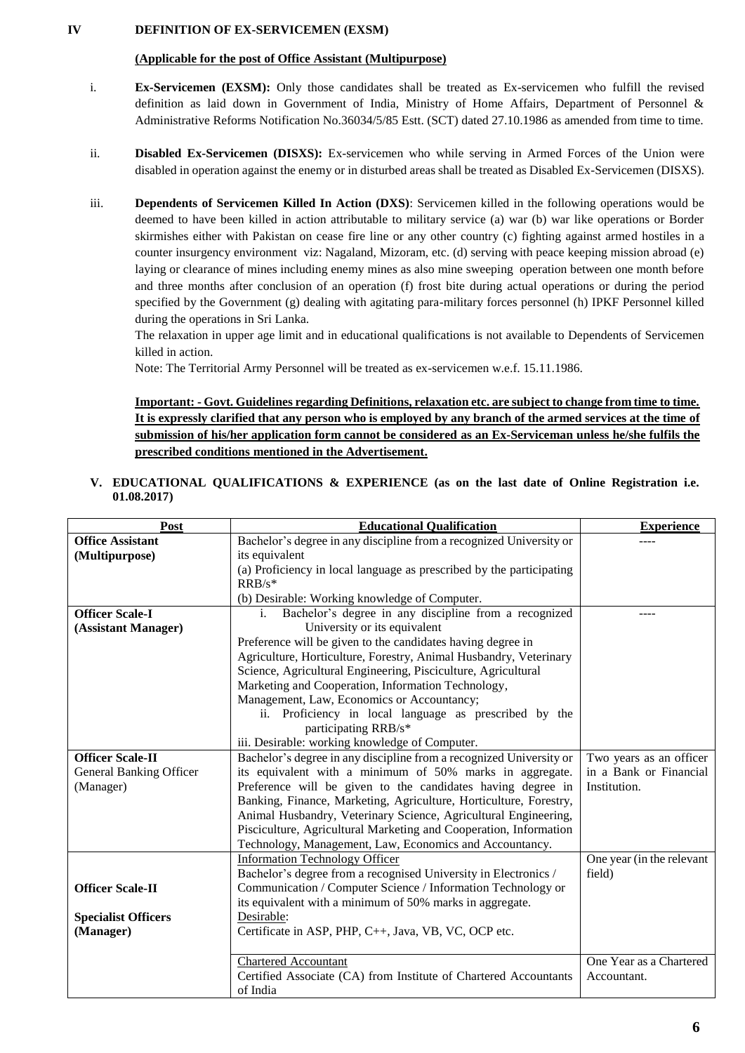## IV DEFINITION OF EX-SERVICEMEN (EXSM)

**(Applicable for the post of Office Assistant (Multipurpose)**

i. **Ex-Servicemen (EXSM):** Only those candidates shall be treated as Ex-servicemen who fulfill the revised definition as laid down in Government of India, Ministry of Home Affairs, Department of Personnel & Administrative Reforms Notification No.36034/5/85 Estt. (SCT) dated 27.10.1986 as amended from time to time.

ii. **Disabled Ex-Servicemen (DISXS):** Ex-servicemen who while serving in Armed Forces of the Union were disabled in operation against the enemy or in disturbed areas shall be treated as Disabled Ex-Servicemen (DISXS).

iii. **Dependents of Servicemen Killed In Action (DXS)**: Servicemen killed in the following operations would be deemed to have been killed in action attributable to military service (a) war (b) war like operations or Border skirmishes either with Pakistan on cease fire line or any other country (c) fighting against armed hostiles in a counter insurgency environment viz: Nagaland, Mizoram, etc. (d) serving with peace keeping mission abroad (e) laying or clearance of mines including enemy mines as also mine sweeping operation between one month before and three months after conclusion of an operation (f) frost bite during actual operations or during the period specified by the Government (g) dealing with agitating para-military forces personnel (h) IPKF Personnel killed during the operations in Sri Lanka.

The relaxation in upper age limit and in educational qualifications is not available to Dependents of Servicemen killed in action.

Note: The Territorial Army Personnel will be treated as ex-servicemen w.e.f. 15.11.1986.

**Important: - Govt. Guidelines regarding Definitions, relaxation etc. are subject to change from time to time. It is expressly clarified that any person who is employed by any branch of the armed services at the time of submission of his/her application form cannot be considered as an Ex-Serviceman unless he/she fulfils the prescribed conditions mentioned in the Advertisement.**

## V. EDUCATIONAL QUALIFICATIONS & EXPERIENCE (as on the last date of Online Registration i.e. 01.08.2017)

| Post | Educational Qualification | Experience |
|---|---|---|
| **Office Assistant (Multipurpose)** | Bachelor's degree in any discipline from a recognized University or its equivalent<br>(a) Proficiency in local language as prescribed by the participating RRB/s*<br>(b) Desirable: Working knowledge of Computer. | ---- |
| **Officer Scale-I (Assistant Manager)** | i. Bachelor's degree in any discipline from a recognized University or its equivalent<br>Preference will be given to the candidates having degree in Agriculture, Horticulture, Forestry, Animal Husbandry, Veterinary Science, Agricultural Engineering, Pisciculture, Agricultural Marketing and Cooperation, Information Technology, Management, Law, Economics or Accountancy;<br>ii. Proficiency in local language as prescribed by the participating RRB/s*<br>iii. Desirable: working knowledge of Computer. | ---- |
| **Officer Scale-II** General Banking Officer (Manager) | Bachelor's degree in any discipline from a recognized University or its equivalent with a minimum of 50% marks in aggregate. Preference will be given to the candidates having degree in Banking, Finance, Marketing, Agriculture, Horticulture, Forestry, Animal Husbandry, Veterinary Science, Agricultural Engineering, Pisciculture, Agricultural Marketing and Cooperation, Information Technology, Management, Law, Economics and Accountancy. | Two years as an officer in a Bank or Financial Institution. |
| **Officer Scale-II Specialist Officers (Manager)** | Information Technology Officer<br>Bachelor's degree from a recognised University in Electronics / Communication / Computer Science / Information Technology or its equivalent with a minimum of 50% marks in aggregate.<br>Desirable:<br>Certificate in ASP, PHP, C++, Java, VB, VC, OCP etc. | One year (in the relevant field) |
| | Chartered Accountant<br>Certified Associate (CA) from Institute of Chartered Accountants of India | One Year as a Chartered Accountant. |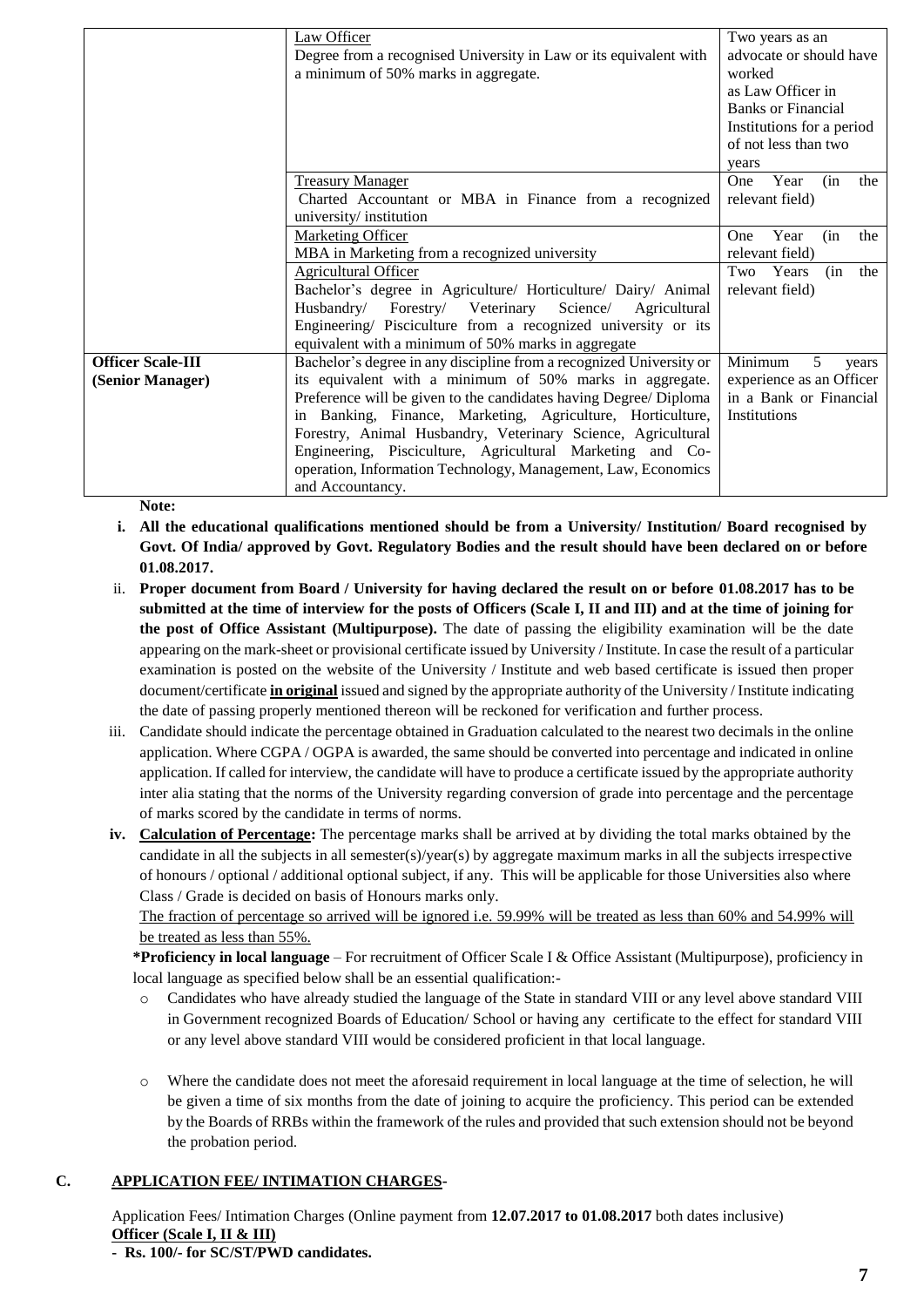| | | |
|---|---|---|
| | <u>Law Officer</u><br>Degree from a recognised University in Law or its equivalent with a minimum of 50% marks in aggregate. | Two years as an advocate or should have worked as Law Officer in Banks or Financial Institutions for a period of not less than two years |
| | <u>Treasury Manager</u><br>Charted Accountant or MBA in Finance from a recognized university/ institution | One Year (in the relevant field) |
| | <u>Marketing Officer</u><br>MBA in Marketing from a recognized university | One Year (in the relevant field) |
| | <u>Agricultural Officer</u><br>Bachelor's degree in Agriculture/ Horticulture/ Dairy/ Animal Husbandry/ Forestry/ Veterinary Science/ Agricultural Engineering/ Pisciculture from a recognized university or its equivalent with a minimum of 50% marks in aggregate | Two Years (in the relevant field) |
| **Officer Scale-III (Senior Manager)** | Bachelor's degree in any discipline from a recognized University or its equivalent with a minimum of 50% marks in aggregate. Preference will be given to the candidates having Degree/ Diploma in Banking, Finance, Marketing, Agriculture, Horticulture, Forestry, Animal Husbandry, Veterinary Science, Agricultural Engineering, Pisciculture, Agricultural Marketing and Co-operation, Information Technology, Management, Law, Economics and Accountancy. | Minimum 5 years experience as an Officer in a Bank or Financial Institutions |

**Note:**

i. **All the educational qualifications mentioned should be from a University/ Institution/ Board recognised by Govt. Of India/ approved by Govt. Regulatory Bodies and the result should have been declared on or before 01.08.2017.**

ii. **Proper document from Board / University for having declared the result on or before 01.08.2017 has to be submitted at the time of interview for the posts of Officers (Scale I, II and III) and at the time of joining for the post of Office Assistant (Multipurpose).** The date of passing the eligibility examination will be the date appearing on the mark-sheet or provisional certificate issued by University / Institute. In case the result of a particular examination is posted on the website of the University / Institute and web based certificate is issued then proper document/certificate **<u>in original</u>** issued and signed by the appropriate authority of the University / Institute indicating the date of passing properly mentioned thereon will be reckoned for verification and further process.

iii. Candidate should indicate the percentage obtained in Graduation calculated to the nearest two decimals in the online application. Where CGPA / OGPA is awarded, the same should be converted into percentage and indicated in online application. If called for interview, the candidate will have to produce a certificate issued by the appropriate authority inter alia stating that the norms of the University regarding conversion of grade into percentage and the percentage of marks scored by the candidate in terms of norms.

iv. **<u>Calculation of Percentage</u>:** The percentage marks shall be arrived at by dividing the total marks obtained by the candidate in all the subjects in all semester(s)/year(s) by aggregate maximum marks in all the subjects irrespective of honours / optional / additional optional subject, if any. This will be applicable for those Universities also where Class / Grade is decided on basis of Honours marks only.

<u>The fraction of percentage so arrived will be ignored i.e. 59.99% will be treated as less than 60% and 54.99% will be treated as less than 55%.</u>

**\*Proficiency in local language** – For recruitment of Officer Scale I & Office Assistant (Multipurpose), proficiency in local language as specified below shall be an essential qualification:-

- Candidates who have already studied the language of the State in standard VIII or any level above standard VIII in Government recognized Boards of Education/ School or having any certificate to the effect for standard VIII or any level above standard VIII would be considered proficient in that local language.
- Where the candidate does not meet the aforesaid requirement in local language at the time of selection, he will be given a time of six months from the date of joining to acquire the proficiency. This period can be extended by the Boards of RRBs within the framework of the rules and provided that such extension should not be beyond the probation period.

## C. <u>APPLICATION FEE/ INTIMATION CHARGES</u>-

Application Fees/ Intimation Charges (Online payment from **12.07.2017 to 01.08.2017** both dates inclusive)

**<u>Officer (Scale I, II & III)</u>**

**- Rs. 100/- for SC/ST/PWD candidates.**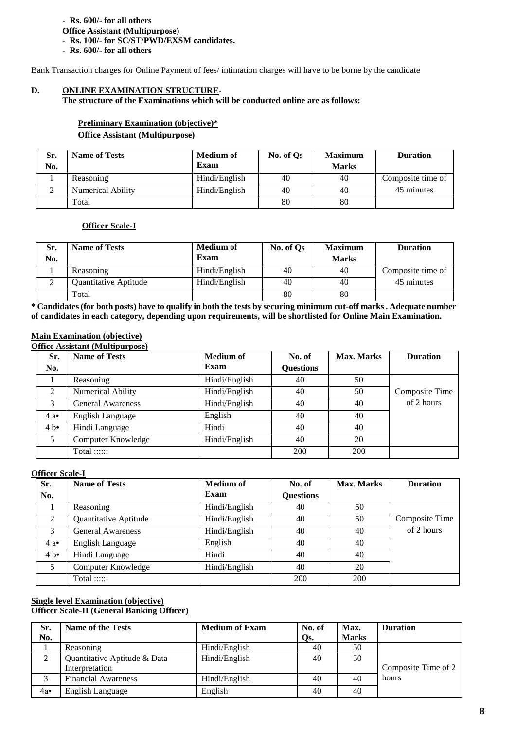- **Rs. 600/- for all others**

**Office Assistant (Multipurpose)**

- **Rs. 100/- for SC/ST/PWD/EXSM candidates.**
- **Rs. 600/- for all others**

Bank Transaction charges for Online Payment of fees/ intimation charges will have to be borne by the candidate

**D. ONLINE EXAMINATION STRUCTURE-**

**The structure of the Examinations which will be conducted online are as follows:**

**Preliminary Examination (objective)***

**Office Assistant (Multipurpose)**

| Sr. No. | Name of Tests | Medium of Exam | No. of Qs | Maximum Marks | Duration |
|---|---|---|---|---|---|
| 1 | Reasoning | Hindi/English | 40 | 40 | Composite time of 45 minutes |
| 2 | Numerical Ability | Hindi/English | 40 | 40 | |
| | Total | | 80 | 80 | |

**Officer Scale-I**

| Sr. No. | Name of Tests | Medium of Exam | No. of Qs | Maximum Marks | Duration |
|---|---|---|---|---|---|
| 1 | Reasoning | Hindi/English | 40 | 40 | Composite time of 45 minutes |
| 2 | Quantitative Aptitude | Hindi/English | 40 | 40 | |
| | Total | | 80 | 80 | |

**\* Candidates (for both posts) have to qualify in both the tests by securing minimum cut-off marks . Adequate number of candidates in each category, depending upon requirements, will be shortlisted for Online Main Examination.**

**Main Examination (objective)**

**Office Assistant (Multipurpose)**

| Sr. No. | Name of Tests | Medium of Exam | No. of Questions | Max. Marks | Duration |
|---|---|---|---|---|---|
| 1 | Reasoning | Hindi/English | 40 | 50 | Composite Time of 2 hours |
| 2 | Numerical Ability | Hindi/English | 40 | 50 | |
| 3 | General Awareness | Hindi/English | 40 | 40 | |
| 4 a• | English Language | English | 40 | 40 | |
| 4 b• | Hindi Language | Hindi | 40 | 40 | |
| 5 | Computer Knowledge | Hindi/English | 40 | 20 | |
| | Total :::::: | | 200 | 200 | |

**Officer Scale-I**

| Sr. No. | Name of Tests | Medium of Exam | No. of Questions | Max. Marks | Duration |
|---|---|---|---|---|---|
| 1 | Reasoning | Hindi/English | 40 | 50 | Composite Time of 2 hours |
| 2 | Quantitative Aptitude | Hindi/English | 40 | 50 | |
| 3 | General Awareness | Hindi/English | 40 | 40 | |
| 4 a• | English Language | English | 40 | 40 | |
| 4 b• | Hindi Language | Hindi | 40 | 40 | |
| 5 | Computer Knowledge | Hindi/English | 40 | 20 | |
| | Total :::::: | | 200 | 200 | |

**Single level Examination (objective)**

**Officer Scale-II (General Banking Officer)**

| Sr. No. | Name of the Tests | Medium of Exam | No. of Qs. | Max. Marks | Duration |
|---|---|---|---|---|---|
| 1 | Reasoning | Hindi/English | 40 | 50 | Composite Time of 2 hours |
| 2 | Quantitative Aptitude & Data Interpretation | Hindi/English | 40 | 50 | |
| 3 | Financial Awareness | Hindi/English | 40 | 40 | |
| 4a• | English Language | English | 40 | 40 | |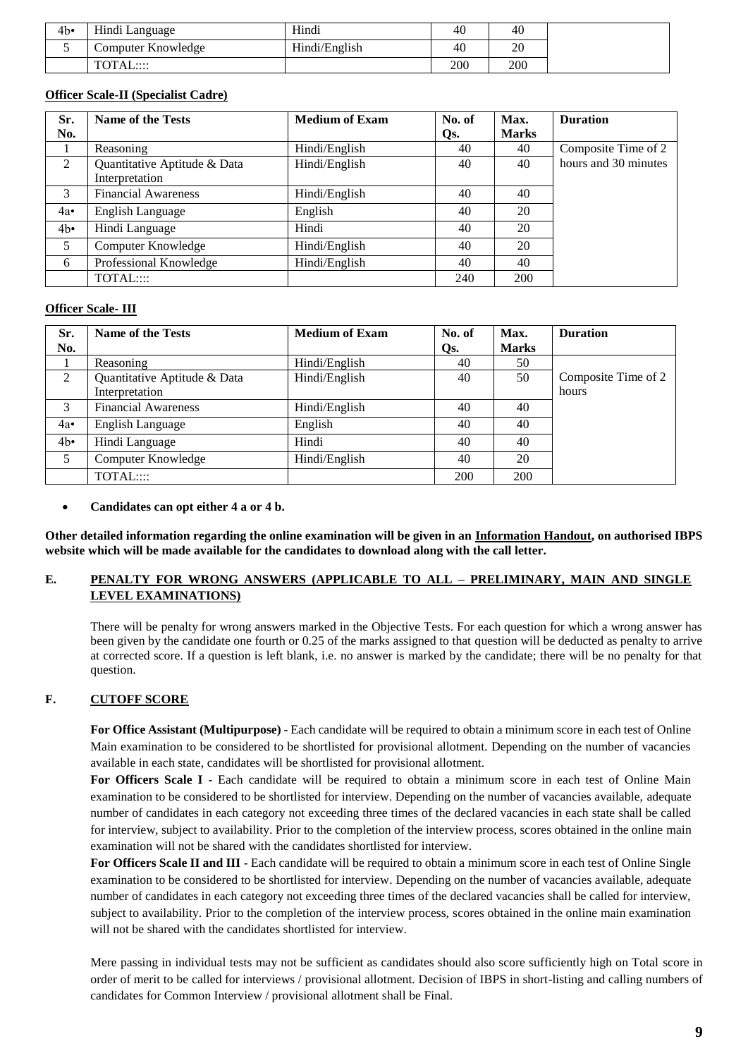| 4b• | Hindi Language | Hindi | 40 | 40 | |
|---|---|---|---|---|---|
| 5 | Computer Knowledge | Hindi/English | 40 | 20 | |
| | TOTAL:::: | | 200 | 200 | |

**Officer Scale-II (Specialist Cadre)**

| Sr. No. | Name of the Tests | Medium of Exam | No. of Qs. | Max. Marks | Duration |
|---|---|---|---|---|---|
| 1 | Reasoning | Hindi/English | 40 | 40 | Composite Time of 2 hours and 30 minutes |
| 2 | Quantitative Aptitude & Data Interpretation | Hindi/English | 40 | 40 | |
| 3 | Financial Awareness | Hindi/English | 40 | 40 | |
| 4a• | English Language | English | 40 | 20 | |
| 4b• | Hindi Language | Hindi | 40 | 20 | |
| 5 | Computer Knowledge | Hindi/English | 40 | 20 | |
| 6 | Professional Knowledge | Hindi/English | 40 | 40 | |
| | TOTAL:::: | | 240 | 200 | |

**Officer Scale- III**

| Sr. No. | Name of the Tests | Medium of Exam | No. of Qs. | Max. Marks | Duration |
|---|---|---|---|---|---|
| 1 | Reasoning | Hindi/English | 40 | 50 | Composite Time of 2 hours |
| 2 | Quantitative Aptitude & Data Interpretation | Hindi/English | 40 | 50 | |
| 3 | Financial Awareness | Hindi/English | 40 | 40 | |
| 4a• | English Language | English | 40 | 40 | |
| 4b• | Hindi Language | Hindi | 40 | 40 | |
| 5 | Computer Knowledge | Hindi/English | 40 | 20 | |
| | TOTAL:::: | | 200 | 200 | |

- **Candidates can opt either 4 a or 4 b.**

**Other detailed information regarding the online examination will be given in an Information Handout, on authorised IBPS website which will be made available for the candidates to download along with the call letter.**

## E. PENALTY FOR WRONG ANSWERS (APPLICABLE TO ALL – PRELIMINARY, MAIN AND SINGLE LEVEL EXAMINATIONS)

There will be penalty for wrong answers marked in the Objective Tests. For each question for which a wrong answer has been given by the candidate one fourth or 0.25 of the marks assigned to that question will be deducted as penalty to arrive at corrected score. If a question is left blank, i.e. no answer is marked by the candidate; there will be no penalty for that question.

## F. CUTOFF SCORE

**For Office Assistant (Multipurpose)** - Each candidate will be required to obtain a minimum score in each test of Online Main examination to be considered to be shortlisted for provisional allotment. Depending on the number of vacancies available in each state, candidates will be shortlisted for provisional allotment.

**For Officers Scale I** - Each candidate will be required to obtain a minimum score in each test of Online Main examination to be considered to be shortlisted for interview. Depending on the number of vacancies available, adequate number of candidates in each category not exceeding three times of the declared vacancies in each state shall be called for interview, subject to availability. Prior to the completion of the interview process, scores obtained in the online main examination will not be shared with the candidates shortlisted for interview.

**For Officers Scale II and III** - Each candidate will be required to obtain a minimum score in each test of Online Single examination to be considered to be shortlisted for interview. Depending on the number of vacancies available, adequate number of candidates in each category not exceeding three times of the declared vacancies shall be called for interview, subject to availability. Prior to the completion of the interview process, scores obtained in the online main examination will not be shared with the candidates shortlisted for interview.

Mere passing in individual tests may not be sufficient as candidates should also score sufficiently high on Total score in order of merit to be called for interviews / provisional allotment. Decision of IBPS in short-listing and calling numbers of candidates for Common Interview / provisional allotment shall be Final.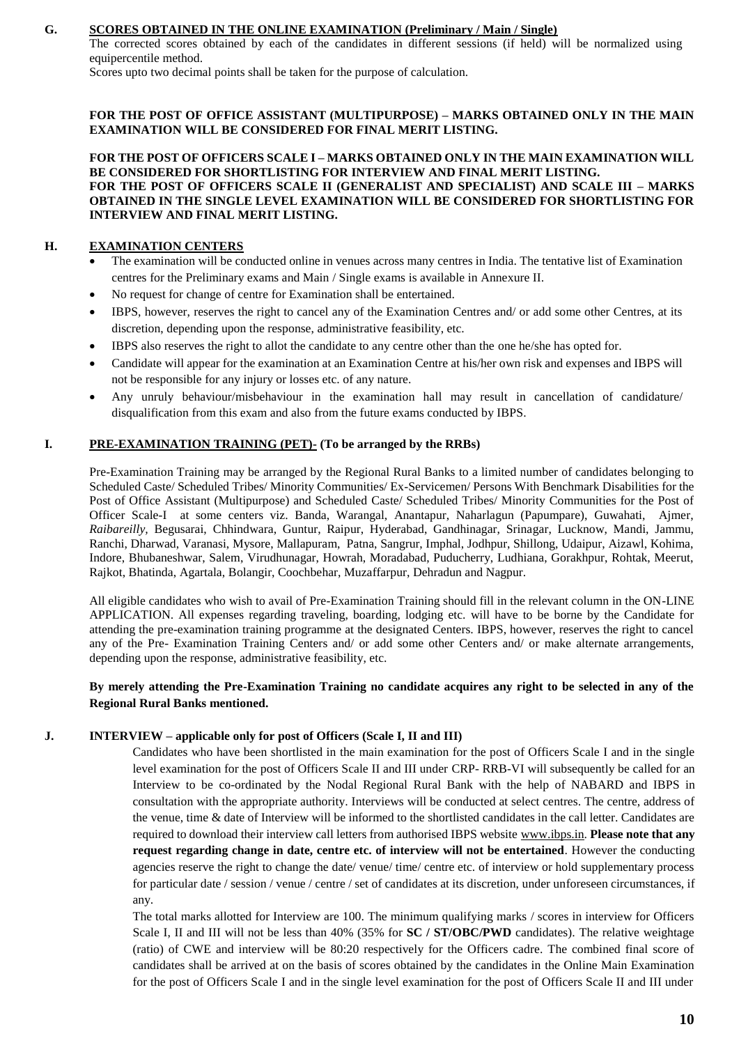**G. SCORES OBTAINED IN THE ONLINE EXAMINATION (Preliminary / Main / Single)**

The corrected scores obtained by each of the candidates in different sessions (if held) will be normalized using equipercentile method.

Scores upto two decimal points shall be taken for the purpose of calculation.

**FOR THE POST OF OFFICE ASSISTANT (MULTIPURPOSE) – MARKS OBTAINED ONLY IN THE MAIN EXAMINATION WILL BE CONSIDERED FOR FINAL MERIT LISTING.**

**FOR THE POST OF OFFICERS SCALE I – MARKS OBTAINED ONLY IN THE MAIN EXAMINATION WILL BE CONSIDERED FOR SHORTLISTING FOR INTERVIEW AND FINAL MERIT LISTING.**
**FOR THE POST OF OFFICERS SCALE II (GENERALIST AND SPECIALIST) AND SCALE III – MARKS OBTAINED IN THE SINGLE LEVEL EXAMINATION WILL BE CONSIDERED FOR SHORTLISTING FOR INTERVIEW AND FINAL MERIT LISTING.**

**H. EXAMINATION CENTERS**

- The examination will be conducted online in venues across many centres in India. The tentative list of Examination centres for the Preliminary exams and Main / Single exams is available in Annexure II.
- No request for change of centre for Examination shall be entertained.
- IBPS, however, reserves the right to cancel any of the Examination Centres and/ or add some other Centres, at its discretion, depending upon the response, administrative feasibility, etc.
- IBPS also reserves the right to allot the candidate to any centre other than the one he/she has opted for.
- Candidate will appear for the examination at an Examination Centre at his/her own risk and expenses and IBPS will not be responsible for any injury or losses etc. of any nature.
- Any unruly behaviour/misbehaviour in the examination hall may result in cancellation of candidature/ disqualification from this exam and also from the future exams conducted by IBPS.

**I. PRE-EXAMINATION TRAINING (PET)- (To be arranged by the RRBs)**

Pre-Examination Training may be arranged by the Regional Rural Banks to a limited number of candidates belonging to Scheduled Caste/ Scheduled Tribes/ Minority Communities/ Ex-Servicemen/ Persons With Benchmark Disabilities for the Post of Office Assistant (Multipurpose) and Scheduled Caste/ Scheduled Tribes/ Minority Communities for the Post of Officer Scale-I at some centers viz. Banda, Warangal, Anantapur, Naharlagun (Papumpare), Guwahati, Ajmer, *Raibareilly*, Begusarai, Chhindwara, Guntur, Raipur, Hyderabad, Gandhinagar, Srinagar, Lucknow, Mandi, Jammu, Ranchi, Dharwad, Varanasi, Mysore, Mallapuram, Patna, Sangrur, Imphal, Jodhpur, Shillong, Udaipur, Aizawl, Kohima, Indore, Bhubaneshwar, Salem, Virudhunagar, Howrah, Moradabad, Puducherry, Ludhiana, Gorakhpur, Rohtak, Meerut, Rajkot, Bhatinda, Agartala, Bolangir, Coochbehar, Muzaffarpur, Dehradun and Nagpur.

All eligible candidates who wish to avail of Pre-Examination Training should fill in the relevant column in the ON-LINE APPLICATION. All expenses regarding traveling, boarding, lodging etc. will have to be borne by the Candidate for attending the pre-examination training programme at the designated Centers. IBPS, however, reserves the right to cancel any of the Pre- Examination Training Centers and/ or add some other Centers and/ or make alternate arrangements, depending upon the response, administrative feasibility, etc.

**By merely attending the Pre-Examination Training no candidate acquires any right to be selected in any of the Regional Rural Banks mentioned.**

**J. INTERVIEW – applicable only for post of Officers (Scale I, II and III)**

Candidates who have been shortlisted in the main examination for the post of Officers Scale I and in the single level examination for the post of Officers Scale II and III under CRP- RRB-VI will subsequently be called for an Interview to be co-ordinated by the Nodal Regional Rural Bank with the help of NABARD and IBPS in consultation with the appropriate authority. Interviews will be conducted at select centres. The centre, address of the venue, time & date of Interview will be informed to the shortlisted candidates in the call letter. Candidates are required to download their interview call letters from authorised IBPS website www.ibps.in. **Please note that any request regarding change in date, centre etc. of interview will not be entertained**. However the conducting agencies reserve the right to change the date/ venue/ time/ centre etc. of interview or hold supplementary process for particular date / session / venue / centre / set of candidates at its discretion, under unforeseen circumstances, if any.

The total marks allotted for Interview are 100. The minimum qualifying marks / scores in interview for Officers Scale I, II and III will not be less than 40% (35% for **SC / ST/OBC/PWD** candidates). The relative weightage (ratio) of CWE and interview will be 80:20 respectively for the Officers cadre. The combined final score of candidates shall be arrived at on the basis of scores obtained by the candidates in the Online Main Examination for the post of Officers Scale I and in the single level examination for the post of Officers Scale II and III under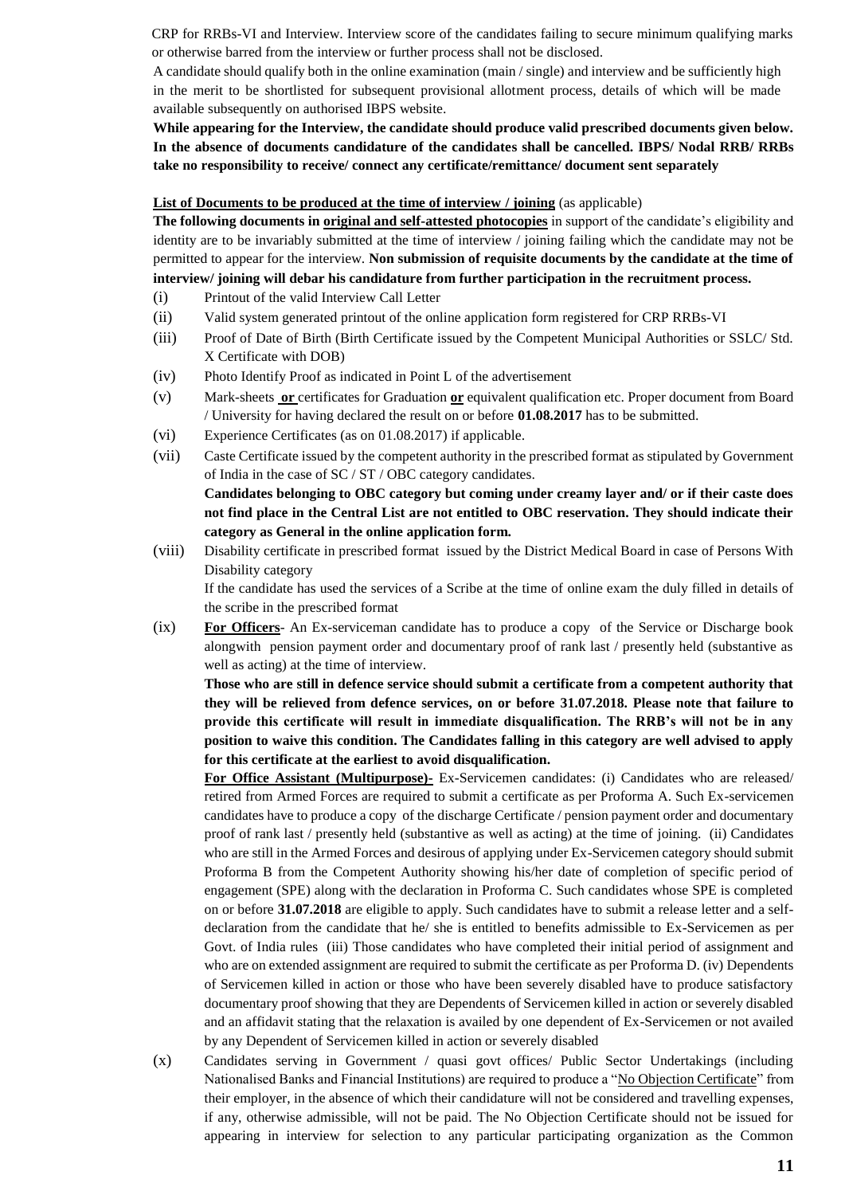CRP for RRBs-VI and Interview. Interview score of the candidates failing to secure minimum qualifying marks or otherwise barred from the interview or further process shall not be disclosed.

A candidate should qualify both in the online examination (main / single) and interview and be sufficiently high in the merit to be shortlisted for subsequent provisional allotment process, details of which will be made available subsequently on authorised IBPS website.

**While appearing for the Interview, the candidate should produce valid prescribed documents given below. In the absence of documents candidature of the candidates shall be cancelled. IBPS/ Nodal RRB/ RRBs take no responsibility to receive/ connect any certificate/remittance/ document sent separately**

**List of Documents to be produced at the time of interview / joining** (as applicable)

**The following documents in original and self-attested photocopies** in support of the candidate's eligibility and identity are to be invariably submitted at the time of interview / joining failing which the candidate may not be permitted to appear for the interview. **Non submission of requisite documents by the candidate at the time of interview/ joining will debar his candidature from further participation in the recruitment process.**

(i) Printout of the valid Interview Call Letter

(ii) Valid system generated printout of the online application form registered for CRP RRBs-VI

(iii) Proof of Date of Birth (Birth Certificate issued by the Competent Municipal Authorities or SSLC/ Std. X Certificate with DOB)

(iv) Photo Identify Proof as indicated in Point L of the advertisement

(v) Mark-sheets **or** certificates for Graduation **or** equivalent qualification etc. Proper document from Board / University for having declared the result on or before **01.08.2017** has to be submitted.

(vi) Experience Certificates (as on 01.08.2017) if applicable.

(vii) Caste Certificate issued by the competent authority in the prescribed format as stipulated by Government of India in the case of SC / ST / OBC category candidates.
**Candidates belonging to OBC category but coming under creamy layer and/ or if their caste does not find place in the Central List are not entitled to OBC reservation. They should indicate their category as General in the online application form.**

(viii) Disability certificate in prescribed format issued by the District Medical Board in case of Persons With Disability category
If the candidate has used the services of a Scribe at the time of online exam the duly filled in details of the scribe in the prescribed format

(ix) **For Officers**- An Ex-serviceman candidate has to produce a copy of the Service or Discharge book alongwith pension payment order and documentary proof of rank last / presently held (substantive as well as acting) at the time of interview.
**Those who are still in defence service should submit a certificate from a competent authority that they will be relieved from defence services, on or before 31.07.2018. Please note that failure to provide this certificate will result in immediate disqualification. The RRB's will not be in any position to waive this condition. The Candidates falling in this category are well advised to apply for this certificate at the earliest to avoid disqualification.**
**For Office Assistant (Multipurpose)-** Ex-Servicemen candidates: (i) Candidates who are released/ retired from Armed Forces are required to submit a certificate as per Proforma A. Such Ex-servicemen candidates have to produce a copy of the discharge Certificate / pension payment order and documentary proof of rank last / presently held (substantive as well as acting) at the time of joining. (ii) Candidates who are still in the Armed Forces and desirous of applying under Ex-Servicemen category should submit Proforma B from the Competent Authority showing his/her date of completion of specific period of engagement (SPE) along with the declaration in Proforma C. Such candidates whose SPE is completed on or before **31.07.2018** are eligible to apply. Such candidates have to submit a release letter and a self-declaration from the candidate that he/ she is entitled to benefits admissible to Ex-Servicemen as per Govt. of India rules (iii) Those candidates who have completed their initial period of assignment and who are on extended assignment are required to submit the certificate as per Proforma D. (iv) Dependents of Servicemen killed in action or those who have been severely disabled have to produce satisfactory documentary proof showing that they are Dependents of Servicemen killed in action or severely disabled and an affidavit stating that the relaxation is availed by one dependent of Ex-Servicemen or not availed by any Dependent of Servicemen killed in action or severely disabled

(x) Candidates serving in Government / quasi govt offices/ Public Sector Undertakings (including Nationalised Banks and Financial Institutions) are required to produce a "No Objection Certificate" from their employer, in the absence of which their candidature will not be considered and travelling expenses, if any, otherwise admissible, will not be paid. The No Objection Certificate should not be issued for appearing in interview for selection to any particular participating organization as the Common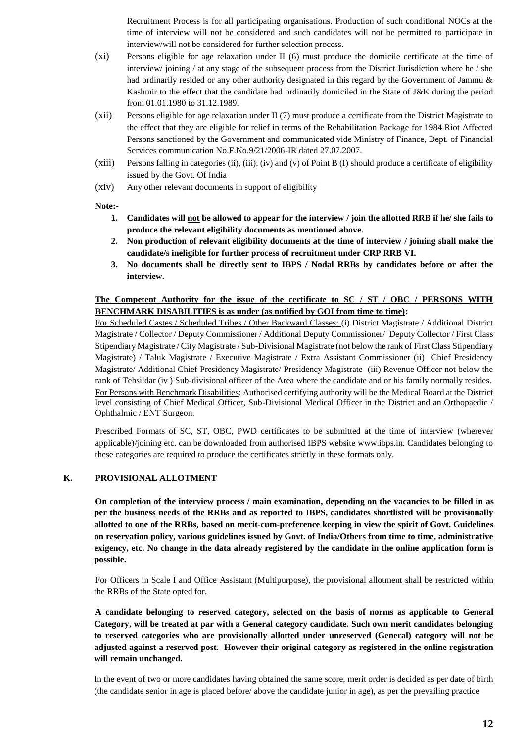Recruitment Process is for all participating organisations. Production of such conditional NOCs at the time of interview will not be considered and such candidates will not be permitted to participate in interview/will not be considered for further selection process.

(xi) Persons eligible for age relaxation under II (6) must produce the domicile certificate at the time of interview/ joining / at any stage of the subsequent process from the District Jurisdiction where he / she had ordinarily resided or any other authority designated in this regard by the Government of Jammu & Kashmir to the effect that the candidate had ordinarily domiciled in the State of J&K during the period from 01.01.1980 to 31.12.1989.

(xii) Persons eligible for age relaxation under II (7) must produce a certificate from the District Magistrate to the effect that they are eligible for relief in terms of the Rehabilitation Package for 1984 Riot Affected Persons sanctioned by the Government and communicated vide Ministry of Finance, Dept. of Financial Services communication No.F.No.9/21/2006-IR dated 27.07.2007.

(xiii) Persons falling in categories (ii), (iii), (iv) and (v) of Point B (I) should produce a certificate of eligibility issued by the Govt. Of India

(xiv) Any other relevant documents in support of eligibility

**Note:-**

1. **Candidates will not be allowed to appear for the interview / join the allotted RRB if he/ she fails to produce the relevant eligibility documents as mentioned above.**
2. **Non production of relevant eligibility documents at the time of interview / joining shall make the candidate/s ineligible for further process of recruitment under CRP RRB VI.**
3. **No documents shall be directly sent to IBPS / Nodal RRBs by candidates before or after the interview.**

**The Competent Authority for the issue of the certificate to SC / ST / OBC / PERSONS WITH BENCHMARK DISABILITIES is as under (as notified by GOI from time to time):**

For Scheduled Castes / Scheduled Tribes / Other Backward Classes: (i) District Magistrate / Additional District Magistrate / Collector / Deputy Commissioner / Additional Deputy Commissioner/ Deputy Collector / First Class Stipendiary Magistrate / City Magistrate / Sub-Divisional Magistrate (not below the rank of First Class Stipendiary Magistrate) / Taluk Magistrate / Executive Magistrate / Extra Assistant Commissioner (ii) Chief Presidency Magistrate/ Additional Chief Presidency Magistrate/ Presidency Magistrate (iii) Revenue Officer not below the rank of Tehsildar (iv ) Sub-divisional officer of the Area where the candidate and or his family normally resides.

For Persons with Benchmark Disabilities: Authorised certifying authority will be the Medical Board at the District level consisting of Chief Medical Officer, Sub-Divisional Medical Officer in the District and an Orthopaedic / Ophthalmic / ENT Surgeon.

Prescribed Formats of SC, ST, OBC, PWD certificates to be submitted at the time of interview (wherever applicable)/joining etc. can be downloaded from authorised IBPS website www.ibps.in. Candidates belonging to these categories are required to produce the certificates strictly in these formats only.

## K. PROVISIONAL ALLOTMENT

**On completion of the interview process / main examination, depending on the vacancies to be filled in as per the business needs of the RRBs and as reported to IBPS, candidates shortlisted will be provisionally allotted to one of the RRBs, based on merit-cum-preference keeping in view the spirit of Govt. Guidelines on reservation policy, various guidelines issued by Govt. of India/Others from time to time, administrative exigency, etc. No change in the data already registered by the candidate in the online application form is possible.**

For Officers in Scale I and Office Assistant (Multipurpose), the provisional allotment shall be restricted within the RRBs of the State opted for.

**A candidate belonging to reserved category, selected on the basis of norms as applicable to General Category, will be treated at par with a General category candidate. Such own merit candidates belonging to reserved categories who are provisionally allotted under unreserved (General) category will not be adjusted against a reserved post. However their original category as registered in the online registration will remain unchanged.**

In the event of two or more candidates having obtained the same score, merit order is decided as per date of birth (the candidate senior in age is placed before/ above the candidate junior in age), as per the prevailing practice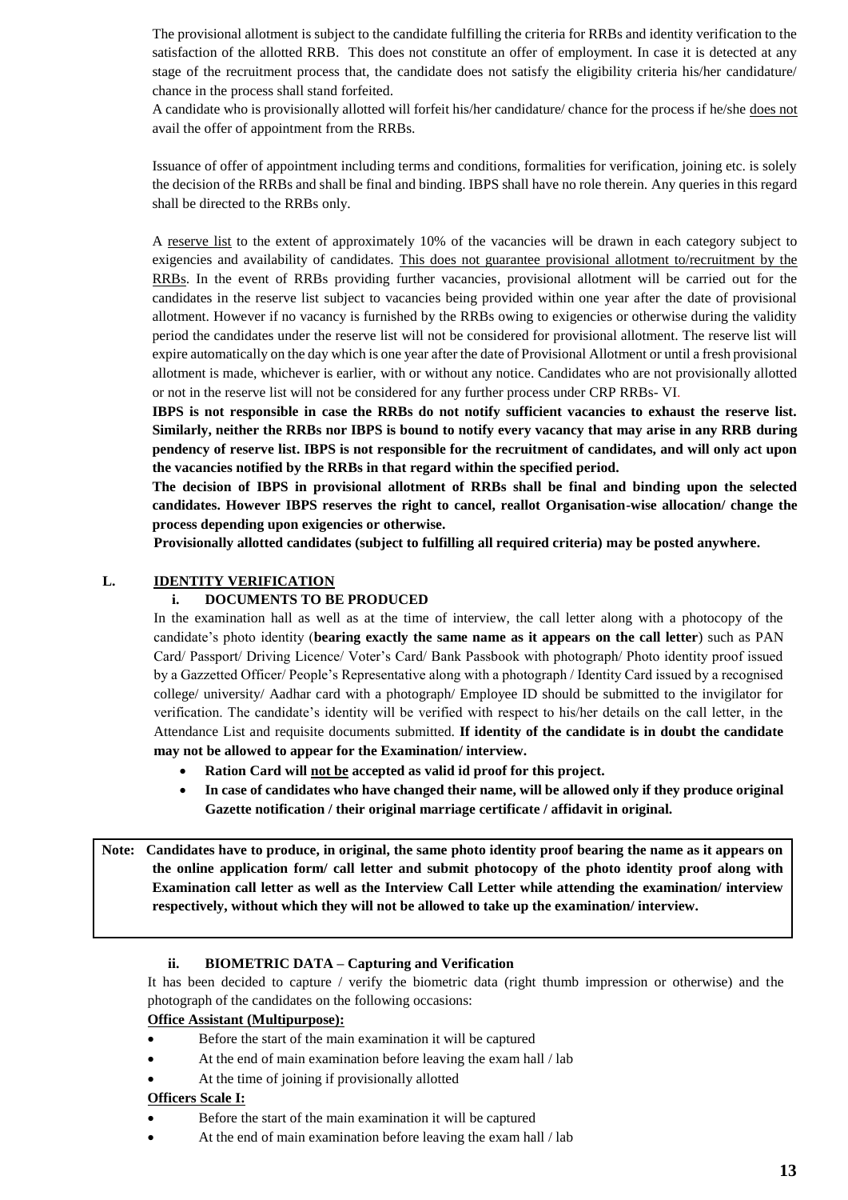The provisional allotment is subject to the candidate fulfilling the criteria for RRBs and identity verification to the satisfaction of the allotted RRB. This does not constitute an offer of employment. In case it is detected at any stage of the recruitment process that, the candidate does not satisfy the eligibility criteria his/her candidature/ chance in the process shall stand forfeited.

A candidate who is provisionally allotted will forfeit his/her candidature/ chance for the process if he/she does not avail the offer of appointment from the RRBs.

Issuance of offer of appointment including terms and conditions, formalities for verification, joining etc. is solely the decision of the RRBs and shall be final and binding. IBPS shall have no role therein. Any queries in this regard shall be directed to the RRBs only.

A reserve list to the extent of approximately 10% of the vacancies will be drawn in each category subject to exigencies and availability of candidates. This does not guarantee provisional allotment to/recruitment by the RRBs. In the event of RRBs providing further vacancies, provisional allotment will be carried out for the candidates in the reserve list subject to vacancies being provided within one year after the date of provisional allotment. However if no vacancy is furnished by the RRBs owing to exigencies or otherwise during the validity period the candidates under the reserve list will not be considered for provisional allotment. The reserve list will expire automatically on the day which is one year after the date of Provisional Allotment or until a fresh provisional allotment is made, whichever is earlier, with or without any notice. Candidates who are not provisionally allotted or not in the reserve list will not be considered for any further process under CRP RRBs- VI.

**IBPS is not responsible in case the RRBs do not notify sufficient vacancies to exhaust the reserve list. Similarly, neither the RRBs nor IBPS is bound to notify every vacancy that may arise in any RRB during pendency of reserve list. IBPS is not responsible for the recruitment of candidates, and will only act upon the vacancies notified by the RRBs in that regard within the specified period.**

**The decision of IBPS in provisional allotment of RRBs shall be final and binding upon the selected candidates. However IBPS reserves the right to cancel, reallot Organisation-wise allocation/ change the process depending upon exigencies or otherwise.**

**Provisionally allotted candidates (subject to fulfilling all required criteria) may be posted anywhere.**

## L. IDENTITY VERIFICATION

### i. DOCUMENTS TO BE PRODUCED

In the examination hall as well as at the time of interview, the call letter along with a photocopy of the candidate's photo identity (**bearing exactly the same name as it appears on the call letter**) such as PAN Card/ Passport/ Driving Licence/ Voter's Card/ Bank Passbook with photograph/ Photo identity proof issued by a Gazzetted Officer/ People's Representative along with a photograph / Identity Card issued by a recognised college/ university/ Aadhar card with a photograph/ Employee ID should be submitted to the invigilator for verification. The candidate's identity will be verified with respect to his/her details on the call letter, in the Attendance List and requisite documents submitted. **If identity of the candidate is in doubt the candidate may not be allowed to appear for the Examination/ interview.**

- **Ration Card will not be accepted as valid id proof for this project.**
- **In case of candidates who have changed their name, will be allowed only if they produce original Gazette notification / their original marriage certificate / affidavit in original.**

**Note: Candidates have to produce, in original, the same photo identity proof bearing the name as it appears on the online application form/ call letter and submit photocopy of the photo identity proof along with Examination call letter as well as the Interview Call Letter while attending the examination/ interview respectively, without which they will not be allowed to take up the examination/ interview.**

### ii. BIOMETRIC DATA – Capturing and Verification

It has been decided to capture / verify the biometric data (right thumb impression or otherwise) and the photograph of the candidates on the following occasions:

**Office Assistant (Multipurpose):**

- Before the start of the main examination it will be captured
- At the end of main examination before leaving the exam hall / lab
- At the time of joining if provisionally allotted

**Officers Scale I:**

- Before the start of the main examination it will be captured
- At the end of main examination before leaving the exam hall / lab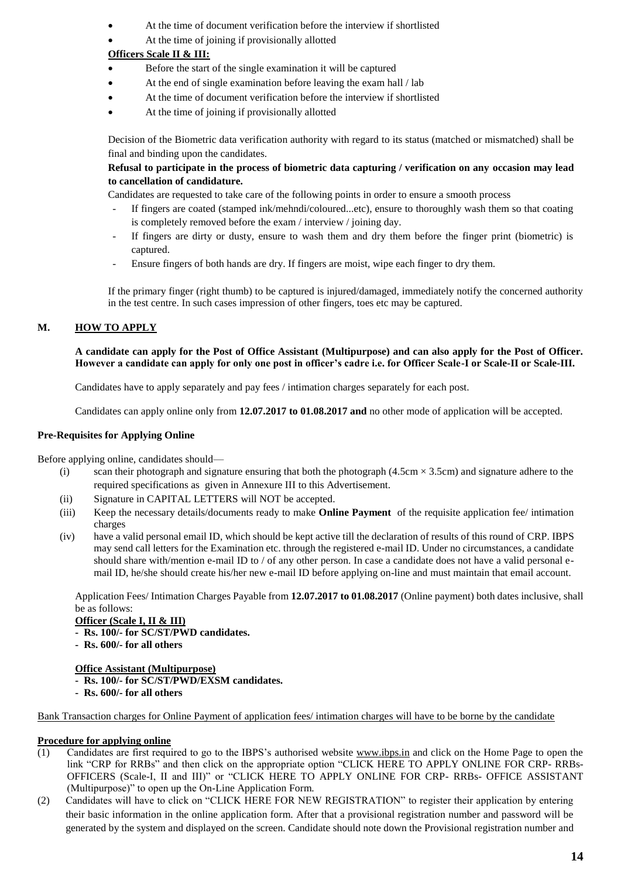- At the time of document verification before the interview if shortlisted
- At the time of joining if provisionally allotted

**Officers Scale II & III:**

- Before the start of the single examination it will be captured
- At the end of single examination before leaving the exam hall / lab
- At the time of document verification before the interview if shortlisted
- At the time of joining if provisionally allotted

Decision of the Biometric data verification authority with regard to its status (matched or mismatched) shall be final and binding upon the candidates.

**Refusal to participate in the process of biometric data capturing / verification on any occasion may lead to cancellation of candidature.**

Candidates are requested to take care of the following points in order to ensure a smooth process

- If fingers are coated (stamped ink/mehndi/coloured...etc), ensure to thoroughly wash them so that coating is completely removed before the exam / interview / joining day.
- If fingers are dirty or dusty, ensure to wash them and dry them before the finger print (biometric) is captured.
- Ensure fingers of both hands are dry. If fingers are moist, wipe each finger to dry them.

If the primary finger (right thumb) to be captured is injured/damaged, immediately notify the concerned authority in the test centre. In such cases impression of other fingers, toes etc may be captured.

## M. HOW TO APPLY

**A candidate can apply for the Post of Office Assistant (Multipurpose) and can also apply for the Post of Officer. However a candidate can apply for only one post in officer's cadre i.e. for Officer Scale-I or Scale-II or Scale-III.**

Candidates have to apply separately and pay fees / intimation charges separately for each post.

Candidates can apply online only from **12.07.2017 to 01.08.2017 and** no other mode of application will be accepted.

### Pre-Requisites for Applying Online

Before applying online, candidates should—

(i) scan their photograph and signature ensuring that both the photograph (4.5cm × 3.5cm) and signature adhere to the required specifications as given in Annexure III to this Advertisement.

(ii) Signature in CAPITAL LETTERS will NOT be accepted.

(iii) Keep the necessary details/documents ready to make **Online Payment** of the requisite application fee/ intimation charges

(iv) have a valid personal email ID, which should be kept active till the declaration of results of this round of CRP. IBPS may send call letters for the Examination etc. through the registered e-mail ID. Under no circumstances, a candidate should share with/mention e-mail ID to / of any other person. In case a candidate does not have a valid personal e-mail ID, he/she should create his/her new e-mail ID before applying on-line and must maintain that email account.

Application Fees/ Intimation Charges Payable from **12.07.2017 to 01.08.2017** (Online payment) both dates inclusive, shall be as follows:

**Officer (Scale I, II & III)**

- **Rs. 100/- for SC/ST/PWD candidates.**
- **Rs. 600/- for all others**

**Office Assistant (Multipurpose)**

- **Rs. 100/- for SC/ST/PWD/EXSM candidates.**
- **Rs. 600/- for all others**

Bank Transaction charges for Online Payment of application fees/ intimation charges will have to be borne by the candidate

### Procedure for applying online

(1) Candidates are first required to go to the IBPS's authorised website www.ibps.in and click on the Home Page to open the link "CRP for RRBs" and then click on the appropriate option "CLICK HERE TO APPLY ONLINE FOR CRP- RRBs-OFFICERS (Scale-I, II and III)" or "CLICK HERE TO APPLY ONLINE FOR CRP- RRBs- OFFICE ASSISTANT (Multipurpose)" to open up the On-Line Application Form.

(2) Candidates will have to click on "CLICK HERE FOR NEW REGISTRATION" to register their application by entering their basic information in the online application form. After that a provisional registration number and password will be generated by the system and displayed on the screen. Candidate should note down the Provisional registration number and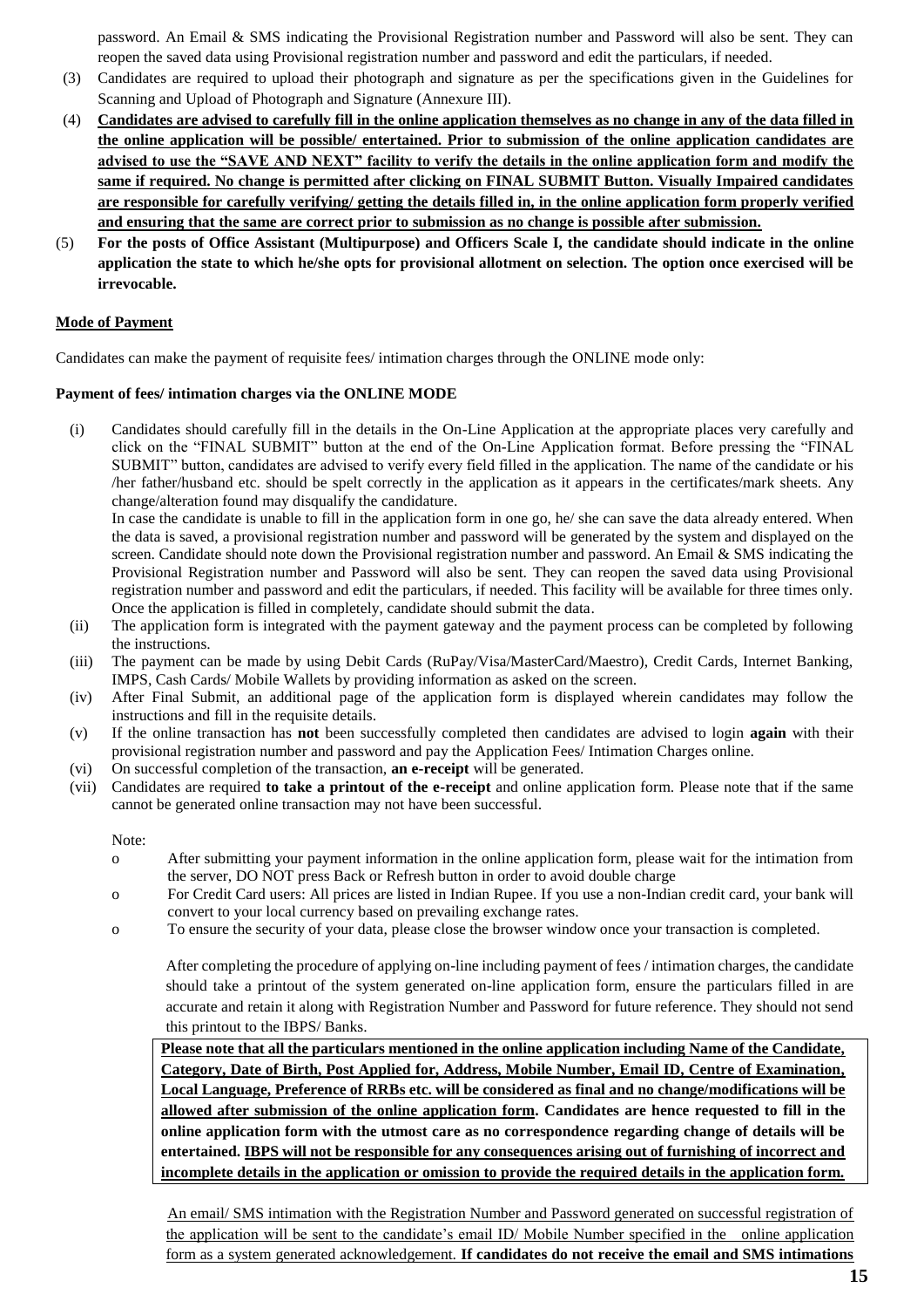password. An Email & SMS indicating the Provisional Registration number and Password will also be sent. They can reopen the saved data using Provisional registration number and password and edit the particulars, if needed.

(3) Candidates are required to upload their photograph and signature as per the specifications given in the Guidelines for Scanning and Upload of Photograph and Signature (Annexure III).

(4) **Candidates are advised to carefully fill in the online application themselves as no change in any of the data filled in the online application will be possible/ entertained. Prior to submission of the online application candidates are advised to use the "SAVE AND NEXT" facility to verify the details in the online application form and modify the same if required. No change is permitted after clicking on FINAL SUBMIT Button. Visually Impaired candidates are responsible for carefully verifying/ getting the details filled in, in the online application form properly verified and ensuring that the same are correct prior to submission as no change is possible after submission.**

(5) **For the posts of Office Assistant (Multipurpose) and Officers Scale I, the candidate should indicate in the online application the state to which he/she opts for provisional allotment on selection. The option once exercised will be irrevocable.**

**Mode of Payment**

Candidates can make the payment of requisite fees/ intimation charges through the ONLINE mode only:

**Payment of fees/ intimation charges via the ONLINE MODE**

(i) Candidates should carefully fill in the details in the On-Line Application at the appropriate places very carefully and click on the "FINAL SUBMIT" button at the end of the On-Line Application format. Before pressing the "FINAL SUBMIT" button, candidates are advised to verify every field filled in the application. The name of the candidate or his /her father/husband etc. should be spelt correctly in the application as it appears in the certificates/mark sheets. Any change/alteration found may disqualify the candidature.

In case the candidate is unable to fill in the application form in one go, he/ she can save the data already entered. When the data is saved, a provisional registration number and password will be generated by the system and displayed on the screen. Candidate should note down the Provisional registration number and password. An Email & SMS indicating the Provisional Registration number and Password will also be sent. They can reopen the saved data using Provisional registration number and password and edit the particulars, if needed. This facility will be available for three times only. Once the application is filled in completely, candidate should submit the data.

(ii) The application form is integrated with the payment gateway and the payment process can be completed by following the instructions.

(iii) The payment can be made by using Debit Cards (RuPay/Visa/MasterCard/Maestro), Credit Cards, Internet Banking, IMPS, Cash Cards/ Mobile Wallets by providing information as asked on the screen.

(iv) After Final Submit, an additional page of the application form is displayed wherein candidates may follow the instructions and fill in the requisite details.

(v) If the online transaction has **not** been successfully completed then candidates are advised to login **again** with their provisional registration number and password and pay the Application Fees/ Intimation Charges online.

(vi) On successful completion of the transaction, **an e-receipt** will be generated.

(vii) Candidates are required **to take a printout of the e-receipt** and online application form. Please note that if the same cannot be generated online transaction may not have been successful.

Note:

- After submitting your payment information in the online application form, please wait for the intimation from the server, DO NOT press Back or Refresh button in order to avoid double charge
- For Credit Card users: All prices are listed in Indian Rupee. If you use a non-Indian credit card, your bank will convert to your local currency based on prevailing exchange rates.
- To ensure the security of your data, please close the browser window once your transaction is completed.

After completing the procedure of applying on-line including payment of fees / intimation charges, the candidate should take a printout of the system generated on-line application form, ensure the particulars filled in are accurate and retain it along with Registration Number and Password for future reference. They should not send this printout to the IBPS/ Banks.

**Please note that all the particulars mentioned in the online application including Name of the Candidate, Category, Date of Birth, Post Applied for, Address, Mobile Number, Email ID, Centre of Examination, Local Language, Preference of RRBs etc. will be considered as final and no change/modifications will be allowed after submission of the online application form. Candidates are hence requested to fill in the online application form with the utmost care as no correspondence regarding change of details will be entertained. IBPS will not be responsible for any consequences arising out of furnishing of incorrect and incomplete details in the application or omission to provide the required details in the application form.**

An email/ SMS intimation with the Registration Number and Password generated on successful registration of the application will be sent to the candidate's email ID/ Mobile Number specified in the online application form as a system generated acknowledgement. **If candidates do not receive the email and SMS intimations**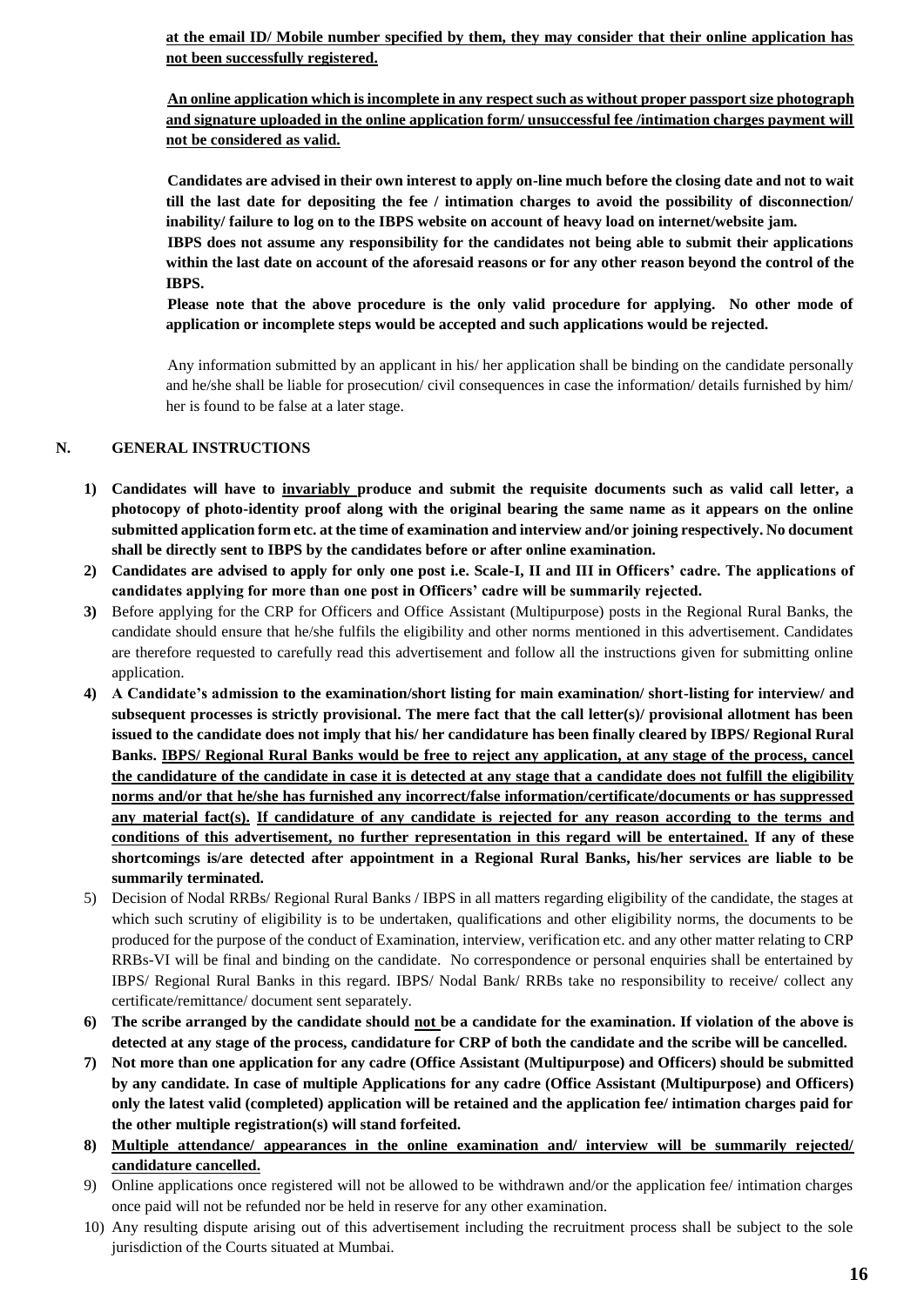**at the email ID/ Mobile number specified by them, they may consider that their online application has not been successfully registered.**

**An online application which is incomplete in any respect such as without proper passport size photograph and signature uploaded in the online application form/ unsuccessful fee /intimation charges payment will not be considered as valid.**

**Candidates are advised in their own interest to apply on-line much before the closing date and not to wait till the last date for depositing the fee / intimation charges to avoid the possibility of disconnection/ inability/ failure to log on to the IBPS website on account of heavy load on internet/website jam.**

**IBPS does not assume any responsibility for the candidates not being able to submit their applications within the last date on account of the aforesaid reasons or for any other reason beyond the control of the IBPS.**

**Please note that the above procedure is the only valid procedure for applying. No other mode of application or incomplete steps would be accepted and such applications would be rejected.**

Any information submitted by an applicant in his/ her application shall be binding on the candidate personally and he/she shall be liable for prosecution/ civil consequences in case the information/ details furnished by him/ her is found to be false at a later stage.

## N. GENERAL INSTRUCTIONS

1) **Candidates will have to invariably produce and submit the requisite documents such as valid call letter, a photocopy of photo-identity proof along with the original bearing the same name as it appears on the online submitted application form etc. at the time of examination and interview and/or joining respectively. No document shall be directly sent to IBPS by the candidates before or after online examination.**
2) **Candidates are advised to apply for only one post i.e. Scale-I, II and III in Officers' cadre. The applications of candidates applying for more than one post in Officers' cadre will be summarily rejected.**
3) Before applying for the CRP for Officers and Office Assistant (Multipurpose) posts in the Regional Rural Banks, the candidate should ensure that he/she fulfils the eligibility and other norms mentioned in this advertisement. Candidates are therefore requested to carefully read this advertisement and follow all the instructions given for submitting online application.
4) **A Candidate's admission to the examination/short listing for main examination/ short-listing for interview/ and subsequent processes is strictly provisional. The mere fact that the call letter(s)/ provisional allotment has been issued to the candidate does not imply that his/ her candidature has been finally cleared by IBPS/ Regional Rural Banks. IBPS/ Regional Rural Banks would be free to reject any application, at any stage of the process, cancel the candidature of the candidate in case it is detected at any stage that a candidate does not fulfill the eligibility norms and/or that he/she has furnished any incorrect/false information/certificate/documents or has suppressed any material fact(s). If candidature of any candidate is rejected for any reason according to the terms and conditions of this advertisement, no further representation in this regard will be entertained. If any of these shortcomings is/are detected after appointment in a Regional Rural Banks, his/her services are liable to be summarily terminated.**
5) Decision of Nodal RRBs/ Regional Rural Banks / IBPS in all matters regarding eligibility of the candidate, the stages at which such scrutiny of eligibility is to be undertaken, qualifications and other eligibility norms, the documents to be produced for the purpose of the conduct of Examination, interview, verification etc. and any other matter relating to CRP RRBs-VI will be final and binding on the candidate. No correspondence or personal enquiries shall be entertained by IBPS/ Regional Rural Banks in this regard. IBPS/ Nodal Bank/ RRBs take no responsibility to receive/ collect any certificate/remittance/ document sent separately.
6) **The scribe arranged by the candidate should not be a candidate for the examination. If violation of the above is detected at any stage of the process, candidature for CRP of both the candidate and the scribe will be cancelled.**
7) **Not more than one application for any cadre (Office Assistant (Multipurpose) and Officers) should be submitted by any candidate. In case of multiple Applications for any cadre (Office Assistant (Multipurpose) and Officers) only the latest valid (completed) application will be retained and the application fee/ intimation charges paid for the other multiple registration(s) will stand forfeited.**
8) **Multiple attendance/ appearances in the online examination and/ interview will be summarily rejected/ candidature cancelled.**
9) Online applications once registered will not be allowed to be withdrawn and/or the application fee/ intimation charges once paid will not be refunded nor be held in reserve for any other examination.
10) Any resulting dispute arising out of this advertisement including the recruitment process shall be subject to the sole jurisdiction of the Courts situated at Mumbai.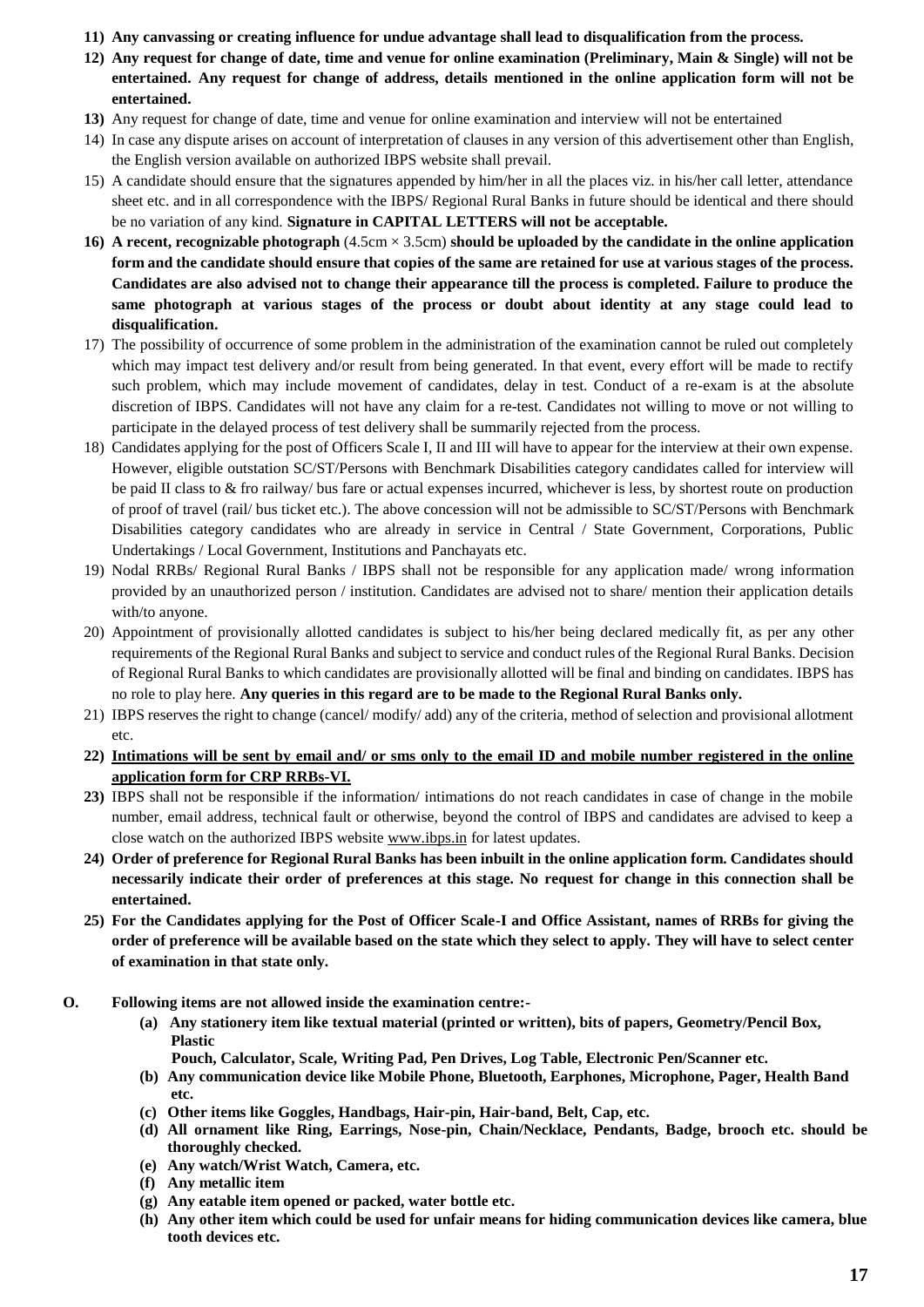11) **Any canvassing or creating influence for undue advantage shall lead to disqualification from the process.**
12) **Any request for change of date, time and venue for online examination (Preliminary, Main & Single) will not be entertained. Any request for change of address, details mentioned in the online application form will not be entertained.**
13) Any request for change of date, time and venue for online examination and interview will not be entertained
14) In case any dispute arises on account of interpretation of clauses in any version of this advertisement other than English, the English version available on authorized IBPS website shall prevail.
15) A candidate should ensure that the signatures appended by him/her in all the places viz. in his/her call letter, attendance sheet etc. and in all correspondence with the IBPS/ Regional Rural Banks in future should be identical and there should be no variation of any kind. **Signature in CAPITAL LETTERS will not be acceptable.**
16) **A recent, recognizable photograph** (4.5cm × 3.5cm) **should be uploaded by the candidate in the online application form and the candidate should ensure that copies of the same are retained for use at various stages of the process. Candidates are also advised not to change their appearance till the process is completed. Failure to produce the same photograph at various stages of the process or doubt about identity at any stage could lead to disqualification.**
17) The possibility of occurrence of some problem in the administration of the examination cannot be ruled out completely which may impact test delivery and/or result from being generated. In that event, every effort will be made to rectify such problem, which may include movement of candidates, delay in test. Conduct of a re-exam is at the absolute discretion of IBPS. Candidates will not have any claim for a re-test. Candidates not willing to move or not willing to participate in the delayed process of test delivery shall be summarily rejected from the process.
18) Candidates applying for the post of Officers Scale I, II and III will have to appear for the interview at their own expense. However, eligible outstation SC/ST/Persons with Benchmark Disabilities category candidates called for interview will be paid II class to & fro railway/ bus fare or actual expenses incurred, whichever is less, by shortest route on production of proof of travel (rail/ bus ticket etc.). The above concession will not be admissible to SC/ST/Persons with Benchmark Disabilities category candidates who are already in service in Central / State Government, Corporations, Public Undertakings / Local Government, Institutions and Panchayats etc.
19) Nodal RRBs/ Regional Rural Banks / IBPS shall not be responsible for any application made/ wrong information provided by an unauthorized person / institution. Candidates are advised not to share/ mention their application details with/to anyone.
20) Appointment of provisionally allotted candidates is subject to his/her being declared medically fit, as per any other requirements of the Regional Rural Banks and subject to service and conduct rules of the Regional Rural Banks. Decision of Regional Rural Banks to which candidates are provisionally allotted will be final and binding on candidates. IBPS has no role to play here. **Any queries in this regard are to be made to the Regional Rural Banks only.**
21) IBPS reserves the right to change (cancel/ modify/ add) any of the criteria, method of selection and provisional allotment etc.
22) **Intimations will be sent by email and/ or sms only to the email ID and mobile number registered in the online application form for CRP RRBs-VI.**
23) IBPS shall not be responsible if the information/ intimations do not reach candidates in case of change in the mobile number, email address, technical fault or otherwise, beyond the control of IBPS and candidates are advised to keep a close watch on the authorized IBPS website www.ibps.in for latest updates.
24) **Order of preference for Regional Rural Banks has been inbuilt in the online application form. Candidates should necessarily indicate their order of preferences at this stage. No request for change in this connection shall be entertained.**
25) **For the Candidates applying for the Post of Officer Scale-I and Office Assistant, names of RRBs for giving the order of preference will be available based on the state which they select to apply. They will have to select center of examination in that state only.**

**O. Following items are not allowed inside the examination centre:-**

- **(a) Any stationery item like textual material (printed or written), bits of papers, Geometry/Pencil Box, Plastic Pouch, Calculator, Scale, Writing Pad, Pen Drives, Log Table, Electronic Pen/Scanner etc.**
- **(b) Any communication device like Mobile Phone, Bluetooth, Earphones, Microphone, Pager, Health Band etc.**
- **(c) Other items like Goggles, Handbags, Hair-pin, Hair-band, Belt, Cap, etc.**
- **(d) All ornament like Ring, Earrings, Nose-pin, Chain/Necklace, Pendants, Badge, brooch etc. should be thoroughly checked.**
- **(e) Any watch/Wrist Watch, Camera, etc.**
- **(f) Any metallic item**
- **(g) Any eatable item opened or packed, water bottle etc.**
- **(h) Any other item which could be used for unfair means for hiding communication devices like camera, blue tooth devices etc.**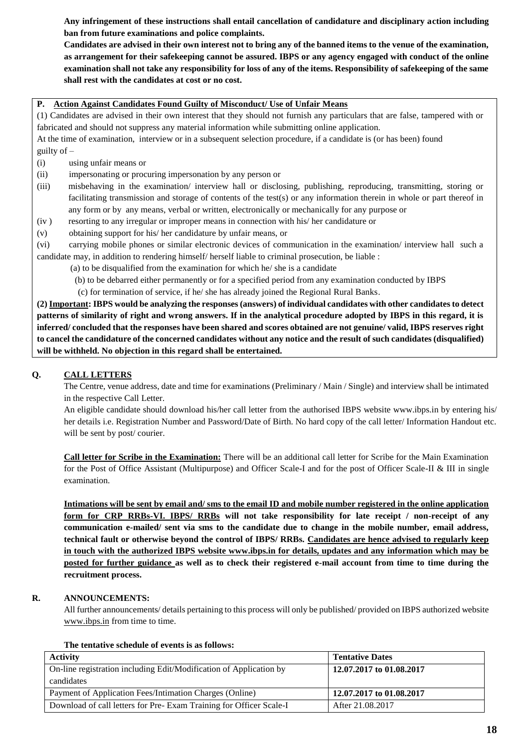**Any infringement of these instructions shall entail cancellation of candidature and disciplinary action including ban from future examinations and police complaints.**

**Candidates are advised in their own interest not to bring any of the banned items to the venue of the examination, as arrangement for their safekeeping cannot be assured. IBPS or any agency engaged with conduct of the online examination shall not take any responsibility for loss of any of the items. Responsibility of safekeeping of the same shall rest with the candidates at cost or no cost.**

## P. Action Against Candidates Found Guilty of Misconduct/ Use of Unfair Means

(1) Candidates are advised in their own interest that they should not furnish any particulars that are false, tampered with or fabricated and should not suppress any material information while submitting online application.

At the time of examination, interview or in a subsequent selection procedure, if a candidate is (or has been) found guilty of –

(i) using unfair means or

(ii) impersonating or procuring impersonation by any person or

(iii) misbehaving in the examination/ interview hall or disclosing, publishing, reproducing, transmitting, storing or facilitating transmission and storage of contents of the test(s) or any information therein in whole or part thereof in any form or by any means, verbal or written, electronically or mechanically for any purpose or

(iv) resorting to any irregular or improper means in connection with his/ her candidature or

(v) obtaining support for his/ her candidature by unfair means, or

(vi) carrying mobile phones or similar electronic devices of communication in the examination/ interview hall such a candidate may, in addition to rendering himself/ herself liable to criminal prosecution, be liable :

(a) to be disqualified from the examination for which he/ she is a candidate

(b) to be debarred either permanently or for a specified period from any examination conducted by IBPS

(c) for termination of service, if he/ she has already joined the Regional Rural Banks.

**(2) Important: IBPS would be analyzing the responses (answers) of individual candidates with other candidates to detect patterns of similarity of right and wrong answers. If in the analytical procedure adopted by IBPS in this regard, it is inferred/ concluded that the responses have been shared and scores obtained are not genuine/ valid, IBPS reserves right to cancel the candidature of the concerned candidates without any notice and the result of such candidates (disqualified) will be withheld. No objection in this regard shall be entertained.**

## Q. CALL LETTERS

The Centre, venue address, date and time for examinations (Preliminary / Main / Single) and interview shall be intimated in the respective Call Letter.

An eligible candidate should download his/her call letter from the authorised IBPS website www.ibps.in by entering his/ her details i.e. Registration Number and Password/Date of Birth. No hard copy of the call letter/ Information Handout etc. will be sent by post/ courier.

**Call letter for Scribe in the Examination:** There will be an additional call letter for Scribe for the Main Examination for the Post of Office Assistant (Multipurpose) and Officer Scale-I and for the post of Officer Scale-II & III in single examination.

**Intimations will be sent by email and/ sms to the email ID and mobile number registered in the online application form for CRP RRBs-VI. IBPS/ RRBs will not take responsibility for late receipt / non-receipt of any communication e-mailed/ sent via sms to the candidate due to change in the mobile number, email address, technical fault or otherwise beyond the control of IBPS/ RRBs. Candidates are hence advised to regularly keep in touch with the authorized IBPS website www.ibps.in for details, updates and any information which may be posted for further guidance as well as to check their registered e-mail account from time to time during the recruitment process.**

## R. ANNOUNCEMENTS:

All further announcements/ details pertaining to this process will only be published/ provided on IBPS authorized website www.ibps.in from time to time.

**The tentative schedule of events is as follows:**

| **Activity** | **Tentative Dates** |
|---|---|
| On-line registration including Edit/Modification of Application by candidates | **12.07.2017 to 01.08.2017** |
| Payment of Application Fees/Intimation Charges (Online) | **12.07.2017 to 01.08.2017** |
| Download of call letters for Pre- Exam Training for Officer Scale-I | After 21.08.2017 |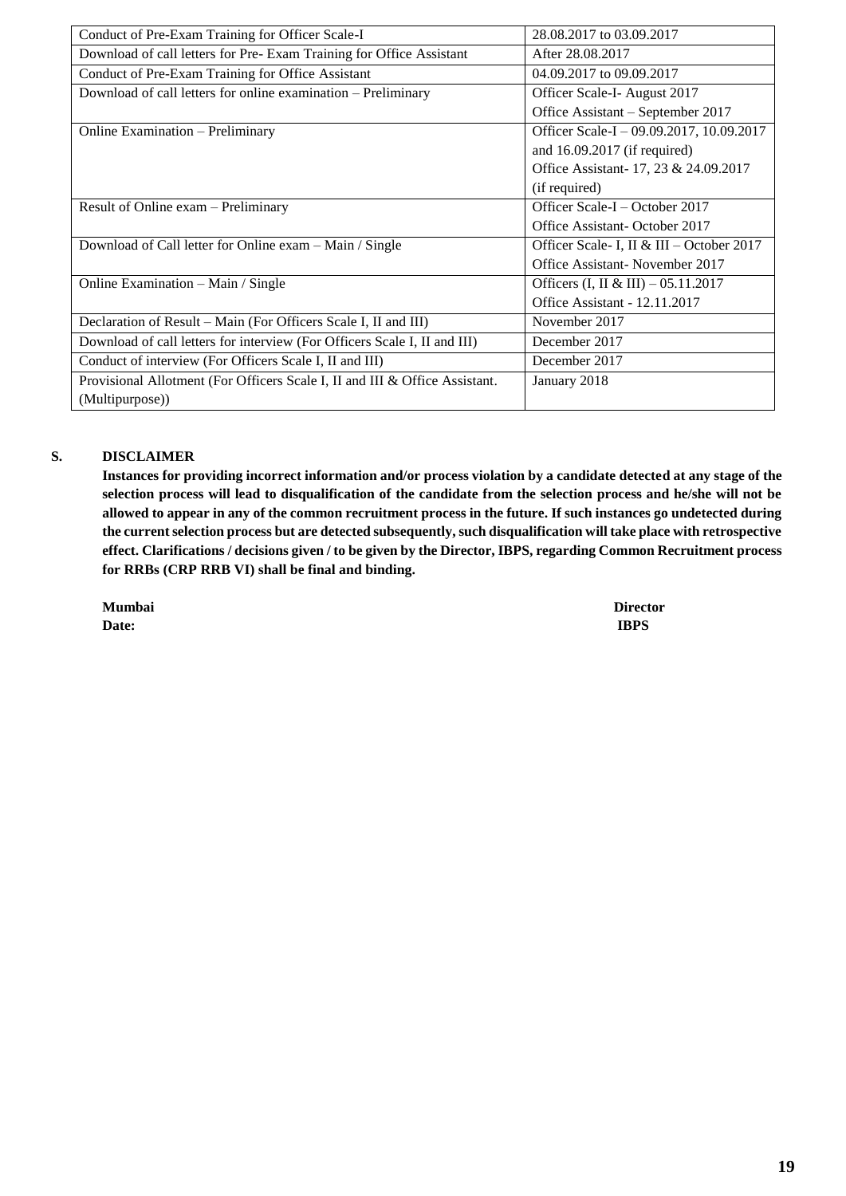| Conduct of Pre-Exam Training for Officer Scale-I | 28.08.2017 to 03.09.2017 |
|---|---|
| Download of call letters for Pre- Exam Training for Office Assistant | After 28.08.2017 |
| Conduct of Pre-Exam Training for Office Assistant | 04.09.2017 to 09.09.2017 |
| Download of call letters for online examination – Preliminary | Officer Scale-I- August 2017<br>Office Assistant – September 2017 |
| Online Examination – Preliminary | Officer Scale-I – 09.09.2017, 10.09.2017 and 16.09.2017 (if required)<br>Office Assistant- 17, 23 & 24.09.2017 (if required) |
| Result of Online exam – Preliminary | Officer Scale-I – October 2017<br>Office Assistant- October 2017 |
| Download of Call letter for Online exam – Main / Single | Officer Scale- I, II & III – October 2017<br>Office Assistant- November 2017 |
| Online Examination – Main / Single | Officers (I, II & III) – 05.11.2017<br>Office Assistant - 12.11.2017 |
| Declaration of Result – Main (For Officers Scale I, II and III) | November 2017 |
| Download of call letters for interview (For Officers Scale I, II and III) | December 2017 |
| Conduct of interview (For Officers Scale I, II and III) | December 2017 |
| Provisional Allotment (For Officers Scale I, II and III & Office Assistant. (Multipurpose)) | January 2018 |

## S. DISCLAIMER

**Instances for providing incorrect information and/or process violation by a candidate detected at any stage of the selection process will lead to disqualification of the candidate from the selection process and he/she will not be allowed to appear in any of the common recruitment process in the future. If such instances go undetected during the current selection process but are detected subsequently, such disqualification will take place with retrospective effect. Clarifications / decisions given / to be given by the Director, IBPS, regarding Common Recruitment process for RRBs (CRP RRB VI) shall be final and binding.**

**Mumbai** **Director**

**Date:** **IBPS**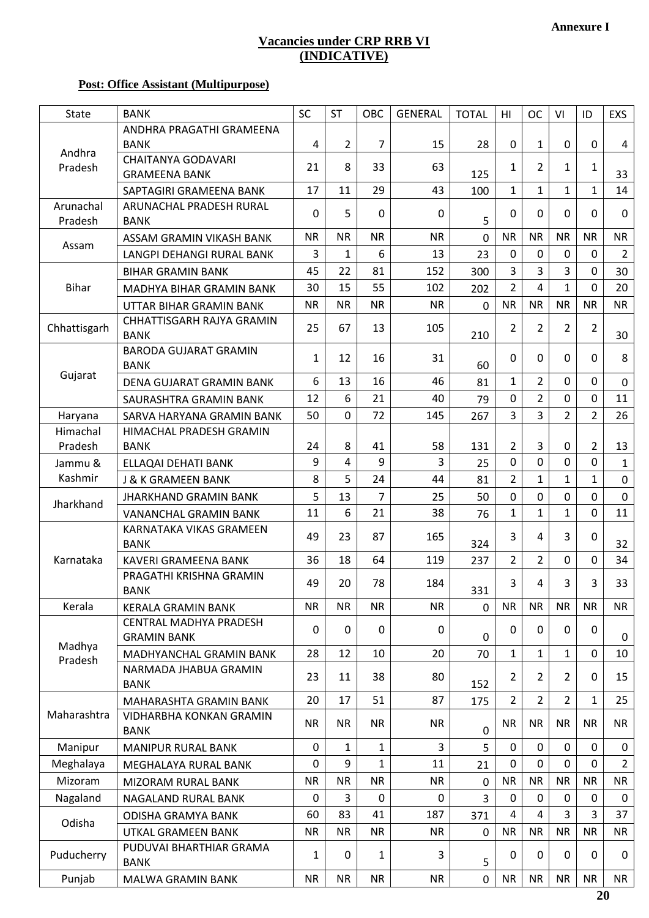**Annexure I**

**Vacancies under CRP RRB VI**
**(INDICATIVE)**

**Post: Office Assistant (Multipurpose)**

| State | BANK | SC | ST | OBC | GENERAL | TOTAL | HI | OC | VI | ID | EXS |
|---|---|---|---|---|---|---|---|---|---|---|---|
| Andhra Pradesh | ANDHRA PRAGATHI GRAMEENA BANK | 4 | 2 | 7 | 15 | 28 | 0 | 1 | 0 | 0 | 4 |
| | CHAITANYA GODAVARI GRAMEENA BANK | 21 | 8 | 33 | 63 | 125 | 1 | 2 | 1 | 1 | 33 |
| | SAPTAGIRI GRAMEENA BANK | 17 | 11 | 29 | 43 | 100 | 1 | 1 | 1 | 1 | 14 |
| Arunachal Pradesh | ARUNACHAL PRADESH RURAL BANK | 0 | 5 | 0 | 0 | 5 | 0 | 0 | 0 | 0 | 0 |
| Assam | ASSAM GRAMIN VIKASH BANK | NR | NR | NR | NR | 0 | NR | NR | NR | NR | NR |
| | LANGPI DEHANGI RURAL BANK | 3 | 1 | 6 | 13 | 23 | 0 | 0 | 0 | 0 | 2 |
| Bihar | BIHAR GRAMIN BANK | 45 | 22 | 81 | 152 | 300 | 3 | 3 | 3 | 0 | 30 |
| | MADHYA BIHAR GRAMIN BANK | 30 | 15 | 55 | 102 | 202 | 2 | 4 | 1 | 0 | 20 |
| | UTTAR BIHAR GRAMIN BANK | NR | NR | NR | NR | 0 | NR | NR | NR | NR | NR |
| Chhattisgarh | CHHATTISGARH RAJYA GRAMIN BANK | 25 | 67 | 13 | 105 | 210 | 2 | 2 | 2 | 2 | 30 |
| Gujarat | BARODA GUJARAT GRAMIN BANK | 1 | 12 | 16 | 31 | 60 | 0 | 0 | 0 | 0 | 8 |
| | DENA GUJARAT GRAMIN BANK | 6 | 13 | 16 | 46 | 81 | 1 | 2 | 0 | 0 | 0 |
| | SAURASHTRA GRAMIN BANK | 12 | 6 | 21 | 40 | 79 | 0 | 2 | 0 | 0 | 11 |
| Haryana | SARVA HARYANA GRAMIN BANK | 50 | 0 | 72 | 145 | 267 | 3 | 3 | 2 | 2 | 26 |
| Himachal Pradesh | HIMACHAL PRADESH GRAMIN BANK | 24 | 8 | 41 | 58 | 131 | 2 | 3 | 0 | 2 | 13 |
| Jammu & Kashmir | ELLAQAI DEHATI BANK | 9 | 4 | 9 | 3 | 25 | 0 | 0 | 0 | 0 | 1 |
| | J & K GRAMEEN BANK | 8 | 5 | 24 | 44 | 81 | 2 | 1 | 1 | 1 | 0 |
| Jharkhand | JHARKHAND GRAMIN BANK | 5 | 13 | 7 | 25 | 50 | 0 | 0 | 0 | 0 | 0 |
| | VANANCHAL GRAMIN BANK | 11 | 6 | 21 | 38 | 76 | 1 | 1 | 1 | 0 | 11 |
| Karnataka | KARNATAKA VIKAS GRAMEEN BANK | 49 | 23 | 87 | 165 | 324 | 3 | 4 | 3 | 0 | 32 |
| | KAVERI GRAMEENA BANK | 36 | 18 | 64 | 119 | 237 | 2 | 2 | 0 | 0 | 34 |
| | PRAGATHI KRISHNA GRAMIN BANK | 49 | 20 | 78 | 184 | 331 | 3 | 4 | 3 | 3 | 33 |
| Kerala | KERALA GRAMIN BANK | NR | NR | NR | NR | 0 | NR | NR | NR | NR | NR |
| Madhya Pradesh | CENTRAL MADHYA PRADESH GRAMIN BANK | 0 | 0 | 0 | 0 | 0 | 0 | 0 | 0 | 0 | 0 |
| | MADHYANCHAL GRAMIN BANK | 28 | 12 | 10 | 20 | 70 | 1 | 1 | 1 | 0 | 10 |
| | NARMADA JHABUA GRAMIN BANK | 23 | 11 | 38 | 80 | 152 | 2 | 2 | 2 | 0 | 15 |
| Maharashtra | MAHARASHTA GRAMIN BANK | 20 | 17 | 51 | 87 | 175 | 2 | 2 | 2 | 1 | 25 |
| | VIDHARBHA KONKAN GRAMIN BANK | NR | NR | NR | NR | 0 | NR | NR | NR | NR | NR |
| Manipur | MANIPUR RURAL BANK | 0 | 1 | 1 | 3 | 5 | 0 | 0 | 0 | 0 | 0 |
| Meghalaya | MEGHALAYA RURAL BANK | 0 | 9 | 1 | 11 | 21 | 0 | 0 | 0 | 0 | 2 |
| Mizoram | MIZORAM RURAL BANK | NR | NR | NR | NR | 0 | NR | NR | NR | NR | NR |
| Nagaland | NAGALAND RURAL BANK | 0 | 3 | 0 | 0 | 3 | 0 | 0 | 0 | 0 | 0 |
| Odisha | ODISHA GRAMYA BANK | 60 | 83 | 41 | 187 | 371 | 4 | 4 | 3 | 3 | 37 |
| | UTKAL GRAMEEN BANK | NR | NR | NR | NR | 0 | NR | NR | NR | NR | NR |
| Puducherry | PUDUVAI BHARTHIAR GRAMA BANK | 1 | 0 | 1 | 3 | 5 | 0 | 0 | 0 | 0 | 0 |
| Punjab | MALWA GRAMIN BANK | NR | NR | NR | NR | 0 | NR | NR | NR | NR | NR |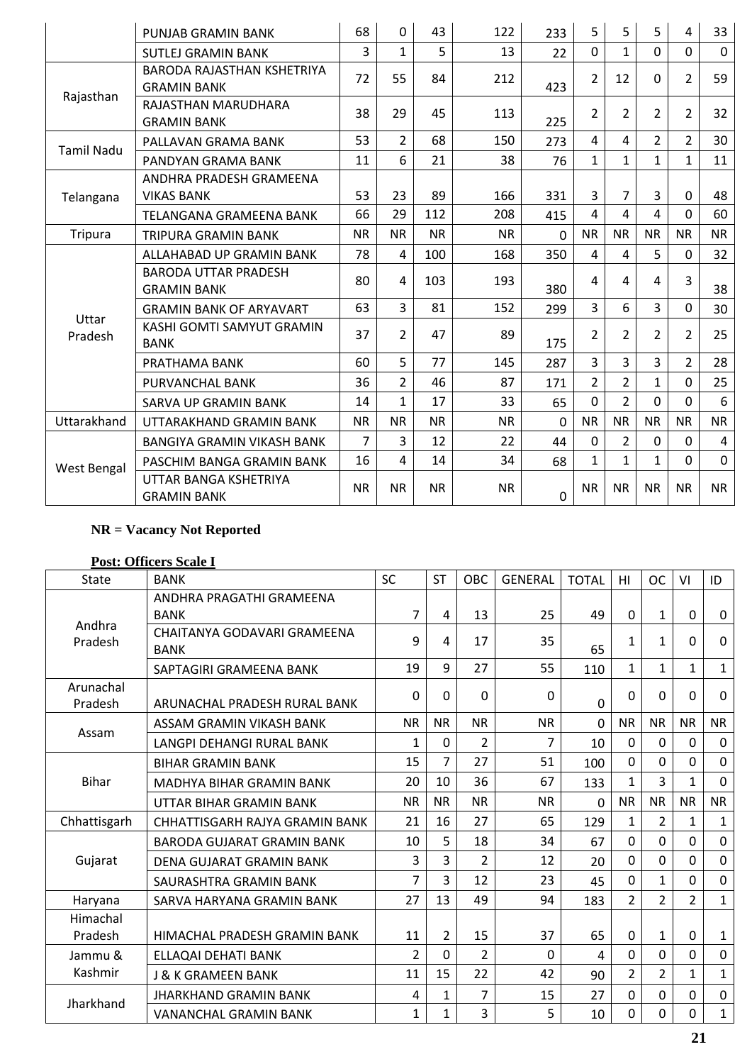| | PUNJAB GRAMIN BANK | 68 | 0 | 43 | 122 | 233 | 5 | 5 | 5 | 4 | 33 |
|---|---|---|---|---|---|---|---|---|---|---|---|
| | SUTLEJ GRAMIN BANK | 3 | 1 | 5 | 13 | 22 | 0 | 1 | 0 | 0 | 0 |
| Rajasthan | BARODA RAJASTHAN KSHETRIYA GRAMIN BANK | 72 | 55 | 84 | 212 | 423 | 2 | 12 | 0 | 2 | 59 |
| | RAJASTHAN MARUDHARA GRAMIN BANK | 38 | 29 | 45 | 113 | 225 | 2 | 2 | 2 | 2 | 32 |
| Tamil Nadu | PALLAVAN GRAMA BANK | 53 | 2 | 68 | 150 | 273 | 4 | 4 | 2 | 2 | 30 |
| | PANDYAN GRAMA BANK | 11 | 6 | 21 | 38 | 76 | 1 | 1 | 1 | 1 | 11 |
| Telangana | ANDHRA PRADESH GRAMEENA VIKAS BANK | 53 | 23 | 89 | 166 | 331 | 3 | 7 | 3 | 0 | 48 |
| | TELANGANA GRAMEENA BANK | 66 | 29 | 112 | 208 | 415 | 4 | 4 | 4 | 0 | 60 |
| Tripura | TRIPURA GRAMIN BANK | NR | NR | NR | NR | 0 | NR | NR | NR | NR | NR |
| Uttar Pradesh | ALLAHABAD UP GRAMIN BANK | 78 | 4 | 100 | 168 | 350 | 4 | 4 | 5 | 0 | 32 |
| | BARODA UTTAR PRADESH GRAMIN BANK | 80 | 4 | 103 | 193 | 380 | 4 | 4 | 4 | 3 | 38 |
| | GRAMIN BANK OF ARYAVART | 63 | 3 | 81 | 152 | 299 | 3 | 6 | 3 | 0 | 30 |
| | KASHI GOMTI SAMYUT GRAMIN BANK | 37 | 2 | 47 | 89 | 175 | 2 | 2 | 2 | 2 | 25 |
| | PRATHAMA BANK | 60 | 5 | 77 | 145 | 287 | 3 | 3 | 3 | 2 | 28 |
| | PURVANCHAL BANK | 36 | 2 | 46 | 87 | 171 | 2 | 2 | 1 | 0 | 25 |
| | SARVA UP GRAMIN BANK | 14 | 1 | 17 | 33 | 65 | 0 | 2 | 0 | 0 | 6 |
| Uttarakhand | UTTARAKHAND GRAMIN BANK | NR | NR | NR | NR | 0 | NR | NR | NR | NR | NR |
| West Bengal | BANGIYA GRAMIN VIKASH BANK | 7 | 3 | 12 | 22 | 44 | 0 | 2 | 0 | 0 | 4 |
| | PASCHIM BANGA GRAMIN BANK | 16 | 4 | 14 | 34 | 68 | 1 | 1 | 1 | 0 | 0 |
| | UTTAR BANGA KSHETRIYA GRAMIN BANK | NR | NR | NR | NR | 0 | NR | NR | NR | NR | NR |

**NR = Vacancy Not Reported**

**Post: Officers Scale I**

| State | BANK | SC | ST | OBC | GENERAL | TOTAL | HI | OC | VI | ID |
|---|---|---|---|---|---|---|---|---|---|---|
| Andhra Pradesh | ANDHRA PRAGATHI GRAMEENA BANK | 7 | 4 | 13 | 25 | 49 | 0 | 1 | 0 | 0 |
| | CHAITANYA GODAVARI GRAMEENA BANK | 9 | 4 | 17 | 35 | 65 | 1 | 1 | 0 | 0 |
| | SAPTAGIRI GRAMEENA BANK | 19 | 9 | 27 | 55 | 110 | 1 | 1 | 1 | 1 |
| Arunachal Pradesh | ARUNACHAL PRADESH RURAL BANK | 0 | 0 | 0 | 0 | 0 | 0 | 0 | 0 | 0 |
| Assam | ASSAM GRAMIN VIKASH BANK | NR | NR | NR | NR | 0 | NR | NR | NR | NR |
| | LANGPI DEHANGI RURAL BANK | 1 | 0 | 2 | 7 | 10 | 0 | 0 | 0 | 0 |
| Bihar | BIHAR GRAMIN BANK | 15 | 7 | 27 | 51 | 100 | 0 | 0 | 0 | 0 |
| | MADHYA BIHAR GRAMIN BANK | 20 | 10 | 36 | 67 | 133 | 1 | 3 | 1 | 0 |
| | UTTAR BIHAR GRAMIN BANK | NR | NR | NR | NR | 0 | NR | NR | NR | NR |
| Chhattisgarh | CHHATTISGARH RAJYA GRAMIN BANK | 21 | 16 | 27 | 65 | 129 | 1 | 2 | 1 | 1 |
| Gujarat | BARODA GUJARAT GRAMIN BANK | 10 | 5 | 18 | 34 | 67 | 0 | 0 | 0 | 0 |
| | DENA GUJARAT GRAMIN BANK | 3 | 3 | 2 | 12 | 20 | 0 | 0 | 0 | 0 |
| | SAURASHTRA GRAMIN BANK | 7 | 3 | 12 | 23 | 45 | 0 | 1 | 0 | 0 |
| Haryana | SARVA HARYANA GRAMIN BANK | 27 | 13 | 49 | 94 | 183 | 2 | 2 | 2 | 1 |
| Himachal Pradesh | HIMACHAL PRADESH GRAMIN BANK | 11 | 2 | 15 | 37 | 65 | 0 | 1 | 0 | 1 |
| Jammu & Kashmir | ELLAQAI DEHATI BANK | 2 | 0 | 2 | 0 | 4 | 0 | 0 | 0 | 0 |
| | J & K GRAMEEN BANK | 11 | 15 | 22 | 42 | 90 | 2 | 2 | 1 | 1 |
| Jharkhand | JHARKHAND GRAMIN BANK | 4 | 1 | 7 | 15 | 27 | 0 | 0 | 0 | 0 |
| | VANANCHAL GRAMIN BANK | 1 | 1 | 3 | 5 | 10 | 0 | 0 | 0 | 1 |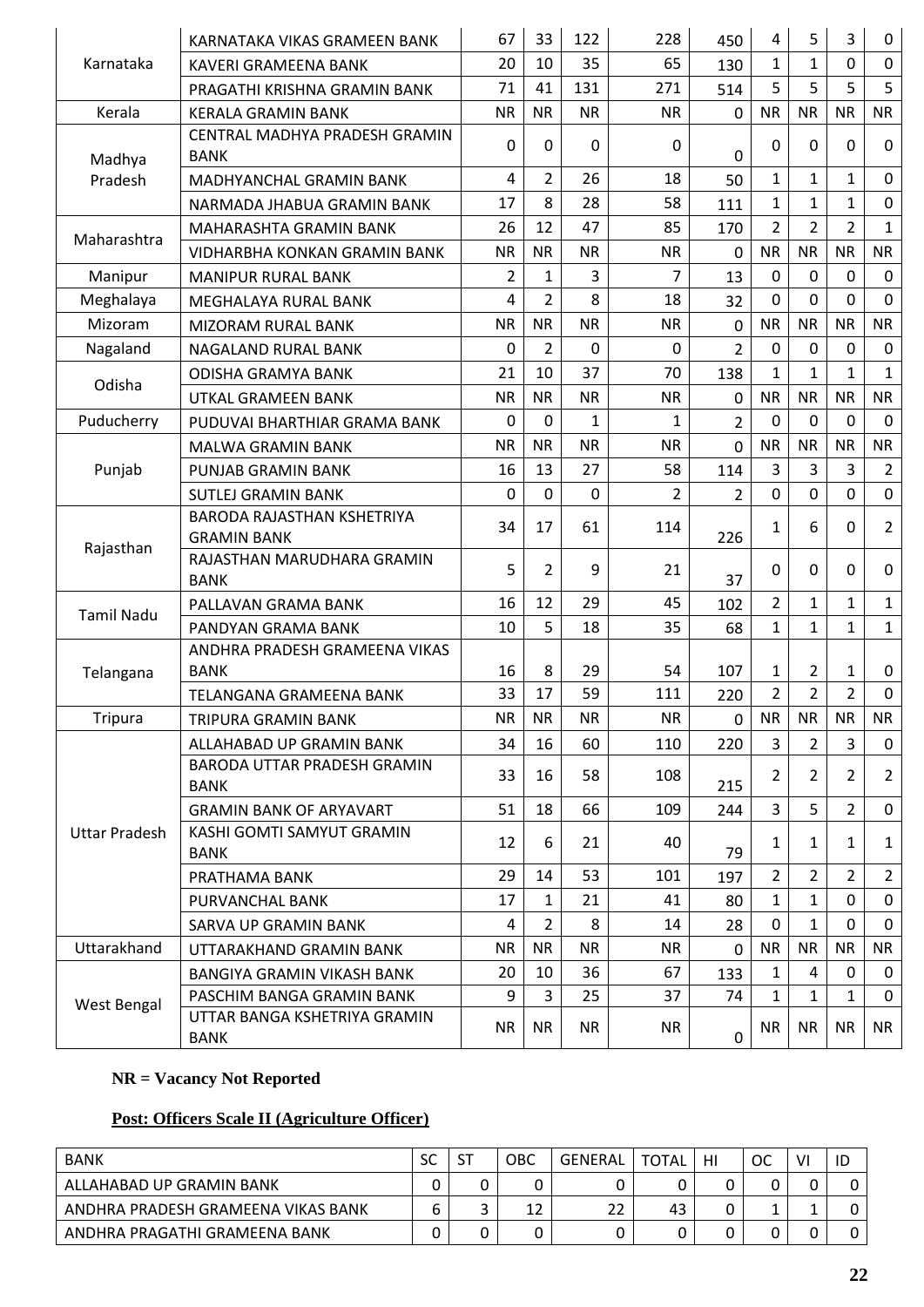| | | | | | | | | | | |
|---|---|---|---|---|---|---|---|---|---|---|
| Karnataka | KARNATAKA VIKAS GRAMEEN BANK | 67 | 33 | 122 | 228 | 450 | 4 | 5 | 3 | 0 |
| | KAVERI GRAMEENA BANK | 20 | 10 | 35 | 65 | 130 | 1 | 1 | 0 | 0 |
| | PRAGATHI KRISHNA GRAMIN BANK | 71 | 41 | 131 | 271 | 514 | 5 | 5 | 5 | 5 |
| Kerala | KERALA GRAMIN BANK | NR | NR | NR | NR | 0 | NR | NR | NR | NR |
| Madhya Pradesh | CENTRAL MADHYA PRADESH GRAMIN BANK | 0 | 0 | 0 | 0 | 0 | 0 | 0 | 0 | 0 |
| | MADHYANCHAL GRAMIN BANK | 4 | 2 | 26 | 18 | 50 | 1 | 1 | 1 | 0 |
| | NARMADA JHABUA GRAMIN BANK | 17 | 8 | 28 | 58 | 111 | 1 | 1 | 1 | 0 |
| Maharashtra | MAHARASHTA GRAMIN BANK | 26 | 12 | 47 | 85 | 170 | 2 | 2 | 2 | 1 |
| | VIDHARBHA KONKAN GRAMIN BANK | NR | NR | NR | NR | 0 | NR | NR | NR | NR |
| Manipur | MANIPUR RURAL BANK | 2 | 1 | 3 | 7 | 13 | 0 | 0 | 0 | 0 |
| Meghalaya | MEGHALAYA RURAL BANK | 4 | 2 | 8 | 18 | 32 | 0 | 0 | 0 | 0 |
| Mizoram | MIZORAM RURAL BANK | NR | NR | NR | NR | 0 | NR | NR | NR | NR |
| Nagaland | NAGALAND RURAL BANK | 0 | 2 | 0 | 0 | 2 | 0 | 0 | 0 | 0 |
| Odisha | ODISHA GRAMYA BANK | 21 | 10 | 37 | 70 | 138 | 1 | 1 | 1 | 1 |
| | UTKAL GRAMEEN BANK | NR | NR | NR | NR | 0 | NR | NR | NR | NR |
| Puducherry | PUDUVAI BHARTHIAR GRAMA BANK | 0 | 0 | 1 | 1 | 2 | 0 | 0 | 0 | 0 |
| Punjab | MALWA GRAMIN BANK | NR | NR | NR | NR | 0 | NR | NR | NR | NR |
| | PUNJAB GRAMIN BANK | 16 | 13 | 27 | 58 | 114 | 3 | 3 | 3 | 2 |
| | SUTLEJ GRAMIN BANK | 0 | 0 | 0 | 2 | 2 | 0 | 0 | 0 | 0 |
| Rajasthan | BARODA RAJASTHAN KSHETRIYA GRAMIN BANK | 34 | 17 | 61 | 114 | 226 | 1 | 6 | 0 | 2 |
| | RAJASTHAN MARUDHARA GRAMIN BANK | 5 | 2 | 9 | 21 | 37 | 0 | 0 | 0 | 0 |
| Tamil Nadu | PALLAVAN GRAMA BANK | 16 | 12 | 29 | 45 | 102 | 2 | 1 | 1 | 1 |
| | PANDYAN GRAMA BANK | 10 | 5 | 18 | 35 | 68 | 1 | 1 | 1 | 1 |
| Telangana | ANDHRA PRADESH GRAMEENA VIKAS BANK | 16 | 8 | 29 | 54 | 107 | 1 | 2 | 1 | 0 |
| | TELANGANA GRAMEENA BANK | 33 | 17 | 59 | 111 | 220 | 2 | 2 | 2 | 0 |
| Tripura | TRIPURA GRAMIN BANK | NR | NR | NR | NR | 0 | NR | NR | NR | NR |
| Uttar Pradesh | ALLAHABAD UP GRAMIN BANK | 34 | 16 | 60 | 110 | 220 | 3 | 2 | 3 | 0 |
| | BARODA UTTAR PRADESH GRAMIN BANK | 33 | 16 | 58 | 108 | 215 | 2 | 2 | 2 | 2 |
| | GRAMIN BANK OF ARYAVART | 51 | 18 | 66 | 109 | 244 | 3 | 5 | 2 | 0 |
| | KASHI GOMTI SAMYUT GRAMIN BANK | 12 | 6 | 21 | 40 | 79 | 1 | 1 | 1 | 1 |
| | PRATHAMA BANK | 29 | 14 | 53 | 101 | 197 | 2 | 2 | 2 | 2 |
| | PURVANCHAL BANK | 17 | 1 | 21 | 41 | 80 | 1 | 1 | 0 | 0 |
| | SARVA UP GRAMIN BANK | 4 | 2 | 8 | 14 | 28 | 0 | 1 | 0 | 0 |
| Uttarakhand | UTTARAKHAND GRAMIN BANK | NR | NR | NR | NR | 0 | NR | NR | NR | NR |
| West Bengal | BANGIYA GRAMIN VIKASH BANK | 20 | 10 | 36 | 67 | 133 | 1 | 4 | 0 | 0 |
| | PASCHIM BANGA GRAMIN BANK | 9 | 3 | 25 | 37 | 74 | 1 | 1 | 1 | 0 |
| | UTTAR BANGA KSHETRIYA GRAMIN BANK | NR | NR | NR | NR | 0 | NR | NR | NR | NR |

**NR = Vacancy Not Reported**

**Post: Officers Scale II (Agriculture Officer)**

| BANK | SC | ST | OBC | GENERAL | TOTAL | HI | OC | VI | ID |
|---|---|---|---|---|---|---|---|---|---|
| ALLAHABAD UP GRAMIN BANK | 0 | 0 | 0 | 0 | 0 | 0 | 0 | 0 | 0 |
| ANDHRA PRADESH GRAMEENA VIKAS BANK | 6 | 3 | 12 | 22 | 43 | 0 | 1 | 1 | 0 |
| ANDHRA PRAGATHI GRAMEENA BANK | 0 | 0 | 0 | 0 | 0 | 0 | 0 | 0 | 0 |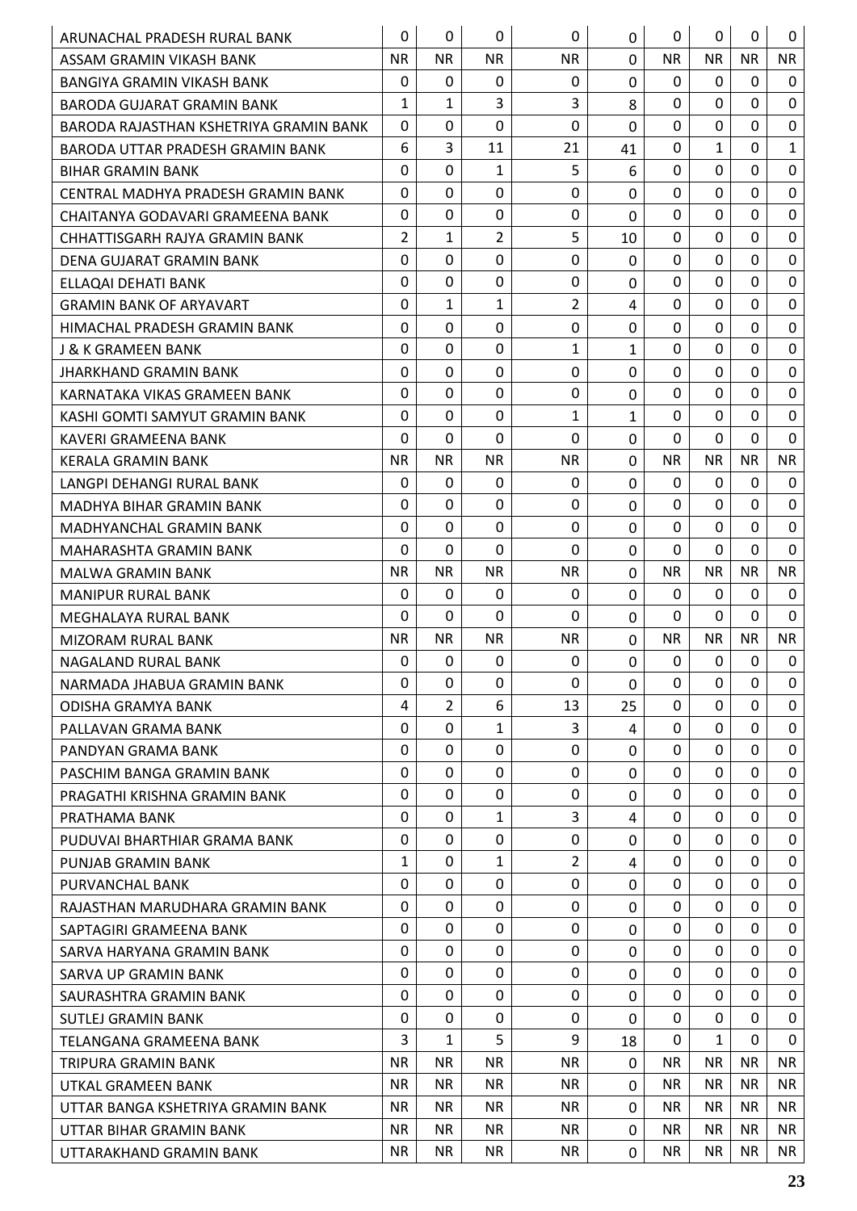| ARUNACHAL PRADESH RURAL BANK | 0 | 0 | 0 | 0 | 0 | 0 | 0 | 0 | 0 |
|---|---|---|---|---|---|---|---|---|---|
| ASSAM GRAMIN VIKASH BANK | NR | NR | NR | NR | 0 | NR | NR | NR | NR |
| BANGIYA GRAMIN VIKASH BANK | 0 | 0 | 0 | 0 | 0 | 0 | 0 | 0 | 0 |
| BARODA GUJARAT GRAMIN BANK | 1 | 1 | 3 | 3 | 8 | 0 | 0 | 0 | 0 |
| BARODA RAJASTHAN KSHETRIYA GRAMIN BANK | 0 | 0 | 0 | 0 | 0 | 0 | 0 | 0 | 0 |
| BARODA UTTAR PRADESH GRAMIN BANK | 6 | 3 | 11 | 21 | 41 | 0 | 1 | 0 | 1 |
| BIHAR GRAMIN BANK | 0 | 0 | 1 | 5 | 6 | 0 | 0 | 0 | 0 |
| CENTRAL MADHYA PRADESH GRAMIN BANK | 0 | 0 | 0 | 0 | 0 | 0 | 0 | 0 | 0 |
| CHAITANYA GODAVARI GRAMEENA BANK | 0 | 0 | 0 | 0 | 0 | 0 | 0 | 0 | 0 |
| CHHATTISGARH RAJYA GRAMIN BANK | 2 | 1 | 2 | 5 | 10 | 0 | 0 | 0 | 0 |
| DENA GUJARAT GRAMIN BANK | 0 | 0 | 0 | 0 | 0 | 0 | 0 | 0 | 0 |
| ELLAQAI DEHATI BANK | 0 | 0 | 0 | 0 | 0 | 0 | 0 | 0 | 0 |
| GRAMIN BANK OF ARYAVART | 0 | 1 | 1 | 2 | 4 | 0 | 0 | 0 | 0 |
| HIMACHAL PRADESH GRAMIN BANK | 0 | 0 | 0 | 0 | 0 | 0 | 0 | 0 | 0 |
| J & K GRAMEEN BANK | 0 | 0 | 0 | 1 | 1 | 0 | 0 | 0 | 0 |
| JHARKHAND GRAMIN BANK | 0 | 0 | 0 | 0 | 0 | 0 | 0 | 0 | 0 |
| KARNATAKA VIKAS GRAMEEN BANK | 0 | 0 | 0 | 0 | 0 | 0 | 0 | 0 | 0 |
| KASHI GOMTI SAMYUT GRAMIN BANK | 0 | 0 | 0 | 1 | 1 | 0 | 0 | 0 | 0 |
| KAVERI GRAMEENA BANK | 0 | 0 | 0 | 0 | 0 | 0 | 0 | 0 | 0 |
| KERALA GRAMIN BANK | NR | NR | NR | NR | 0 | NR | NR | NR | NR |
| LANGPI DEHANGI RURAL BANK | 0 | 0 | 0 | 0 | 0 | 0 | 0 | 0 | 0 |
| MADHYA BIHAR GRAMIN BANK | 0 | 0 | 0 | 0 | 0 | 0 | 0 | 0 | 0 |
| MADHYANCHAL GRAMIN BANK | 0 | 0 | 0 | 0 | 0 | 0 | 0 | 0 | 0 |
| MAHARASHTA GRAMIN BANK | 0 | 0 | 0 | 0 | 0 | 0 | 0 | 0 | 0 |
| MALWA GRAMIN BANK | NR | NR | NR | NR | 0 | NR | NR | NR | NR |
| MANIPUR RURAL BANK | 0 | 0 | 0 | 0 | 0 | 0 | 0 | 0 | 0 |
| MEGHALAYA RURAL BANK | 0 | 0 | 0 | 0 | 0 | 0 | 0 | 0 | 0 |
| MIZORAM RURAL BANK | NR | NR | NR | NR | 0 | NR | NR | NR | NR |
| NAGALAND RURAL BANK | 0 | 0 | 0 | 0 | 0 | 0 | 0 | 0 | 0 |
| NARMADA JHABUA GRAMIN BANK | 0 | 0 | 0 | 0 | 0 | 0 | 0 | 0 | 0 |
| ODISHA GRAMYA BANK | 4 | 2 | 6 | 13 | 25 | 0 | 0 | 0 | 0 |
| PALLAVAN GRAMA BANK | 0 | 0 | 1 | 3 | 4 | 0 | 0 | 0 | 0 |
| PANDYAN GRAMA BANK | 0 | 0 | 0 | 0 | 0 | 0 | 0 | 0 | 0 |
| PASCHIM BANGA GRAMIN BANK | 0 | 0 | 0 | 0 | 0 | 0 | 0 | 0 | 0 |
| PRAGATHI KRISHNA GRAMIN BANK | 0 | 0 | 0 | 0 | 0 | 0 | 0 | 0 | 0 |
| PRATHAMA BANK | 0 | 0 | 1 | 3 | 4 | 0 | 0 | 0 | 0 |
| PUDUVAI BHARTHIAR GRAMA BANK | 0 | 0 | 0 | 0 | 0 | 0 | 0 | 0 | 0 |
| PUNJAB GRAMIN BANK | 1 | 0 | 1 | 2 | 4 | 0 | 0 | 0 | 0 |
| PURVANCHAL BANK | 0 | 0 | 0 | 0 | 0 | 0 | 0 | 0 | 0 |
| RAJASTHAN MARUDHARA GRAMIN BANK | 0 | 0 | 0 | 0 | 0 | 0 | 0 | 0 | 0 |
| SAPTAGIRI GRAMEENA BANK | 0 | 0 | 0 | 0 | 0 | 0 | 0 | 0 | 0 |
| SARVA HARYANA GRAMIN BANK | 0 | 0 | 0 | 0 | 0 | 0 | 0 | 0 | 0 |
| SARVA UP GRAMIN BANK | 0 | 0 | 0 | 0 | 0 | 0 | 0 | 0 | 0 |
| SAURASHTRA GRAMIN BANK | 0 | 0 | 0 | 0 | 0 | 0 | 0 | 0 | 0 |
| SUTLEJ GRAMIN BANK | 0 | 0 | 0 | 0 | 0 | 0 | 0 | 0 | 0 |
| TELANGANA GRAMEENA BANK | 3 | 1 | 5 | 9 | 18 | 0 | 1 | 0 | 0 |
| TRIPURA GRAMIN BANK | NR | NR | NR | NR | 0 | NR | NR | NR | NR |
| UTKAL GRAMEEN BANK | NR | NR | NR | NR | 0 | NR | NR | NR | NR |
| UTTAR BANGA KSHETRIYA GRAMIN BANK | NR | NR | NR | NR | 0 | NR | NR | NR | NR |
| UTTAR BIHAR GRAMIN BANK | NR | NR | NR | NR | 0 | NR | NR | NR | NR |
| UTTARAKHAND GRAMIN BANK | NR | NR | NR | NR | 0 | NR | NR | NR | NR |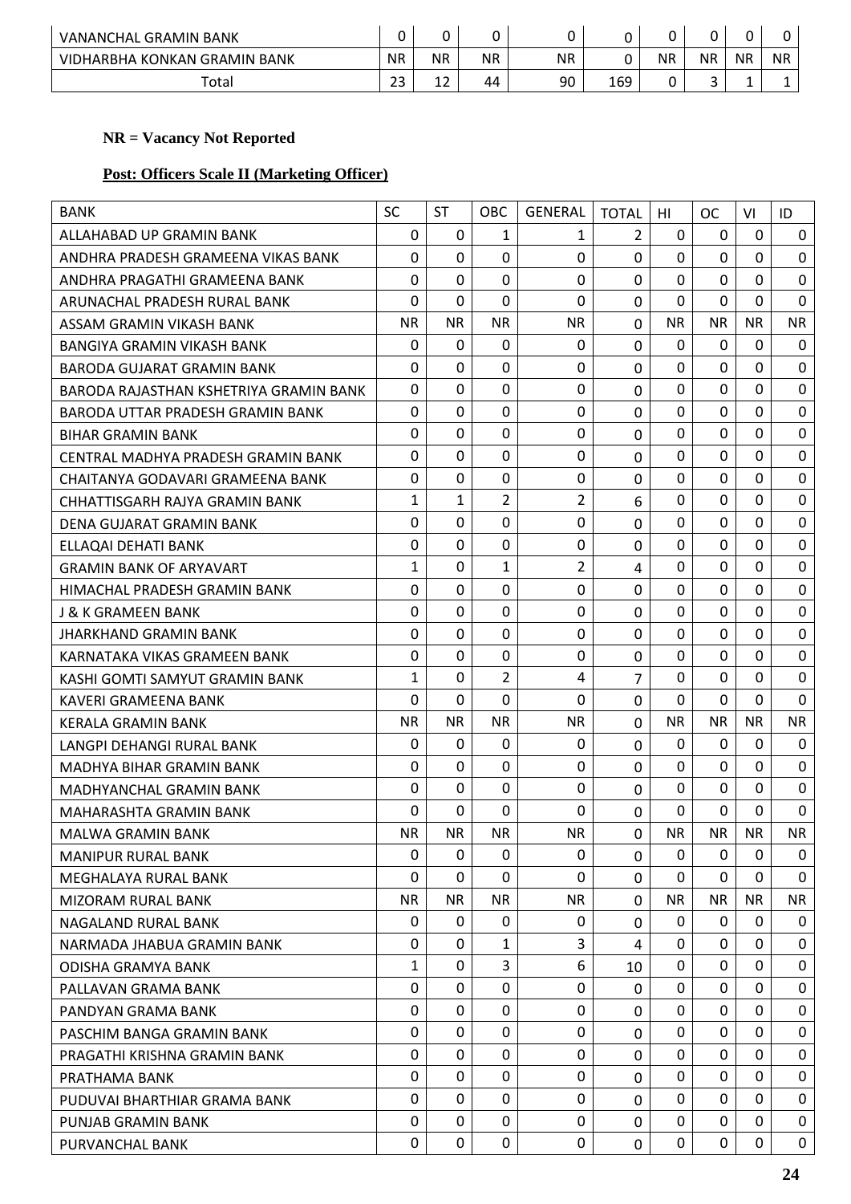| VANANCHAL GRAMIN BANK | 0 | 0 | 0 | 0 | 0 | 0 | 0 | 0 | 0 |
|---|---|---|---|---|---|---|---|---|---|
| VIDHARBHA KONKAN GRAMIN BANK | NR | NR | NR | NR | 0 | NR | NR | NR | NR |
| Total | 23 | 12 | 44 | 90 | 169 | 0 | 3 | 1 | 1 |

**NR = Vacancy Not Reported**

**Post: Officers Scale II (Marketing Officer)**

| BANK | SC | ST | OBC | GENERAL | TOTAL | HI | OC | VI | ID |
|---|---|---|---|---|---|---|---|---|---|
| ALLAHABAD UP GRAMIN BANK | 0 | 0 | 1 | 1 | 2 | 0 | 0 | 0 | 0 |
| ANDHRA PRADESH GRAMEENA VIKAS BANK | 0 | 0 | 0 | 0 | 0 | 0 | 0 | 0 | 0 |
| ANDHRA PRAGATHI GRAMEENA BANK | 0 | 0 | 0 | 0 | 0 | 0 | 0 | 0 | 0 |
| ARUNACHAL PRADESH RURAL BANK | 0 | 0 | 0 | 0 | 0 | 0 | 0 | 0 | 0 |
| ASSAM GRAMIN VIKASH BANK | NR | NR | NR | NR | 0 | NR | NR | NR | NR |
| BANGIYA GRAMIN VIKASH BANK | 0 | 0 | 0 | 0 | 0 | 0 | 0 | 0 | 0 |
| BARODA GUJARAT GRAMIN BANK | 0 | 0 | 0 | 0 | 0 | 0 | 0 | 0 | 0 |
| BARODA RAJASTHAN KSHETRIYA GRAMIN BANK | 0 | 0 | 0 | 0 | 0 | 0 | 0 | 0 | 0 |
| BARODA UTTAR PRADESH GRAMIN BANK | 0 | 0 | 0 | 0 | 0 | 0 | 0 | 0 | 0 |
| BIHAR GRAMIN BANK | 0 | 0 | 0 | 0 | 0 | 0 | 0 | 0 | 0 |
| CENTRAL MADHYA PRADESH GRAMIN BANK | 0 | 0 | 0 | 0 | 0 | 0 | 0 | 0 | 0 |
| CHAITANYA GODAVARI GRAMEENA BANK | 0 | 0 | 0 | 0 | 0 | 0 | 0 | 0 | 0 |
| CHHATTISGARH RAJYA GRAMIN BANK | 1 | 1 | 2 | 2 | 6 | 0 | 0 | 0 | 0 |
| DENA GUJARAT GRAMIN BANK | 0 | 0 | 0 | 0 | 0 | 0 | 0 | 0 | 0 |
| ELLAQAI DEHATI BANK | 0 | 0 | 0 | 0 | 0 | 0 | 0 | 0 | 0 |
| GRAMIN BANK OF ARYAVART | 1 | 0 | 1 | 2 | 4 | 0 | 0 | 0 | 0 |
| HIMACHAL PRADESH GRAMIN BANK | 0 | 0 | 0 | 0 | 0 | 0 | 0 | 0 | 0 |
| J & K GRAMEEN BANK | 0 | 0 | 0 | 0 | 0 | 0 | 0 | 0 | 0 |
| JHARKHAND GRAMIN BANK | 0 | 0 | 0 | 0 | 0 | 0 | 0 | 0 | 0 |
| KARNATAKA VIKAS GRAMEEN BANK | 0 | 0 | 0 | 0 | 0 | 0 | 0 | 0 | 0 |
| KASHI GOMTI SAMYUT GRAMIN BANK | 1 | 0 | 2 | 4 | 7 | 0 | 0 | 0 | 0 |
| KAVERI GRAMEENA BANK | 0 | 0 | 0 | 0 | 0 | 0 | 0 | 0 | 0 |
| KERALA GRAMIN BANK | NR | NR | NR | NR | 0 | NR | NR | NR | NR |
| LANGPI DEHANGI RURAL BANK | 0 | 0 | 0 | 0 | 0 | 0 | 0 | 0 | 0 |
| MADHYA BIHAR GRAMIN BANK | 0 | 0 | 0 | 0 | 0 | 0 | 0 | 0 | 0 |
| MADHYANCHAL GRAMIN BANK | 0 | 0 | 0 | 0 | 0 | 0 | 0 | 0 | 0 |
| MAHARASHTA GRAMIN BANK | 0 | 0 | 0 | 0 | 0 | 0 | 0 | 0 | 0 |
| MALWA GRAMIN BANK | NR | NR | NR | NR | 0 | NR | NR | NR | NR |
| MANIPUR RURAL BANK | 0 | 0 | 0 | 0 | 0 | 0 | 0 | 0 | 0 |
| MEGHALAYA RURAL BANK | 0 | 0 | 0 | 0 | 0 | 0 | 0 | 0 | 0 |
| MIZORAM RURAL BANK | NR | NR | NR | NR | 0 | NR | NR | NR | NR |
| NAGALAND RURAL BANK | 0 | 0 | 0 | 0 | 0 | 0 | 0 | 0 | 0 |
| NARMADA JHABUA GRAMIN BANK | 0 | 0 | 1 | 3 | 4 | 0 | 0 | 0 | 0 |
| ODISHA GRAMYA BANK | 1 | 0 | 3 | 6 | 10 | 0 | 0 | 0 | 0 |
| PALLAVAN GRAMA BANK | 0 | 0 | 0 | 0 | 0 | 0 | 0 | 0 | 0 |
| PANDYAN GRAMA BANK | 0 | 0 | 0 | 0 | 0 | 0 | 0 | 0 | 0 |
| PASCHIM BANGA GRAMIN BANK | 0 | 0 | 0 | 0 | 0 | 0 | 0 | 0 | 0 |
| PRAGATHI KRISHNA GRAMIN BANK | 0 | 0 | 0 | 0 | 0 | 0 | 0 | 0 | 0 |
| PRATHAMA BANK | 0 | 0 | 0 | 0 | 0 | 0 | 0 | 0 | 0 |
| PUDUVAI BHARTHIAR GRAMA BANK | 0 | 0 | 0 | 0 | 0 | 0 | 0 | 0 | 0 |
| PUNJAB GRAMIN BANK | 0 | 0 | 0 | 0 | 0 | 0 | 0 | 0 | 0 |
| PURVANCHAL BANK | 0 | 0 | 0 | 0 | 0 | 0 | 0 | 0 | 0 |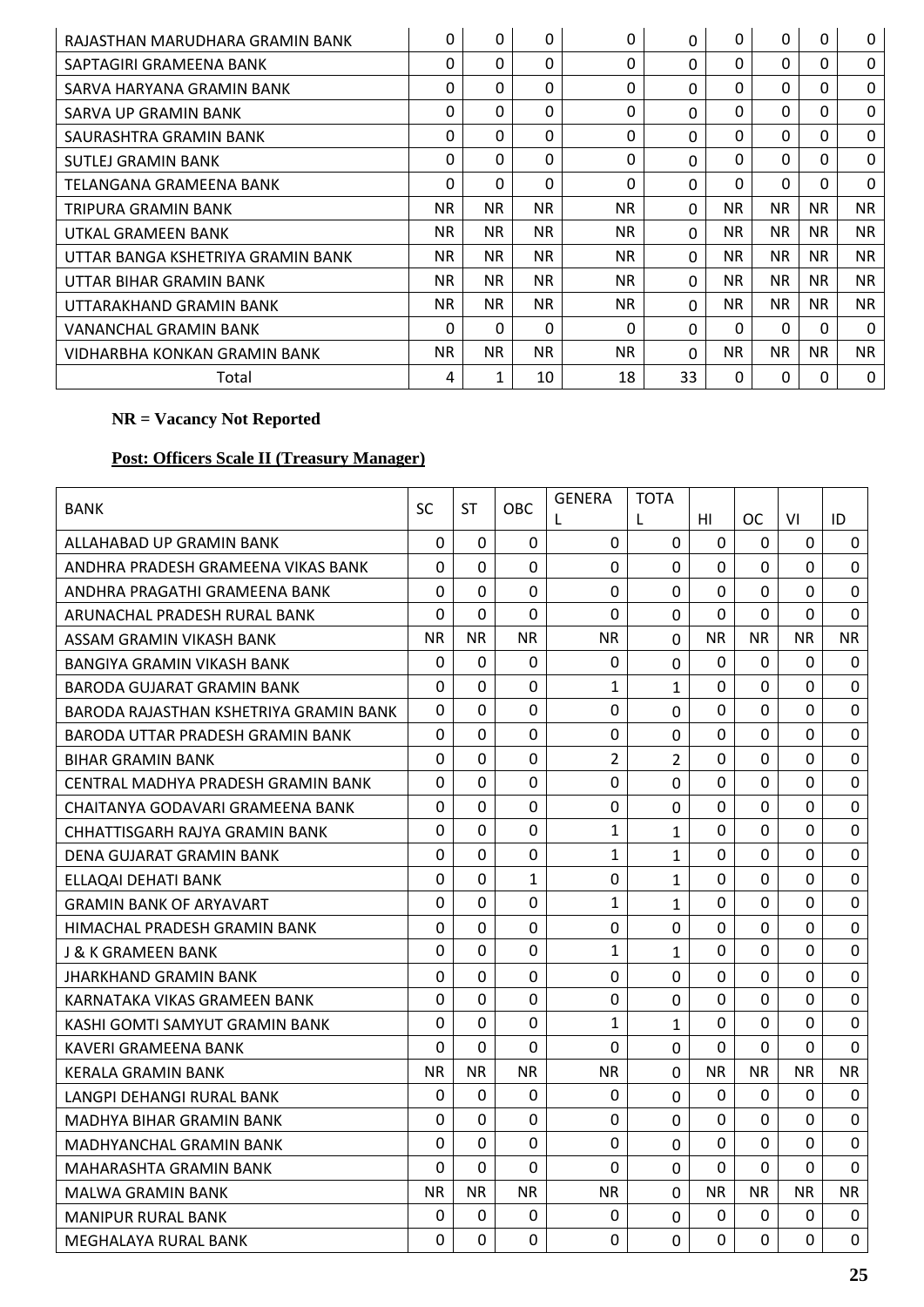| | | | | | | | | | |
|---|---|---|---|---|---|---|---|---|---|
| RAJASTHAN MARUDHARA GRAMIN BANK | 0 | 0 | 0 | 0 | 0 | 0 | 0 | 0 | 0 |
| SAPTAGIRI GRAMEENA BANK | 0 | 0 | 0 | 0 | 0 | 0 | 0 | 0 | 0 |
| SARVA HARYANA GRAMIN BANK | 0 | 0 | 0 | 0 | 0 | 0 | 0 | 0 | 0 |
| SARVA UP GRAMIN BANK | 0 | 0 | 0 | 0 | 0 | 0 | 0 | 0 | 0 |
| SAURASHTRA GRAMIN BANK | 0 | 0 | 0 | 0 | 0 | 0 | 0 | 0 | 0 |
| SUTLEJ GRAMIN BANK | 0 | 0 | 0 | 0 | 0 | 0 | 0 | 0 | 0 |
| TELANGANA GRAMEENA BANK | 0 | 0 | 0 | 0 | 0 | 0 | 0 | 0 | 0 |
| TRIPURA GRAMIN BANK | NR | NR | NR | NR | 0 | NR | NR | NR | NR |
| UTKAL GRAMEEN BANK | NR | NR | NR | NR | 0 | NR | NR | NR | NR |
| UTTAR BANGA KSHETRIYA GRAMIN BANK | NR | NR | NR | NR | 0 | NR | NR | NR | NR |
| UTTAR BIHAR GRAMIN BANK | NR | NR | NR | NR | 0 | NR | NR | NR | NR |
| UTTARAKHAND GRAMIN BANK | NR | NR | NR | NR | 0 | NR | NR | NR | NR |
| VANANCHAL GRAMIN BANK | 0 | 0 | 0 | 0 | 0 | 0 | 0 | 0 | 0 |
| VIDHARBHA KONKAN GRAMIN BANK | NR | NR | NR | NR | 0 | NR | NR | NR | NR |
| Total | 4 | 1 | 10 | 18 | 33 | 0 | 0 | 0 | 0 |

**NR = Vacancy Not Reported**

**Post: Officers Scale II (Treasury Manager)**

| BANK | SC | ST | OBC | GENERAL | TOTAL | HI | OC | VI | ID |
|---|---|---|---|---|---|---|---|---|---|
| ALLAHABAD UP GRAMIN BANK | 0 | 0 | 0 | 0 | 0 | 0 | 0 | 0 | 0 |
| ANDHRA PRADESH GRAMEENA VIKAS BANK | 0 | 0 | 0 | 0 | 0 | 0 | 0 | 0 | 0 |
| ANDHRA PRAGATHI GRAMEENA BANK | 0 | 0 | 0 | 0 | 0 | 0 | 0 | 0 | 0 |
| ARUNACHAL PRADESH RURAL BANK | 0 | 0 | 0 | 0 | 0 | 0 | 0 | 0 | 0 |
| ASSAM GRAMIN VIKASH BANK | NR | NR | NR | NR | 0 | NR | NR | NR | NR |
| BANGIYA GRAMIN VIKASH BANK | 0 | 0 | 0 | 0 | 0 | 0 | 0 | 0 | 0 |
| BARODA GUJARAT GRAMIN BANK | 0 | 0 | 0 | 1 | 1 | 0 | 0 | 0 | 0 |
| BARODA RAJASTHAN KSHETRIYA GRAMIN BANK | 0 | 0 | 0 | 0 | 0 | 0 | 0 | 0 | 0 |
| BARODA UTTAR PRADESH GRAMIN BANK | 0 | 0 | 0 | 0 | 0 | 0 | 0 | 0 | 0 |
| BIHAR GRAMIN BANK | 0 | 0 | 0 | 2 | 2 | 0 | 0 | 0 | 0 |
| CENTRAL MADHYA PRADESH GRAMIN BANK | 0 | 0 | 0 | 0 | 0 | 0 | 0 | 0 | 0 |
| CHAITANYA GODAVARI GRAMEENA BANK | 0 | 0 | 0 | 0 | 0 | 0 | 0 | 0 | 0 |
| CHHATTISGARH RAJYA GRAMIN BANK | 0 | 0 | 0 | 1 | 1 | 0 | 0 | 0 | 0 |
| DENA GUJARAT GRAMIN BANK | 0 | 0 | 0 | 1 | 1 | 0 | 0 | 0 | 0 |
| ELLAQAI DEHATI BANK | 0 | 0 | 1 | 0 | 1 | 0 | 0 | 0 | 0 |
| GRAMIN BANK OF ARYAVART | 0 | 0 | 0 | 1 | 1 | 0 | 0 | 0 | 0 |
| HIMACHAL PRADESH GRAMIN BANK | 0 | 0 | 0 | 0 | 0 | 0 | 0 | 0 | 0 |
| J & K GRAMEEN BANK | 0 | 0 | 0 | 1 | 1 | 0 | 0 | 0 | 0 |
| JHARKHAND GRAMIN BANK | 0 | 0 | 0 | 0 | 0 | 0 | 0 | 0 | 0 |
| KARNATAKA VIKAS GRAMEEN BANK | 0 | 0 | 0 | 0 | 0 | 0 | 0 | 0 | 0 |
| KASHI GOMTI SAMYUT GRAMIN BANK | 0 | 0 | 0 | 1 | 1 | 0 | 0 | 0 | 0 |
| KAVERI GRAMEENA BANK | 0 | 0 | 0 | 0 | 0 | 0 | 0 | 0 | 0 |
| KERALA GRAMIN BANK | NR | NR | NR | NR | 0 | NR | NR | NR | NR |
| LANGPI DEHANGI RURAL BANK | 0 | 0 | 0 | 0 | 0 | 0 | 0 | 0 | 0 |
| MADHYA BIHAR GRAMIN BANK | 0 | 0 | 0 | 0 | 0 | 0 | 0 | 0 | 0 |
| MADHYANCHAL GRAMIN BANK | 0 | 0 | 0 | 0 | 0 | 0 | 0 | 0 | 0 |
| MAHARASHTA GRAMIN BANK | 0 | 0 | 0 | 0 | 0 | 0 | 0 | 0 | 0 |
| MALWA GRAMIN BANK | NR | NR | NR | NR | 0 | NR | NR | NR | NR |
| MANIPUR RURAL BANK | 0 | 0 | 0 | 0 | 0 | 0 | 0 | 0 | 0 |
| MEGHALAYA RURAL BANK | 0 | 0 | 0 | 0 | 0 | 0 | 0 | 0 | 0 |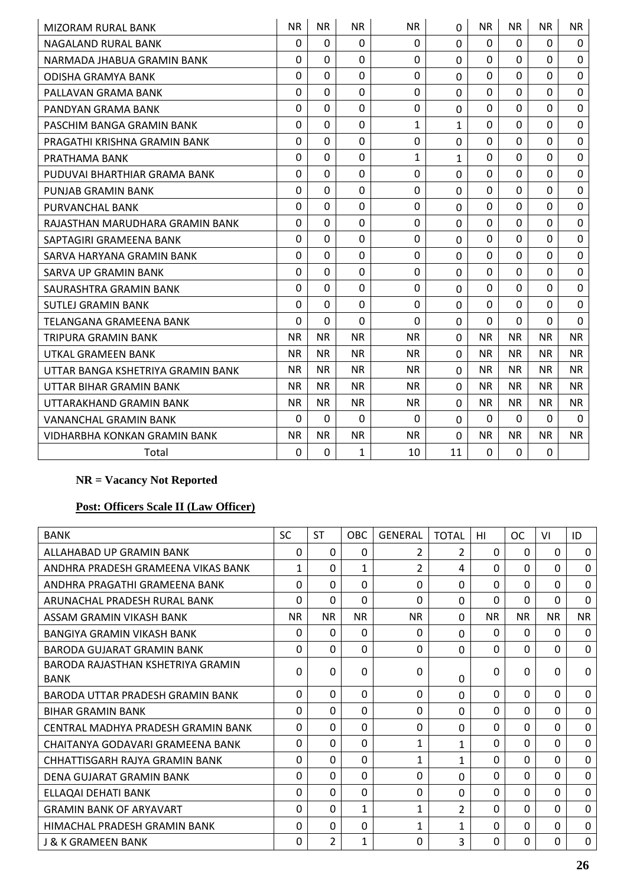| MIZORAM RURAL BANK | NR | NR | NR | NR | 0 | NR | NR | NR | NR |
|---|---|---|---|---|---|---|---|---|---|
| NAGALAND RURAL BANK | 0 | 0 | 0 | 0 | 0 | 0 | 0 | 0 | 0 |
| NARMADA JHABUA GRAMIN BANK | 0 | 0 | 0 | 0 | 0 | 0 | 0 | 0 | 0 |
| ODISHA GRAMYA BANK | 0 | 0 | 0 | 0 | 0 | 0 | 0 | 0 | 0 |
| PALLAVAN GRAMA BANK | 0 | 0 | 0 | 0 | 0 | 0 | 0 | 0 | 0 |
| PANDYAN GRAMA BANK | 0 | 0 | 0 | 0 | 0 | 0 | 0 | 0 | 0 |
| PASCHIM BANGA GRAMIN BANK | 0 | 0 | 0 | 1 | 1 | 0 | 0 | 0 | 0 |
| PRAGATHI KRISHNA GRAMIN BANK | 0 | 0 | 0 | 0 | 0 | 0 | 0 | 0 | 0 |
| PRATHAMA BANK | 0 | 0 | 0 | 1 | 1 | 0 | 0 | 0 | 0 |
| PUDUVAI BHARTHIAR GRAMA BANK | 0 | 0 | 0 | 0 | 0 | 0 | 0 | 0 | 0 |
| PUNJAB GRAMIN BANK | 0 | 0 | 0 | 0 | 0 | 0 | 0 | 0 | 0 |
| PURVANCHAL BANK | 0 | 0 | 0 | 0 | 0 | 0 | 0 | 0 | 0 |
| RAJASTHAN MARUDHARA GRAMIN BANK | 0 | 0 | 0 | 0 | 0 | 0 | 0 | 0 | 0 |
| SAPTAGIRI GRAMEENA BANK | 0 | 0 | 0 | 0 | 0 | 0 | 0 | 0 | 0 |
| SARVA HARYANA GRAMIN BANK | 0 | 0 | 0 | 0 | 0 | 0 | 0 | 0 | 0 |
| SARVA UP GRAMIN BANK | 0 | 0 | 0 | 0 | 0 | 0 | 0 | 0 | 0 |
| SAURASHTRA GRAMIN BANK | 0 | 0 | 0 | 0 | 0 | 0 | 0 | 0 | 0 |
| SUTLEJ GRAMIN BANK | 0 | 0 | 0 | 0 | 0 | 0 | 0 | 0 | 0 |
| TELANGANA GRAMEENA BANK | 0 | 0 | 0 | 0 | 0 | 0 | 0 | 0 | 0 |
| TRIPURA GRAMIN BANK | NR | NR | NR | NR | 0 | NR | NR | NR | NR |
| UTKAL GRAMEEN BANK | NR | NR | NR | NR | 0 | NR | NR | NR | NR |
| UTTAR BANGA KSHETRIYA GRAMIN BANK | NR | NR | NR | NR | 0 | NR | NR | NR | NR |
| UTTAR BIHAR GRAMIN BANK | NR | NR | NR | NR | 0 | NR | NR | NR | NR |
| UTTARAKHAND GRAMIN BANK | NR | NR | NR | NR | 0 | NR | NR | NR | NR |
| VANANCHAL GRAMIN BANK | 0 | 0 | 0 | 0 | 0 | 0 | 0 | 0 | 0 |
| VIDHARBHA KONKAN GRAMIN BANK | NR | NR | NR | NR | 0 | NR | NR | NR | NR |
| Total | 0 | 0 | 1 | 10 | 11 | 0 | 0 | 0 | |

**NR = Vacancy Not Reported**

**Post: Officers Scale II (Law Officer)**

| BANK | SC | ST | OBC | GENERAL | TOTAL | HI | OC | VI | ID |
|---|---|---|---|---|---|---|---|---|---|
| ALLAHABAD UP GRAMIN BANK | 0 | 0 | 0 | 2 | 2 | 0 | 0 | 0 | 0 |
| ANDHRA PRADESH GRAMEENA VIKAS BANK | 1 | 0 | 1 | 2 | 4 | 0 | 0 | 0 | 0 |
| ANDHRA PRAGATHI GRAMEENA BANK | 0 | 0 | 0 | 0 | 0 | 0 | 0 | 0 | 0 |
| ARUNACHAL PRADESH RURAL BANK | 0 | 0 | 0 | 0 | 0 | 0 | 0 | 0 | 0 |
| ASSAM GRAMIN VIKASH BANK | NR | NR | NR | NR | 0 | NR | NR | NR | NR |
| BANGIYA GRAMIN VIKASH BANK | 0 | 0 | 0 | 0 | 0 | 0 | 0 | 0 | 0 |
| BARODA GUJARAT GRAMIN BANK | 0 | 0 | 0 | 0 | 0 | 0 | 0 | 0 | 0 |
| BARODA RAJASTHAN KSHETRIYA GRAMIN BANK | 0 | 0 | 0 | 0 | 0 | 0 | 0 | 0 | 0 |
| BARODA UTTAR PRADESH GRAMIN BANK | 0 | 0 | 0 | 0 | 0 | 0 | 0 | 0 | 0 |
| BIHAR GRAMIN BANK | 0 | 0 | 0 | 0 | 0 | 0 | 0 | 0 | 0 |
| CENTRAL MADHYA PRADESH GRAMIN BANK | 0 | 0 | 0 | 0 | 0 | 0 | 0 | 0 | 0 |
| CHAITANYA GODAVARI GRAMEENA BANK | 0 | 0 | 0 | 1 | 1 | 0 | 0 | 0 | 0 |
| CHHATTISGARH RAJYA GRAMIN BANK | 0 | 0 | 0 | 1 | 1 | 0 | 0 | 0 | 0 |
| DENA GUJARAT GRAMIN BANK | 0 | 0 | 0 | 0 | 0 | 0 | 0 | 0 | 0 |
| ELLAQAI DEHATI BANK | 0 | 0 | 0 | 0 | 0 | 0 | 0 | 0 | 0 |
| GRAMIN BANK OF ARYAVART | 0 | 0 | 1 | 1 | 2 | 0 | 0 | 0 | 0 |
| HIMACHAL PRADESH GRAMIN BANK | 0 | 0 | 0 | 1 | 1 | 0 | 0 | 0 | 0 |
| J & K GRAMEEN BANK | 0 | 2 | 1 | 0 | 3 | 0 | 0 | 0 | 0 |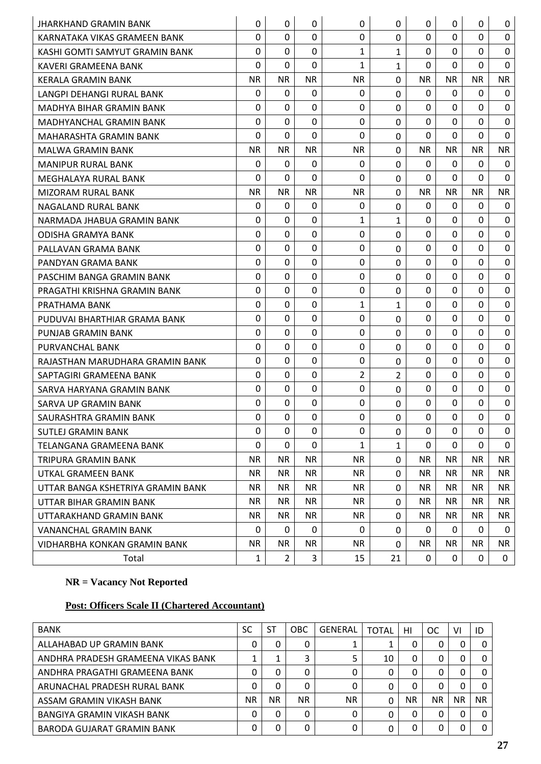| JHARKHAND GRAMIN BANK | 0 | 0 | 0 | 0 | 0 | 0 | 0 | 0 | 0 |
|---|---|---|---|---|---|---|---|---|---|
| KARNATAKA VIKAS GRAMEEN BANK | 0 | 0 | 0 | 0 | 0 | 0 | 0 | 0 | 0 |
| KASHI GOMTI SAMYUT GRAMIN BANK | 0 | 0 | 0 | 1 | 1 | 0 | 0 | 0 | 0 |
| KAVERI GRAMEENA BANK | 0 | 0 | 0 | 1 | 1 | 0 | 0 | 0 | 0 |
| KERALA GRAMIN BANK | NR | NR | NR | NR | 0 | NR | NR | NR | NR |
| LANGPI DEHANGI RURAL BANK | 0 | 0 | 0 | 0 | 0 | 0 | 0 | 0 | 0 |
| MADHYA BIHAR GRAMIN BANK | 0 | 0 | 0 | 0 | 0 | 0 | 0 | 0 | 0 |
| MADHYANCHAL GRAMIN BANK | 0 | 0 | 0 | 0 | 0 | 0 | 0 | 0 | 0 |
| MAHARASHTA GRAMIN BANK | 0 | 0 | 0 | 0 | 0 | 0 | 0 | 0 | 0 |
| MALWA GRAMIN BANK | NR | NR | NR | NR | 0 | NR | NR | NR | NR |
| MANIPUR RURAL BANK | 0 | 0 | 0 | 0 | 0 | 0 | 0 | 0 | 0 |
| MEGHALAYA RURAL BANK | 0 | 0 | 0 | 0 | 0 | 0 | 0 | 0 | 0 |
| MIZORAM RURAL BANK | NR | NR | NR | NR | 0 | NR | NR | NR | NR |
| NAGALAND RURAL BANK | 0 | 0 | 0 | 0 | 0 | 0 | 0 | 0 | 0 |
| NARMADA JHABUA GRAMIN BANK | 0 | 0 | 0 | 1 | 1 | 0 | 0 | 0 | 0 |
| ODISHA GRAMYA BANK | 0 | 0 | 0 | 0 | 0 | 0 | 0 | 0 | 0 |
| PALLAVAN GRAMA BANK | 0 | 0 | 0 | 0 | 0 | 0 | 0 | 0 | 0 |
| PANDYAN GRAMA BANK | 0 | 0 | 0 | 0 | 0 | 0 | 0 | 0 | 0 |
| PASCHIM BANGA GRAMIN BANK | 0 | 0 | 0 | 0 | 0 | 0 | 0 | 0 | 0 |
| PRAGATHI KRISHNA GRAMIN BANK | 0 | 0 | 0 | 0 | 0 | 0 | 0 | 0 | 0 |
| PRATHAMA BANK | 0 | 0 | 0 | 1 | 1 | 0 | 0 | 0 | 0 |
| PUDUVAI BHARTHIAR GRAMA BANK | 0 | 0 | 0 | 0 | 0 | 0 | 0 | 0 | 0 |
| PUNJAB GRAMIN BANK | 0 | 0 | 0 | 0 | 0 | 0 | 0 | 0 | 0 |
| PURVANCHAL BANK | 0 | 0 | 0 | 0 | 0 | 0 | 0 | 0 | 0 |
| RAJASTHAN MARUDHARA GRAMIN BANK | 0 | 0 | 0 | 0 | 0 | 0 | 0 | 0 | 0 |
| SAPTAGIRI GRAMEENA BANK | 0 | 0 | 0 | 2 | 2 | 0 | 0 | 0 | 0 |
| SARVA HARYANA GRAMIN BANK | 0 | 0 | 0 | 0 | 0 | 0 | 0 | 0 | 0 |
| SARVA UP GRAMIN BANK | 0 | 0 | 0 | 0 | 0 | 0 | 0 | 0 | 0 |
| SAURASHTRA GRAMIN BANK | 0 | 0 | 0 | 0 | 0 | 0 | 0 | 0 | 0 |
| SUTLEJ GRAMIN BANK | 0 | 0 | 0 | 0 | 0 | 0 | 0 | 0 | 0 |
| TELANGANA GRAMEENA BANK | 0 | 0 | 0 | 1 | 1 | 0 | 0 | 0 | 0 |
| TRIPURA GRAMIN BANK | NR | NR | NR | NR | 0 | NR | NR | NR | NR |
| UTKAL GRAMEEN BANK | NR | NR | NR | NR | 0 | NR | NR | NR | NR |
| UTTAR BANGA KSHETRIYA GRAMIN BANK | NR | NR | NR | NR | 0 | NR | NR | NR | NR |
| UTTAR BIHAR GRAMIN BANK | NR | NR | NR | NR | 0 | NR | NR | NR | NR |
| UTTARAKHAND GRAMIN BANK | NR | NR | NR | NR | 0 | NR | NR | NR | NR |
| VANANCHAL GRAMIN BANK | 0 | 0 | 0 | 0 | 0 | 0 | 0 | 0 | 0 |
| VIDHARBHA KONKAN GRAMIN BANK | NR | NR | NR | NR | 0 | NR | NR | NR | NR |
| Total | 1 | 2 | 3 | 15 | 21 | 0 | 0 | 0 | 0 |

**NR = Vacancy Not Reported**

**Post: Officers Scale II (Chartered Accountant)**

| BANK | SC | ST | OBC | GENERAL | TOTAL | HI | OC | VI | ID |
|---|---|---|---|---|---|---|---|---|---|
| ALLAHABAD UP GRAMIN BANK | 0 | 0 | 0 | 1 | 1 | 0 | 0 | 0 | 0 |
| ANDHRA PRADESH GRAMEENA VIKAS BANK | 1 | 1 | 3 | 5 | 10 | 0 | 0 | 0 | 0 |
| ANDHRA PRAGATHI GRAMEENA BANK | 0 | 0 | 0 | 0 | 0 | 0 | 0 | 0 | 0 |
| ARUNACHAL PRADESH RURAL BANK | 0 | 0 | 0 | 0 | 0 | 0 | 0 | 0 | 0 |
| ASSAM GRAMIN VIKASH BANK | NR | NR | NR | NR | 0 | NR | NR | NR | NR |
| BANGIYA GRAMIN VIKASH BANK | 0 | 0 | 0 | 0 | 0 | 0 | 0 | 0 | 0 |
| BARODA GUJARAT GRAMIN BANK | 0 | 0 | 0 | 0 | 0 | 0 | 0 | 0 | 0 |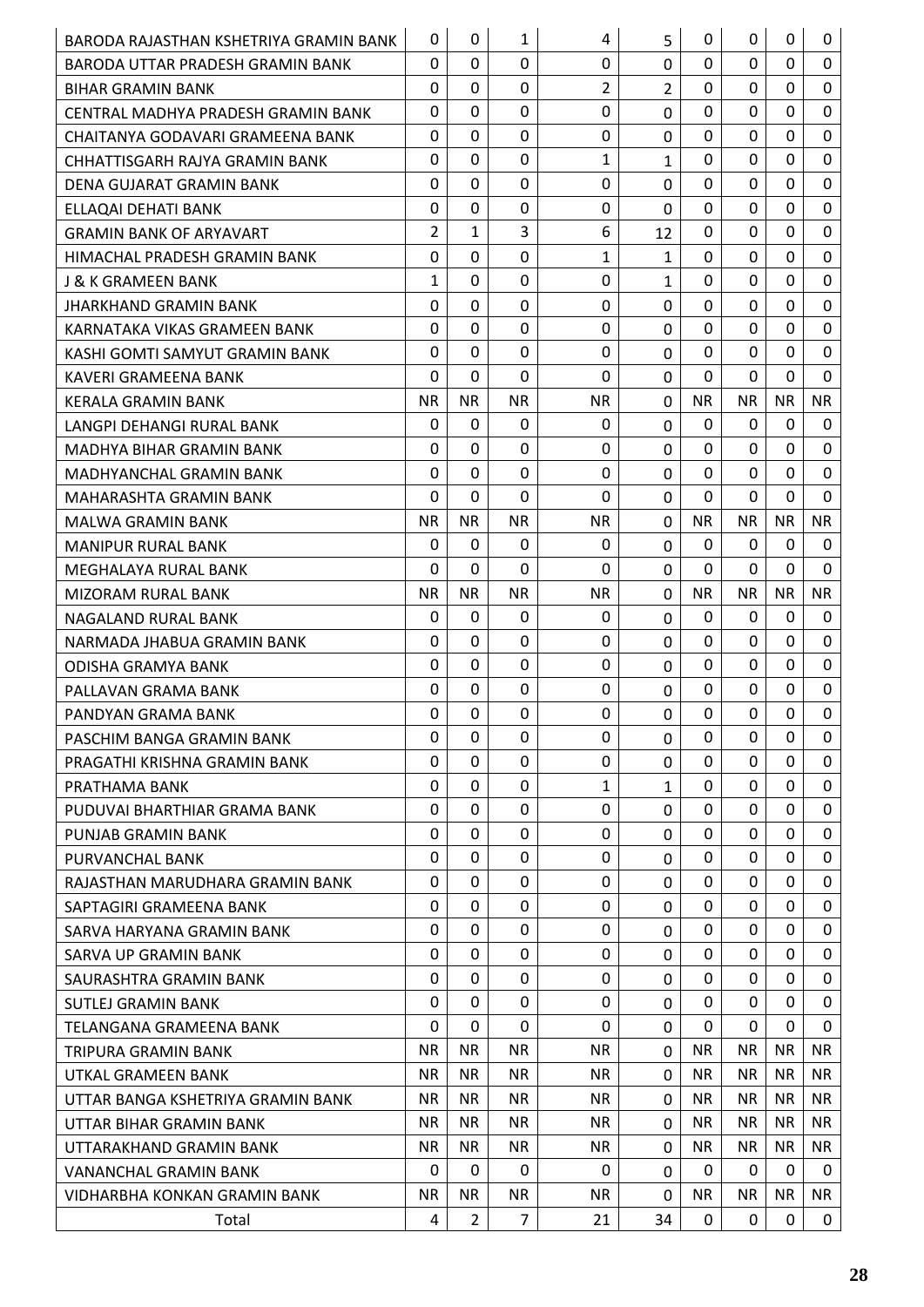| | | | | | | | | | |
|---|---|---|---|---|---|---|---|---|---|
| BARODA RAJASTHAN KSHETRIYA GRAMIN BANK | 0 | 0 | 1 | 4 | 5 | 0 | 0 | 0 | 0 |
| BARODA UTTAR PRADESH GRAMIN BANK | 0 | 0 | 0 | 0 | 0 | 0 | 0 | 0 | 0 |
| BIHAR GRAMIN BANK | 0 | 0 | 0 | 2 | 2 | 0 | 0 | 0 | 0 |
| CENTRAL MADHYA PRADESH GRAMIN BANK | 0 | 0 | 0 | 0 | 0 | 0 | 0 | 0 | 0 |
| CHAITANYA GODAVARI GRAMEENA BANK | 0 | 0 | 0 | 0 | 0 | 0 | 0 | 0 | 0 |
| CHHATTISGARH RAJYA GRAMIN BANK | 0 | 0 | 0 | 1 | 1 | 0 | 0 | 0 | 0 |
| DENA GUJARAT GRAMIN BANK | 0 | 0 | 0 | 0 | 0 | 0 | 0 | 0 | 0 |
| ELLAQAI DEHATI BANK | 0 | 0 | 0 | 0 | 0 | 0 | 0 | 0 | 0 |
| GRAMIN BANK OF ARYAVART | 2 | 1 | 3 | 6 | 12 | 0 | 0 | 0 | 0 |
| HIMACHAL PRADESH GRAMIN BANK | 0 | 0 | 0 | 1 | 1 | 0 | 0 | 0 | 0 |
| J & K GRAMEEN BANK | 1 | 0 | 0 | 0 | 1 | 0 | 0 | 0 | 0 |
| JHARKHAND GRAMIN BANK | 0 | 0 | 0 | 0 | 0 | 0 | 0 | 0 | 0 |
| KARNATAKA VIKAS GRAMEEN BANK | 0 | 0 | 0 | 0 | 0 | 0 | 0 | 0 | 0 |
| KASHI GOMTI SAMYUT GRAMIN BANK | 0 | 0 | 0 | 0 | 0 | 0 | 0 | 0 | 0 |
| KAVERI GRAMEENA BANK | 0 | 0 | 0 | 0 | 0 | 0 | 0 | 0 | 0 |
| KERALA GRAMIN BANK | NR | NR | NR | NR | 0 | NR | NR | NR | NR |
| LANGPI DEHANGI RURAL BANK | 0 | 0 | 0 | 0 | 0 | 0 | 0 | 0 | 0 |
| MADHYA BIHAR GRAMIN BANK | 0 | 0 | 0 | 0 | 0 | 0 | 0 | 0 | 0 |
| MADHYANCHAL GRAMIN BANK | 0 | 0 | 0 | 0 | 0 | 0 | 0 | 0 | 0 |
| MAHARASHTA GRAMIN BANK | 0 | 0 | 0 | 0 | 0 | 0 | 0 | 0 | 0 |
| MALWA GRAMIN BANK | NR | NR | NR | NR | 0 | NR | NR | NR | NR |
| MANIPUR RURAL BANK | 0 | 0 | 0 | 0 | 0 | 0 | 0 | 0 | 0 |
| MEGHALAYA RURAL BANK | 0 | 0 | 0 | 0 | 0 | 0 | 0 | 0 | 0 |
| MIZORAM RURAL BANK | NR | NR | NR | NR | 0 | NR | NR | NR | NR |
| NAGALAND RURAL BANK | 0 | 0 | 0 | 0 | 0 | 0 | 0 | 0 | 0 |
| NARMADA JHABUA GRAMIN BANK | 0 | 0 | 0 | 0 | 0 | 0 | 0 | 0 | 0 |
| ODISHA GRAMYA BANK | 0 | 0 | 0 | 0 | 0 | 0 | 0 | 0 | 0 |
| PALLAVAN GRAMA BANK | 0 | 0 | 0 | 0 | 0 | 0 | 0 | 0 | 0 |
| PANDYAN GRAMA BANK | 0 | 0 | 0 | 0 | 0 | 0 | 0 | 0 | 0 |
| PASCHIM BANGA GRAMIN BANK | 0 | 0 | 0 | 0 | 0 | 0 | 0 | 0 | 0 |
| PRAGATHI KRISHNA GRAMIN BANK | 0 | 0 | 0 | 0 | 0 | 0 | 0 | 0 | 0 |
| PRATHAMA BANK | 0 | 0 | 0 | 1 | 1 | 0 | 0 | 0 | 0 |
| PUDUVAI BHARTHIAR GRAMA BANK | 0 | 0 | 0 | 0 | 0 | 0 | 0 | 0 | 0 |
| PUNJAB GRAMIN BANK | 0 | 0 | 0 | 0 | 0 | 0 | 0 | 0 | 0 |
| PURVANCHAL BANK | 0 | 0 | 0 | 0 | 0 | 0 | 0 | 0 | 0 |
| RAJASTHAN MARUDHARA GRAMIN BANK | 0 | 0 | 0 | 0 | 0 | 0 | 0 | 0 | 0 |
| SAPTAGIRI GRAMEENA BANK | 0 | 0 | 0 | 0 | 0 | 0 | 0 | 0 | 0 |
| SARVA HARYANA GRAMIN BANK | 0 | 0 | 0 | 0 | 0 | 0 | 0 | 0 | 0 |
| SARVA UP GRAMIN BANK | 0 | 0 | 0 | 0 | 0 | 0 | 0 | 0 | 0 |
| SAURASHTRA GRAMIN BANK | 0 | 0 | 0 | 0 | 0 | 0 | 0 | 0 | 0 |
| SUTLEJ GRAMIN BANK | 0 | 0 | 0 | 0 | 0 | 0 | 0 | 0 | 0 |
| TELANGANA GRAMEENA BANK | 0 | 0 | 0 | 0 | 0 | 0 | 0 | 0 | 0 |
| TRIPURA GRAMIN BANK | NR | NR | NR | NR | 0 | NR | NR | NR | NR |
| UTKAL GRAMEEN BANK | NR | NR | NR | NR | 0 | NR | NR | NR | NR |
| UTTAR BANGA KSHETRIYA GRAMIN BANK | NR | NR | NR | NR | 0 | NR | NR | NR | NR |
| UTTAR BIHAR GRAMIN BANK | NR | NR | NR | NR | 0 | NR | NR | NR | NR |
| UTTARAKHAND GRAMIN BANK | NR | NR | NR | NR | 0 | NR | NR | NR | NR |
| VANANCHAL GRAMIN BANK | 0 | 0 | 0 | 0 | 0 | 0 | 0 | 0 | 0 |
| VIDHARBHA KONKAN GRAMIN BANK | NR | NR | NR | NR | 0 | NR | NR | NR | NR |
| Total | 4 | 2 | 7 | 21 | 34 | 0 | 0 | 0 | 0 |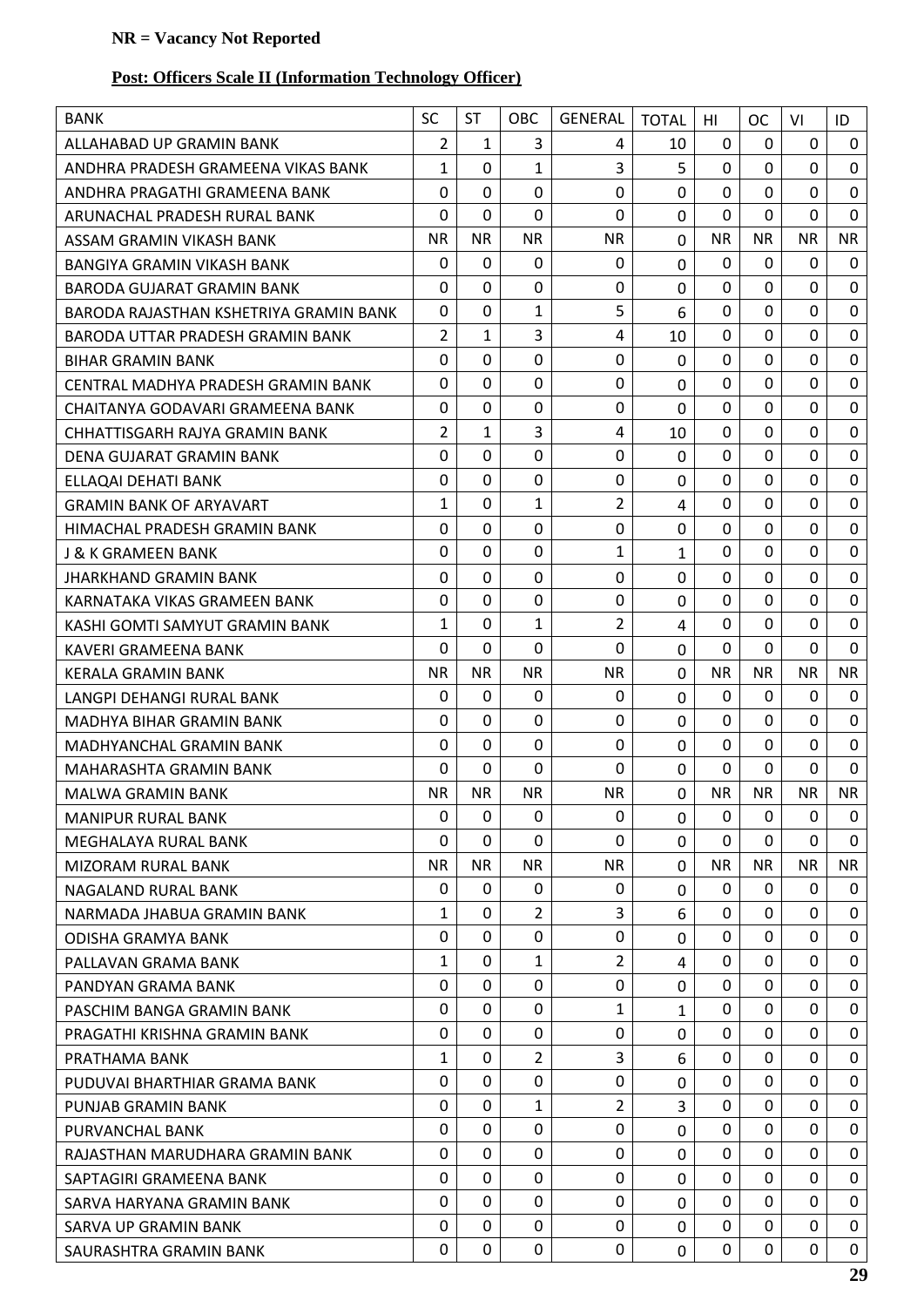**NR = Vacancy Not Reported**

**Post: Officers Scale II (Information Technology Officer)**

| BANK | SC | ST | OBC | GENERAL | TOTAL | HI | OC | VI | ID |
|---|---|---|---|---|---|---|---|---|---|
| ALLAHABAD UP GRAMIN BANK | 2 | 1 | 3 | 4 | 10 | 0 | 0 | 0 | 0 |
| ANDHRA PRADESH GRAMEENA VIKAS BANK | 1 | 0 | 1 | 3 | 5 | 0 | 0 | 0 | 0 |
| ANDHRA PRAGATHI GRAMEENA BANK | 0 | 0 | 0 | 0 | 0 | 0 | 0 | 0 | 0 |
| ARUNACHAL PRADESH RURAL BANK | 0 | 0 | 0 | 0 | 0 | 0 | 0 | 0 | 0 |
| ASSAM GRAMIN VIKASH BANK | NR | NR | NR | NR | 0 | NR | NR | NR | NR |
| BANGIYA GRAMIN VIKASH BANK | 0 | 0 | 0 | 0 | 0 | 0 | 0 | 0 | 0 |
| BARODA GUJARAT GRAMIN BANK | 0 | 0 | 0 | 0 | 0 | 0 | 0 | 0 | 0 |
| BARODA RAJASTHAN KSHETRIYA GRAMIN BANK | 0 | 0 | 1 | 5 | 6 | 0 | 0 | 0 | 0 |
| BARODA UTTAR PRADESH GRAMIN BANK | 2 | 1 | 3 | 4 | 10 | 0 | 0 | 0 | 0 |
| BIHAR GRAMIN BANK | 0 | 0 | 0 | 0 | 0 | 0 | 0 | 0 | 0 |
| CENTRAL MADHYA PRADESH GRAMIN BANK | 0 | 0 | 0 | 0 | 0 | 0 | 0 | 0 | 0 |
| CHAITANYA GODAVARI GRAMEENA BANK | 0 | 0 | 0 | 0 | 0 | 0 | 0 | 0 | 0 |
| CHHATTISGARH RAJYA GRAMIN BANK | 2 | 1 | 3 | 4 | 10 | 0 | 0 | 0 | 0 |
| DENA GUJARAT GRAMIN BANK | 0 | 0 | 0 | 0 | 0 | 0 | 0 | 0 | 0 |
| ELLAQAI DEHATI BANK | 0 | 0 | 0 | 0 | 0 | 0 | 0 | 0 | 0 |
| GRAMIN BANK OF ARYAVART | 1 | 0 | 1 | 2 | 4 | 0 | 0 | 0 | 0 |
| HIMACHAL PRADESH GRAMIN BANK | 0 | 0 | 0 | 0 | 0 | 0 | 0 | 0 | 0 |
| J & K GRAMEEN BANK | 0 | 0 | 0 | 1 | 1 | 0 | 0 | 0 | 0 |
| JHARKHAND GRAMIN BANK | 0 | 0 | 0 | 0 | 0 | 0 | 0 | 0 | 0 |
| KARNATAKA VIKAS GRAMEEN BANK | 0 | 0 | 0 | 0 | 0 | 0 | 0 | 0 | 0 |
| KASHI GOMTI SAMYUT GRAMIN BANK | 1 | 0 | 1 | 2 | 4 | 0 | 0 | 0 | 0 |
| KAVERI GRAMEENA BANK | 0 | 0 | 0 | 0 | 0 | 0 | 0 | 0 | 0 |
| KERALA GRAMIN BANK | NR | NR | NR | NR | 0 | NR | NR | NR | NR |
| LANGPI DEHANGI RURAL BANK | 0 | 0 | 0 | 0 | 0 | 0 | 0 | 0 | 0 |
| MADHYA BIHAR GRAMIN BANK | 0 | 0 | 0 | 0 | 0 | 0 | 0 | 0 | 0 |
| MADHYANCHAL GRAMIN BANK | 0 | 0 | 0 | 0 | 0 | 0 | 0 | 0 | 0 |
| MAHARASHTA GRAMIN BANK | 0 | 0 | 0 | 0 | 0 | 0 | 0 | 0 | 0 |
| MALWA GRAMIN BANK | NR | NR | NR | NR | 0 | NR | NR | NR | NR |
| MANIPUR RURAL BANK | 0 | 0 | 0 | 0 | 0 | 0 | 0 | 0 | 0 |
| MEGHALAYA RURAL BANK | 0 | 0 | 0 | 0 | 0 | 0 | 0 | 0 | 0 |
| MIZORAM RURAL BANK | NR | NR | NR | NR | 0 | NR | NR | NR | NR |
| NAGALAND RURAL BANK | 0 | 0 | 0 | 0 | 0 | 0 | 0 | 0 | 0 |
| NARMADA JHABUA GRAMIN BANK | 1 | 0 | 2 | 3 | 6 | 0 | 0 | 0 | 0 |
| ODISHA GRAMYA BANK | 0 | 0 | 0 | 0 | 0 | 0 | 0 | 0 | 0 |
| PALLAVAN GRAMA BANK | 1 | 0 | 1 | 2 | 4 | 0 | 0 | 0 | 0 |
| PANDYAN GRAMA BANK | 0 | 0 | 0 | 0 | 0 | 0 | 0 | 0 | 0 |
| PASCHIM BANGA GRAMIN BANK | 0 | 0 | 0 | 1 | 1 | 0 | 0 | 0 | 0 |
| PRAGATHI KRISHNA GRAMIN BANK | 0 | 0 | 0 | 0 | 0 | 0 | 0 | 0 | 0 |
| PRATHAMA BANK | 1 | 0 | 2 | 3 | 6 | 0 | 0 | 0 | 0 |
| PUDUVAI BHARTHIAR GRAMA BANK | 0 | 0 | 0 | 0 | 0 | 0 | 0 | 0 | 0 |
| PUNJAB GRAMIN BANK | 0 | 0 | 1 | 2 | 3 | 0 | 0 | 0 | 0 |
| PURVANCHAL BANK | 0 | 0 | 0 | 0 | 0 | 0 | 0 | 0 | 0 |
| RAJASTHAN MARUDHARA GRAMIN BANK | 0 | 0 | 0 | 0 | 0 | 0 | 0 | 0 | 0 |
| SAPTAGIRI GRAMEENA BANK | 0 | 0 | 0 | 0 | 0 | 0 | 0 | 0 | 0 |
| SARVA HARYANA GRAMIN BANK | 0 | 0 | 0 | 0 | 0 | 0 | 0 | 0 | 0 |
| SARVA UP GRAMIN BANK | 0 | 0 | 0 | 0 | 0 | 0 | 0 | 0 | 0 |
| SAURASHTRA GRAMIN BANK | 0 | 0 | 0 | 0 | 0 | 0 | 0 | 0 | 0 |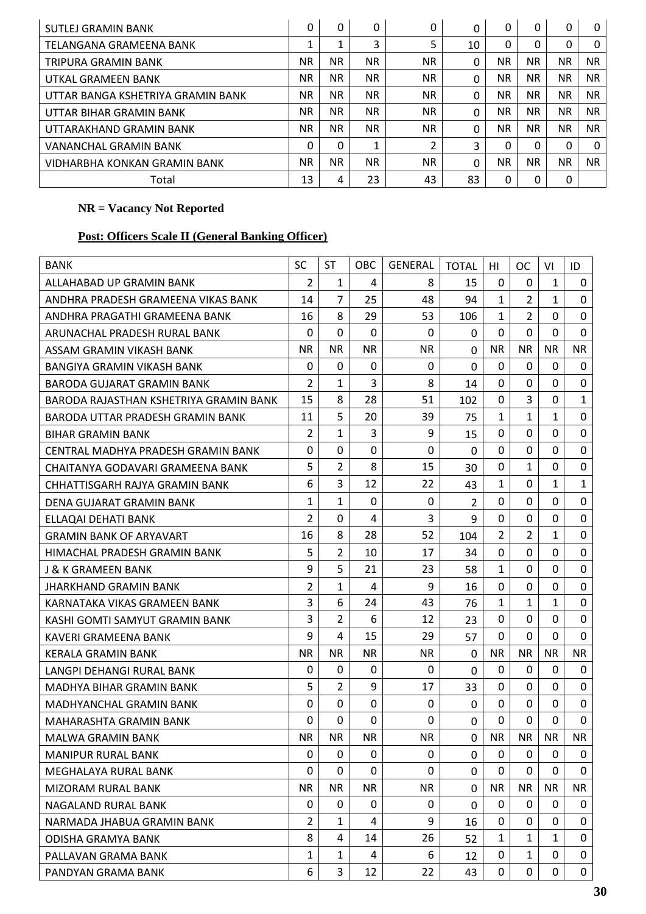| SUTLEJ GRAMIN BANK | 0 | 0 | 0 | 0 | 0 | 0 | 0 | 0 | 0 |
|---|---|---|---|---|---|---|---|---|---|
| TELANGANA GRAMEENA BANK | 1 | 1 | 3 | 5 | 10 | 0 | 0 | 0 | 0 |
| TRIPURA GRAMIN BANK | NR | NR | NR | NR | 0 | NR | NR | NR | NR |
| UTKAL GRAMEEN BANK | NR | NR | NR | NR | 0 | NR | NR | NR | NR |
| UTTAR BANGA KSHETRIYA GRAMIN BANK | NR | NR | NR | NR | 0 | NR | NR | NR | NR |
| UTTAR BIHAR GRAMIN BANK | NR | NR | NR | NR | 0 | NR | NR | NR | NR |
| UTTARAKHAND GRAMIN BANK | NR | NR | NR | NR | 0 | NR | NR | NR | NR |
| VANANCHAL GRAMIN BANK | 0 | 0 | 1 | 2 | 3 | 0 | 0 | 0 | 0 |
| VIDHARBHA KONKAN GRAMIN BANK | NR | NR | NR | NR | 0 | NR | NR | NR | NR |
| Total | 13 | 4 | 23 | 43 | 83 | 0 | 0 | 0 | |

**NR = Vacancy Not Reported**

**Post: Officers Scale II (General Banking Officer)**

| BANK | SC | ST | OBC | GENERAL | TOTAL | HI | OC | VI | ID |
|---|---|---|---|---|---|---|---|---|---|
| ALLAHABAD UP GRAMIN BANK | 2 | 1 | 4 | 8 | 15 | 0 | 0 | 1 | 0 |
| ANDHRA PRADESH GRAMEENA VIKAS BANK | 14 | 7 | 25 | 48 | 94 | 1 | 2 | 1 | 0 |
| ANDHRA PRAGATHI GRAMEENA BANK | 16 | 8 | 29 | 53 | 106 | 1 | 2 | 0 | 0 |
| ARUNACHAL PRADESH RURAL BANK | 0 | 0 | 0 | 0 | 0 | 0 | 0 | 0 | 0 |
| ASSAM GRAMIN VIKASH BANK | NR | NR | NR | NR | 0 | NR | NR | NR | NR |
| BANGIYA GRAMIN VIKASH BANK | 0 | 0 | 0 | 0 | 0 | 0 | 0 | 0 | 0 |
| BARODA GUJARAT GRAMIN BANK | 2 | 1 | 3 | 8 | 14 | 0 | 0 | 0 | 0 |
| BARODA RAJASTHAN KSHETRIYA GRAMIN BANK | 15 | 8 | 28 | 51 | 102 | 0 | 3 | 0 | 1 |
| BARODA UTTAR PRADESH GRAMIN BANK | 11 | 5 | 20 | 39 | 75 | 1 | 1 | 1 | 0 |
| BIHAR GRAMIN BANK | 2 | 1 | 3 | 9 | 15 | 0 | 0 | 0 | 0 |
| CENTRAL MADHYA PRADESH GRAMIN BANK | 0 | 0 | 0 | 0 | 0 | 0 | 0 | 0 | 0 |
| CHAITANYA GODAVARI GRAMEENA BANK | 5 | 2 | 8 | 15 | 30 | 0 | 1 | 0 | 0 |
| CHHATTISGARH RAJYA GRAMIN BANK | 6 | 3 | 12 | 22 | 43 | 1 | 0 | 1 | 1 |
| DENA GUJARAT GRAMIN BANK | 1 | 1 | 0 | 0 | 2 | 0 | 0 | 0 | 0 |
| ELLAQAI DEHATI BANK | 2 | 0 | 4 | 3 | 9 | 0 | 0 | 0 | 0 |
| GRAMIN BANK OF ARYAVART | 16 | 8 | 28 | 52 | 104 | 2 | 2 | 1 | 0 |
| HIMACHAL PRADESH GRAMIN BANK | 5 | 2 | 10 | 17 | 34 | 0 | 0 | 0 | 0 |
| J & K GRAMEEN BANK | 9 | 5 | 21 | 23 | 58 | 1 | 0 | 0 | 0 |
| JHARKHAND GRAMIN BANK | 2 | 1 | 4 | 9 | 16 | 0 | 0 | 0 | 0 |
| KARNATAKA VIKAS GRAMEEN BANK | 3 | 6 | 24 | 43 | 76 | 1 | 1 | 1 | 0 |
| KASHI GOMTI SAMYUT GRAMIN BANK | 3 | 2 | 6 | 12 | 23 | 0 | 0 | 0 | 0 |
| KAVERI GRAMEENA BANK | 9 | 4 | 15 | 29 | 57 | 0 | 0 | 0 | 0 |
| KERALA GRAMIN BANK | NR | NR | NR | NR | 0 | NR | NR | NR | NR |
| LANGPI DEHANGI RURAL BANK | 0 | 0 | 0 | 0 | 0 | 0 | 0 | 0 | 0 |
| MADHYA BIHAR GRAMIN BANK | 5 | 2 | 9 | 17 | 33 | 0 | 0 | 0 | 0 |
| MADHYANCHAL GRAMIN BANK | 0 | 0 | 0 | 0 | 0 | 0 | 0 | 0 | 0 |
| MAHARASHTA GRAMIN BANK | 0 | 0 | 0 | 0 | 0 | 0 | 0 | 0 | 0 |
| MALWA GRAMIN BANK | NR | NR | NR | NR | 0 | NR | NR | NR | NR |
| MANIPUR RURAL BANK | 0 | 0 | 0 | 0 | 0 | 0 | 0 | 0 | 0 |
| MEGHALAYA RURAL BANK | 0 | 0 | 0 | 0 | 0 | 0 | 0 | 0 | 0 |
| MIZORAM RURAL BANK | NR | NR | NR | NR | 0 | NR | NR | NR | NR |
| NAGALAND RURAL BANK | 0 | 0 | 0 | 0 | 0 | 0 | 0 | 0 | 0 |
| NARMADA JHABUA GRAMIN BANK | 2 | 1 | 4 | 9 | 16 | 0 | 0 | 0 | 0 |
| ODISHA GRAMYA BANK | 8 | 4 | 14 | 26 | 52 | 1 | 1 | 1 | 0 |
| PALLAVAN GRAMA BANK | 1 | 1 | 4 | 6 | 12 | 0 | 1 | 0 | 0 |
| PANDYAN GRAMA BANK | 6 | 3 | 12 | 22 | 43 | 0 | 0 | 0 | 0 |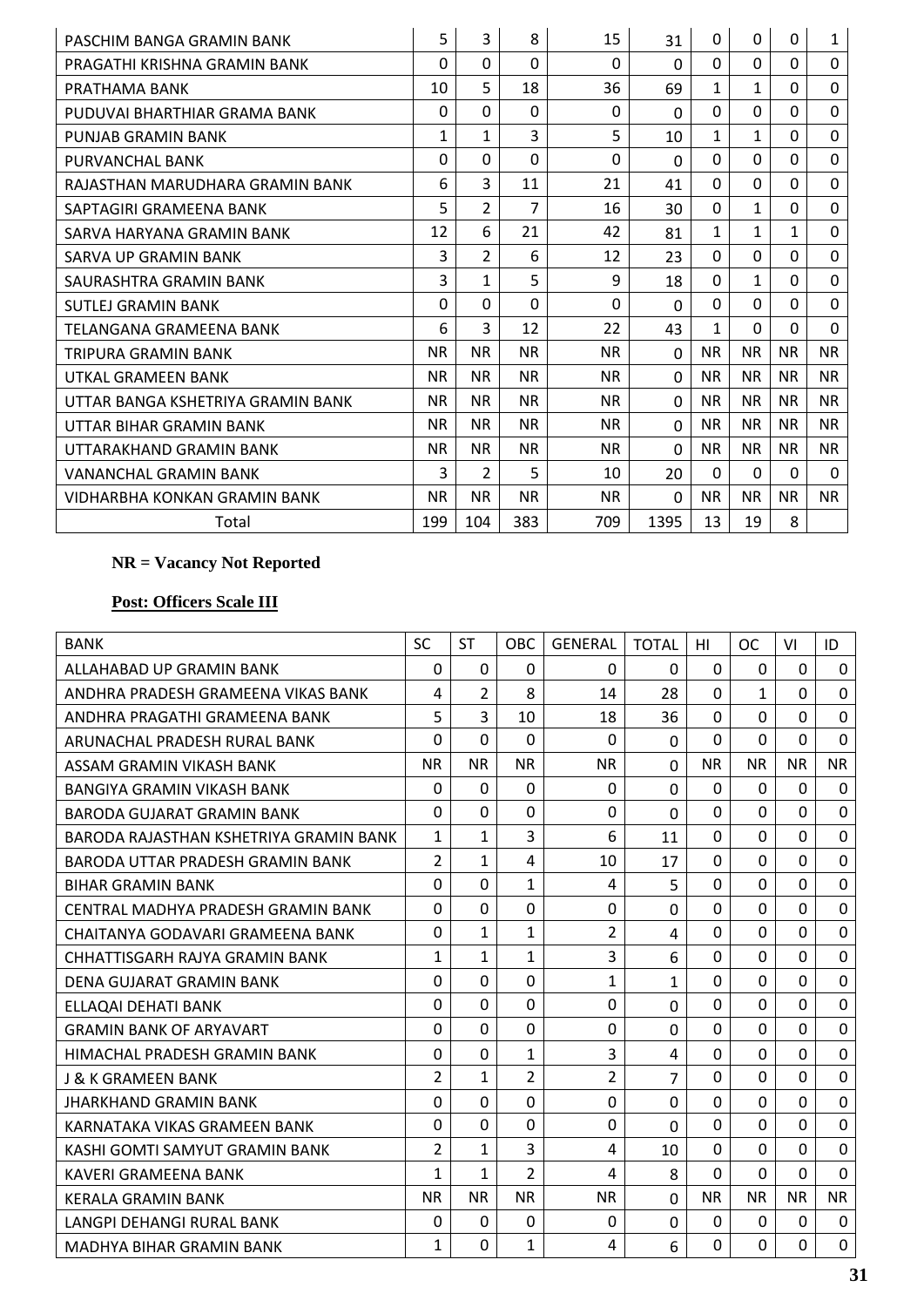| | | | | | | | | | |
|---|---|---|---|---|---|---|---|---|---|
| PASCHIM BANGA GRAMIN BANK | 5 | 3 | 8 | 15 | 31 | 0 | 0 | 0 | 1 |
| PRAGATHI KRISHNA GRAMIN BANK | 0 | 0 | 0 | 0 | 0 | 0 | 0 | 0 | 0 |
| PRATHAMA BANK | 10 | 5 | 18 | 36 | 69 | 1 | 1 | 0 | 0 |
| PUDUVAI BHARTHIAR GRAMA BANK | 0 | 0 | 0 | 0 | 0 | 0 | 0 | 0 | 0 |
| PUNJAB GRAMIN BANK | 1 | 1 | 3 | 5 | 10 | 1 | 1 | 0 | 0 |
| PURVANCHAL BANK | 0 | 0 | 0 | 0 | 0 | 0 | 0 | 0 | 0 |
| RAJASTHAN MARUDHARA GRAMIN BANK | 6 | 3 | 11 | 21 | 41 | 0 | 0 | 0 | 0 |
| SAPTAGIRI GRAMEENA BANK | 5 | 2 | 7 | 16 | 30 | 0 | 1 | 0 | 0 |
| SARVA HARYANA GRAMIN BANK | 12 | 6 | 21 | 42 | 81 | 1 | 1 | 1 | 0 |
| SARVA UP GRAMIN BANK | 3 | 2 | 6 | 12 | 23 | 0 | 0 | 0 | 0 |
| SAURASHTRA GRAMIN BANK | 3 | 1 | 5 | 9 | 18 | 0 | 1 | 0 | 0 |
| SUTLEJ GRAMIN BANK | 0 | 0 | 0 | 0 | 0 | 0 | 0 | 0 | 0 |
| TELANGANA GRAMEENA BANK | 6 | 3 | 12 | 22 | 43 | 1 | 0 | 0 | 0 |
| TRIPURA GRAMIN BANK | NR | NR | NR | NR | 0 | NR | NR | NR | NR |
| UTKAL GRAMEEN BANK | NR | NR | NR | NR | 0 | NR | NR | NR | NR |
| UTTAR BANGA KSHETRIYA GRAMIN BANK | NR | NR | NR | NR | 0 | NR | NR | NR | NR |
| UTTAR BIHAR GRAMIN BANK | NR | NR | NR | NR | 0 | NR | NR | NR | NR |
| UTTARAKHAND GRAMIN BANK | NR | NR | NR | NR | 0 | NR | NR | NR | NR |
| VANANCHAL GRAMIN BANK | 3 | 2 | 5 | 10 | 20 | 0 | 0 | 0 | 0 |
| VIDHARBHA KONKAN GRAMIN BANK | NR | NR | NR | NR | 0 | NR | NR | NR | NR |
| Total | 199 | 104 | 383 | 709 | 1395 | 13 | 19 | 8 | |

**NR = Vacancy Not Reported**

**Post: Officers Scale III**

| BANK | SC | ST | OBC | GENERAL | TOTAL | HI | OC | VI | ID |
|---|---|---|---|---|---|---|---|---|---|
| ALLAHABAD UP GRAMIN BANK | 0 | 0 | 0 | 0 | 0 | 0 | 0 | 0 | 0 |
| ANDHRA PRADESH GRAMEENA VIKAS BANK | 4 | 2 | 8 | 14 | 28 | 0 | 1 | 0 | 0 |
| ANDHRA PRAGATHI GRAMEENA BANK | 5 | 3 | 10 | 18 | 36 | 0 | 0 | 0 | 0 |
| ARUNACHAL PRADESH RURAL BANK | 0 | 0 | 0 | 0 | 0 | 0 | 0 | 0 | 0 |
| ASSAM GRAMIN VIKASH BANK | NR | NR | NR | NR | 0 | NR | NR | NR | NR |
| BANGIYA GRAMIN VIKASH BANK | 0 | 0 | 0 | 0 | 0 | 0 | 0 | 0 | 0 |
| BARODA GUJARAT GRAMIN BANK | 0 | 0 | 0 | 0 | 0 | 0 | 0 | 0 | 0 |
| BARODA RAJASTHAN KSHETRIYA GRAMIN BANK | 1 | 1 | 3 | 6 | 11 | 0 | 0 | 0 | 0 |
| BARODA UTTAR PRADESH GRAMIN BANK | 2 | 1 | 4 | 10 | 17 | 0 | 0 | 0 | 0 |
| BIHAR GRAMIN BANK | 0 | 0 | 1 | 4 | 5 | 0 | 0 | 0 | 0 |
| CENTRAL MADHYA PRADESH GRAMIN BANK | 0 | 0 | 0 | 0 | 0 | 0 | 0 | 0 | 0 |
| CHAITANYA GODAVARI GRAMEENA BANK | 0 | 1 | 1 | 2 | 4 | 0 | 0 | 0 | 0 |
| CHHATTISGARH RAJYA GRAMIN BANK | 1 | 1 | 1 | 3 | 6 | 0 | 0 | 0 | 0 |
| DENA GUJARAT GRAMIN BANK | 0 | 0 | 0 | 1 | 1 | 0 | 0 | 0 | 0 |
| ELLAQAI DEHATI BANK | 0 | 0 | 0 | 0 | 0 | 0 | 0 | 0 | 0 |
| GRAMIN BANK OF ARYAVART | 0 | 0 | 0 | 0 | 0 | 0 | 0 | 0 | 0 |
| HIMACHAL PRADESH GRAMIN BANK | 0 | 0 | 1 | 3 | 4 | 0 | 0 | 0 | 0 |
| J & K GRAMEEN BANK | 2 | 1 | 2 | 2 | 7 | 0 | 0 | 0 | 0 |
| JHARKHAND GRAMIN BANK | 0 | 0 | 0 | 0 | 0 | 0 | 0 | 0 | 0 |
| KARNATAKA VIKAS GRAMEEN BANK | 0 | 0 | 0 | 0 | 0 | 0 | 0 | 0 | 0 |
| KASHI GOMTI SAMYUT GRAMIN BANK | 2 | 1 | 3 | 4 | 10 | 0 | 0 | 0 | 0 |
| KAVERI GRAMEENA BANK | 1 | 1 | 2 | 4 | 8 | 0 | 0 | 0 | 0 |
| KERALA GRAMIN BANK | NR | NR | NR | NR | 0 | NR | NR | NR | NR |
| LANGPI DEHANGI RURAL BANK | 0 | 0 | 0 | 0 | 0 | 0 | 0 | 0 | 0 |
| MADHYA BIHAR GRAMIN BANK | 1 | 0 | 1 | 4 | 6 | 0 | 0 | 0 | 0 |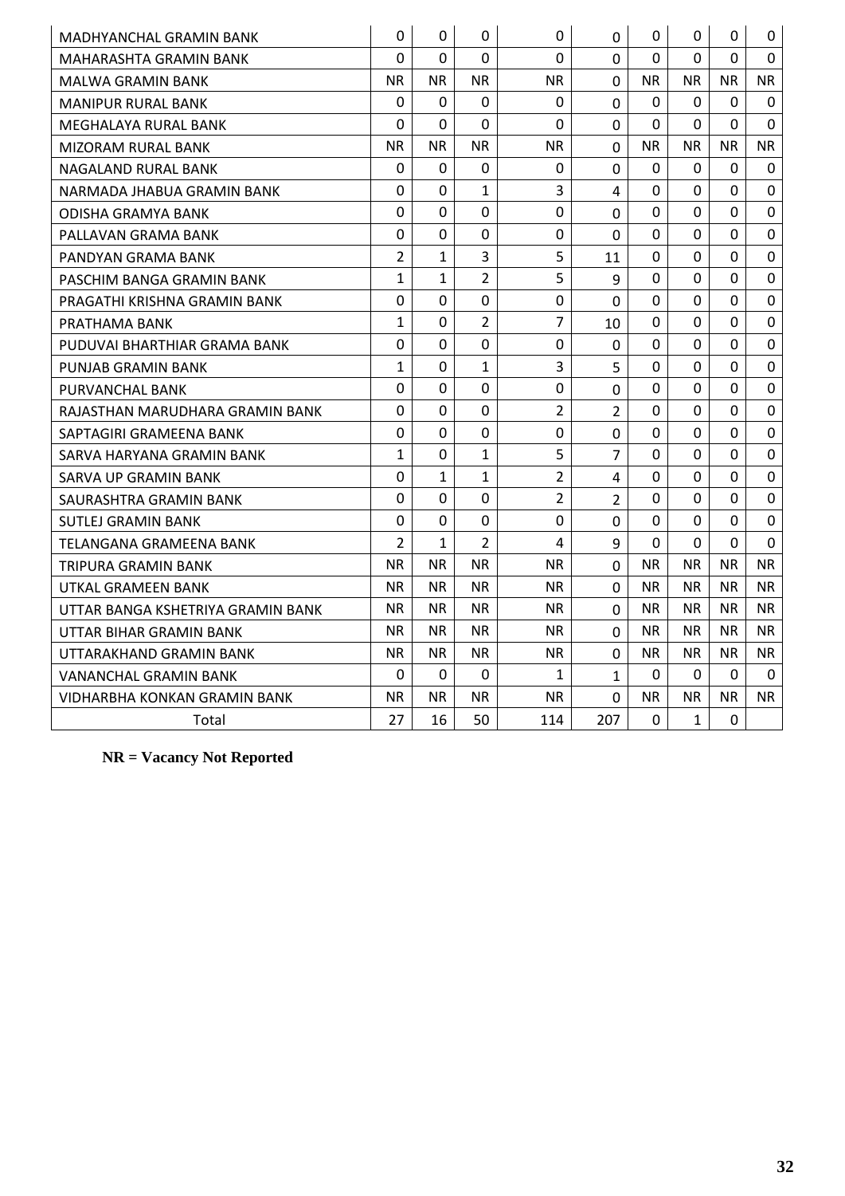| MADHYANCHAL GRAMIN BANK | 0 | 0 | 0 | 0 | 0 | 0 | 0 | 0 | 0 |
|---|---|---|---|---|---|---|---|---|---|
| MAHARASHTA GRAMIN BANK | 0 | 0 | 0 | 0 | 0 | 0 | 0 | 0 | 0 |
| MALWA GRAMIN BANK | NR | NR | NR | NR | 0 | NR | NR | NR | NR |
| MANIPUR RURAL BANK | 0 | 0 | 0 | 0 | 0 | 0 | 0 | 0 | 0 |
| MEGHALAYA RURAL BANK | 0 | 0 | 0 | 0 | 0 | 0 | 0 | 0 | 0 |
| MIZORAM RURAL BANK | NR | NR | NR | NR | 0 | NR | NR | NR | NR |
| NAGALAND RURAL BANK | 0 | 0 | 0 | 0 | 0 | 0 | 0 | 0 | 0 |
| NARMADA JHABUA GRAMIN BANK | 0 | 0 | 1 | 3 | 4 | 0 | 0 | 0 | 0 |
| ODISHA GRAMYA BANK | 0 | 0 | 0 | 0 | 0 | 0 | 0 | 0 | 0 |
| PALLAVAN GRAMA BANK | 0 | 0 | 0 | 0 | 0 | 0 | 0 | 0 | 0 |
| PANDYAN GRAMA BANK | 2 | 1 | 3 | 5 | 11 | 0 | 0 | 0 | 0 |
| PASCHIM BANGA GRAMIN BANK | 1 | 1 | 2 | 5 | 9 | 0 | 0 | 0 | 0 |
| PRAGATHI KRISHNA GRAMIN BANK | 0 | 0 | 0 | 0 | 0 | 0 | 0 | 0 | 0 |
| PRATHAMA BANK | 1 | 0 | 2 | 7 | 10 | 0 | 0 | 0 | 0 |
| PUDUVAI BHARTHIAR GRAMA BANK | 0 | 0 | 0 | 0 | 0 | 0 | 0 | 0 | 0 |
| PUNJAB GRAMIN BANK | 1 | 0 | 1 | 3 | 5 | 0 | 0 | 0 | 0 |
| PURVANCHAL BANK | 0 | 0 | 0 | 0 | 0 | 0 | 0 | 0 | 0 |
| RAJASTHAN MARUDHARA GRAMIN BANK | 0 | 0 | 0 | 2 | 2 | 0 | 0 | 0 | 0 |
| SAPTAGIRI GRAMEENA BANK | 0 | 0 | 0 | 0 | 0 | 0 | 0 | 0 | 0 |
| SARVA HARYANA GRAMIN BANK | 1 | 0 | 1 | 5 | 7 | 0 | 0 | 0 | 0 |
| SARVA UP GRAMIN BANK | 0 | 1 | 1 | 2 | 4 | 0 | 0 | 0 | 0 |
| SAURASHTRA GRAMIN BANK | 0 | 0 | 0 | 2 | 2 | 0 | 0 | 0 | 0 |
| SUTLEJ GRAMIN BANK | 0 | 0 | 0 | 0 | 0 | 0 | 0 | 0 | 0 |
| TELANGANA GRAMEENA BANK | 2 | 1 | 2 | 4 | 9 | 0 | 0 | 0 | 0 |
| TRIPURA GRAMIN BANK | NR | NR | NR | NR | 0 | NR | NR | NR | NR |
| UTKAL GRAMEEN BANK | NR | NR | NR | NR | 0 | NR | NR | NR | NR |
| UTTAR BANGA KSHETRIYA GRAMIN BANK | NR | NR | NR | NR | 0 | NR | NR | NR | NR |
| UTTAR BIHAR GRAMIN BANK | NR | NR | NR | NR | 0 | NR | NR | NR | NR |
| UTTARAKHAND GRAMIN BANK | NR | NR | NR | NR | 0 | NR | NR | NR | NR |
| VANANCHAL GRAMIN BANK | 0 | 0 | 0 | 1 | 1 | 0 | 0 | 0 | 0 |
| VIDHARBHA KONKAN GRAMIN BANK | NR | NR | NR | NR | 0 | NR | NR | NR | NR |
| Total | 27 | 16 | 50 | 114 | 207 | 0 | 1 | 0 | |

**NR = Vacancy Not Reported**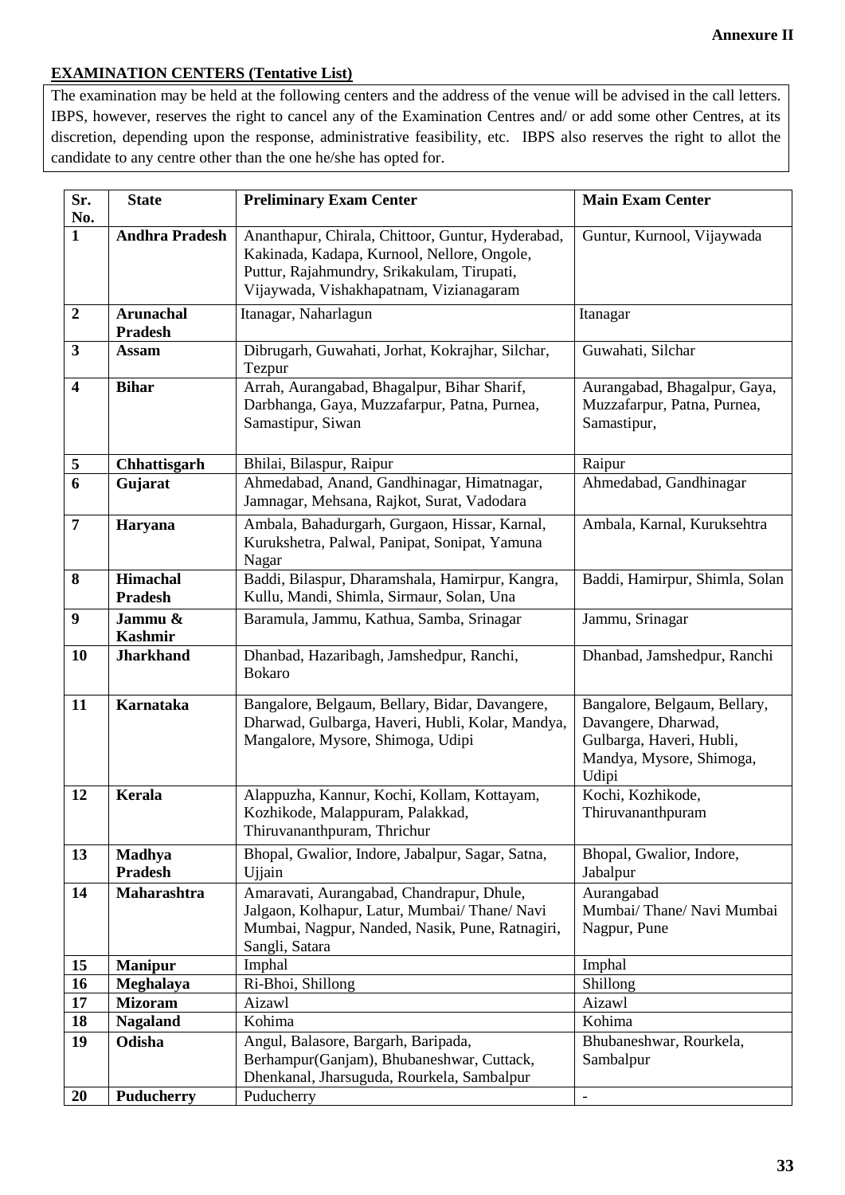**Annexure II**

**EXAMINATION CENTERS (Tentative List)**

The examination may be held at the following centers and the address of the venue will be advised in the call letters. IBPS, however, reserves the right to cancel any of the Examination Centres and/ or add some other Centres, at its discretion, depending upon the response, administrative feasibility, etc. IBPS also reserves the right to allot the candidate to any centre other than the one he/she has opted for.

| Sr. No. | State | Preliminary Exam Center | Main Exam Center |
|---|---|---|---|
| **1** | **Andhra Pradesh** | Ananthapur, Chirala, Chittoor, Guntur, Hyderabad, Kakinada, Kadapa, Kurnool, Nellore, Ongole, Puttur, Rajahmundry, Srikakulam, Tirupati, Vijaywada, Vishakhapatnam, Vizianagaram | Guntur, Kurnool, Vijaywada |
| **2** | **Arunachal Pradesh** | Itanagar, Naharlagun | Itanagar |
| **3** | **Assam** | Dibrugarh, Guwahati, Jorhat, Kokrajhar, Silchar, Tezpur | Guwahati, Silchar |
| **4** | **Bihar** | Arrah, Aurangabad, Bhagalpur, Bihar Sharif, Darbhanga, Gaya, Muzzafarpur, Patna, Purnea, Samastipur, Siwan | Aurangabad, Bhagalpur, Gaya, Muzzafarpur, Patna, Purnea, Samastipur, |
| **5** | **Chhattisgarh** | Bhilai, Bilaspur, Raipur | Raipur |
| **6** | **Gujarat** | Ahmedabad, Anand, Gandhinagar, Himatnagar, Jamnagar, Mehsana, Rajkot, Surat, Vadodara | Ahmedabad, Gandhinagar |
| **7** | **Haryana** | Ambala, Bahadurgarh, Gurgaon, Hissar, Karnal, Kurukshetra, Palwal, Panipat, Sonipat, Yamuna Nagar | Ambala, Karnal, Kuruksehtra |
| **8** | **Himachal Pradesh** | Baddi, Bilaspur, Dharamshala, Hamirpur, Kangra, Kullu, Mandi, Shimla, Sirmaur, Solan, Una | Baddi, Hamirpur, Shimla, Solan |
| **9** | **Jammu & Kashmir** | Baramula, Jammu, Kathua, Samba, Srinagar | Jammu, Srinagar |
| **10** | **Jharkhand** | Dhanbad, Hazaribagh, Jamshedpur, Ranchi, Bokaro | Dhanbad, Jamshedpur, Ranchi |
| **11** | **Karnataka** | Bangalore, Belgaum, Bellary, Bidar, Davangere, Dharwad, Gulbarga, Haveri, Hubli, Kolar, Mandya, Mangalore, Mysore, Shimoga, Udipi | Bangalore, Belgaum, Bellary, Davangere, Dharwad, Gulbarga, Haveri, Hubli, Mandya, Mysore, Shimoga, Udipi |
| **12** | **Kerala** | Alappuzha, Kannur, Kochi, Kollam, Kottayam, Kozhikode, Malappuram, Palakkad, Thiruvananthpuram, Thrichur | Kochi, Kozhikode, Thiruvananthpuram |
| **13** | **Madhya Pradesh** | Bhopal, Gwalior, Indore, Jabalpur, Sagar, Satna, Ujjain | Bhopal, Gwalior, Indore, Jabalpur |
| **14** | **Maharashtra** | Amaravati, Aurangabad, Chandrapur, Dhule, Jalgaon, Kolhapur, Latur, Mumbai/ Thane/ Navi Mumbai, Nagpur, Nanded, Nasik, Pune, Ratnagiri, Sangli, Satara | Aurangabad Mumbai/ Thane/ Navi Mumbai Nagpur, Pune |
| **15** | **Manipur** | Imphal | Imphal |
| **16** | **Meghalaya** | Ri-Bhoi, Shillong | Shillong |
| **17** | **Mizoram** | Aizawl | Aizawl |
| **18** | **Nagaland** | Kohima | Kohima |
| **19** | **Odisha** | Angul, Balasore, Bargarh, Baripada, Berhampur(Ganjam), Bhubaneshwar, Cuttack, Dhenkanal, Jharsuguda, Rourkela, Sambalpur | Bhubaneshwar, Rourkela, Sambalpur |
| **20** | **Puducherry** | Puducherry | - |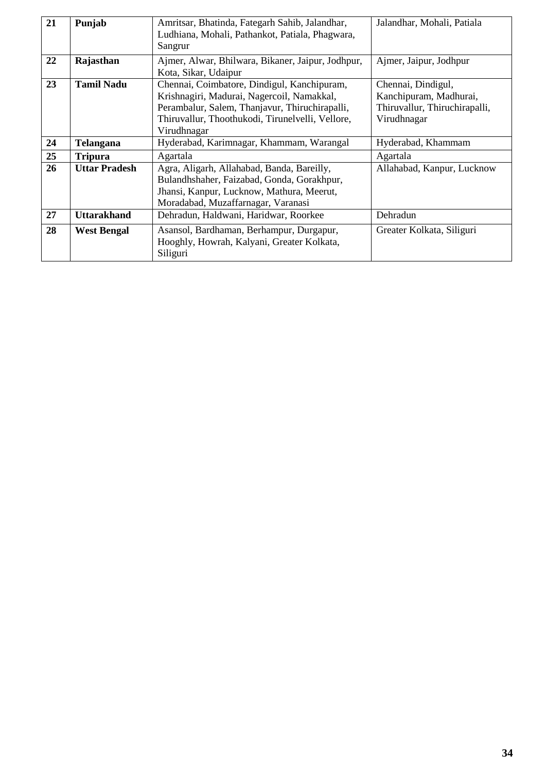| 21 | **Punjab** | Amritsar, Bhatinda, Fategarh Sahib, Jalandhar, Ludhiana, Mohali, Pathankot, Patiala, Phagwara, Sangrur | Jalandhar, Mohali, Patiala |
|---|---|---|---|
| 22 | **Rajasthan** | Ajmer, Alwar, Bhilwara, Bikaner, Jaipur, Jodhpur, Kota, Sikar, Udaipur | Ajmer, Jaipur, Jodhpur |
| 23 | **Tamil Nadu** | Chennai, Coimbatore, Dindigul, Kanchipuram, Krishnagiri, Madurai, Nagercoil, Namakkal, Perambalur, Salem, Thanjavur, Thiruchirapalli, Thiruvallur, Thoothukodi, Tirunelvelli, Vellore, Virudhnagar | Chennai, Dindigul, Kanchipuram, Madhurai, Thiruvallur, Thiruchirapalli, Virudhnagar |
| 24 | **Telangana** | Hyderabad, Karimnagar, Khammam, Warangal | Hyderabad, Khammam |
| 25 | **Tripura** | Agartala | Agartala |
| 26 | **Uttar Pradesh** | Agra, Aligarh, Allahabad, Banda, Bareilly, Bulandhshaher, Faizabad, Gonda, Gorakhpur, Jhansi, Kanpur, Lucknow, Mathura, Meerut, Moradabad, Muzaffarnagar, Varanasi | Allahabad, Kanpur, Lucknow |
| 27 | **Uttarakhand** | Dehradun, Haldwani, Haridwar, Roorkee | Dehradun |
| 28 | **West Bengal** | Asansol, Bardhaman, Berhampur, Durgapur, Hooghly, Howrah, Kalyani, Greater Kolkata, Siliguri | Greater Kolkata, Siliguri |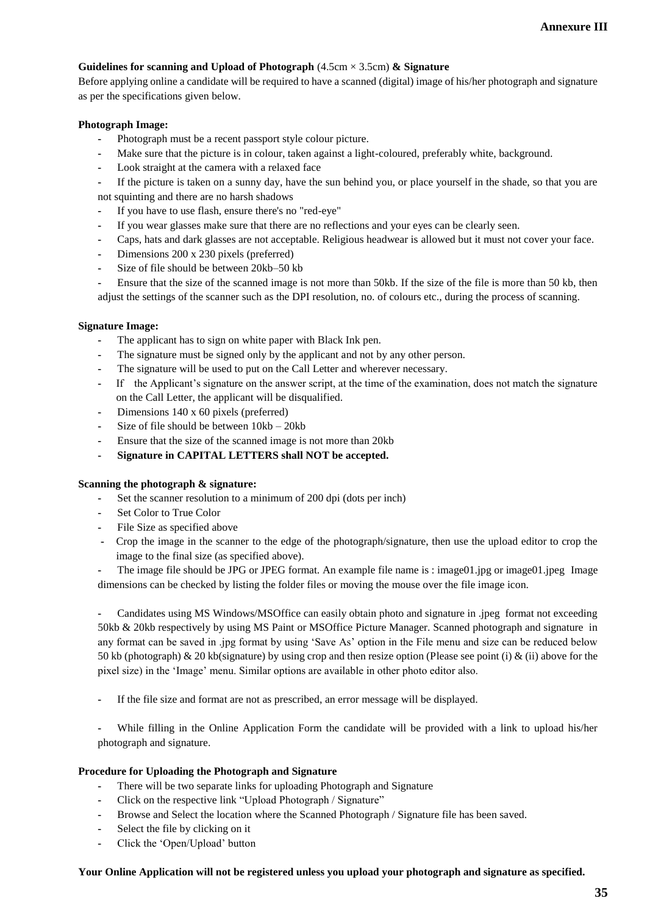**Annexure III**

**Guidelines for scanning and Upload of Photograph** (4.5cm × 3.5cm) **& Signature**

Before applying online a candidate will be required to have a scanned (digital) image of his/her photograph and signature as per the specifications given below.

**Photograph Image:**

- Photograph must be a recent passport style colour picture.
- Make sure that the picture is in colour, taken against a light-coloured, preferably white, background.
- Look straight at the camera with a relaxed face
- If the picture is taken on a sunny day, have the sun behind you, or place yourself in the shade, so that you are not squinting and there are no harsh shadows
- If you have to use flash, ensure there's no "red-eye"
- If you wear glasses make sure that there are no reflections and your eyes can be clearly seen.
- Caps, hats and dark glasses are not acceptable. Religious headwear is allowed but it must not cover your face.
- Dimensions 200 x 230 pixels (preferred)
- Size of file should be between 20kb–50 kb
- Ensure that the size of the scanned image is not more than 50kb. If the size of the file is more than 50 kb, then adjust the settings of the scanner such as the DPI resolution, no. of colours etc., during the process of scanning.

**Signature Image:**

- The applicant has to sign on white paper with Black Ink pen.
- The signature must be signed only by the applicant and not by any other person.
- The signature will be used to put on the Call Letter and wherever necessary.
- If the Applicant's signature on the answer script, at the time of the examination, does not match the signature on the Call Letter, the applicant will be disqualified.
- Dimensions 140 x 60 pixels (preferred)
- Size of file should be between 10kb – 20kb
- Ensure that the size of the scanned image is not more than 20kb
- **Signature in CAPITAL LETTERS shall NOT be accepted.**

**Scanning the photograph & signature:**

- Set the scanner resolution to a minimum of 200 dpi (dots per inch)
- Set Color to True Color
- File Size as specified above
- Crop the image in the scanner to the edge of the photograph/signature, then use the upload editor to crop the image to the final size (as specified above).
- The image file should be JPG or JPEG format. An example file name is : image01.jpg or image01.jpeg Image dimensions can be checked by listing the folder files or moving the mouse over the file image icon.
- Candidates using MS Windows/MSOffice can easily obtain photo and signature in .jpeg format not exceeding 50kb & 20kb respectively by using MS Paint or MSOffice Picture Manager. Scanned photograph and signature in any format can be saved in .jpg format by using 'Save As' option in the File menu and size can be reduced below 50 kb (photograph) & 20 kb(signature) by using crop and then resize option (Please see point (i) & (ii) above for the pixel size) in the 'Image' menu. Similar options are available in other photo editor also.
- If the file size and format are not as prescribed, an error message will be displayed.
- While filling in the Online Application Form the candidate will be provided with a link to upload his/her photograph and signature.

**Procedure for Uploading the Photograph and Signature**

- There will be two separate links for uploading Photograph and Signature
- Click on the respective link "Upload Photograph / Signature"
- Browse and Select the location where the Scanned Photograph / Signature file has been saved.
- Select the file by clicking on it
- Click the 'Open/Upload' button

**Your Online Application will not be registered unless you upload your photograph and signature as specified.**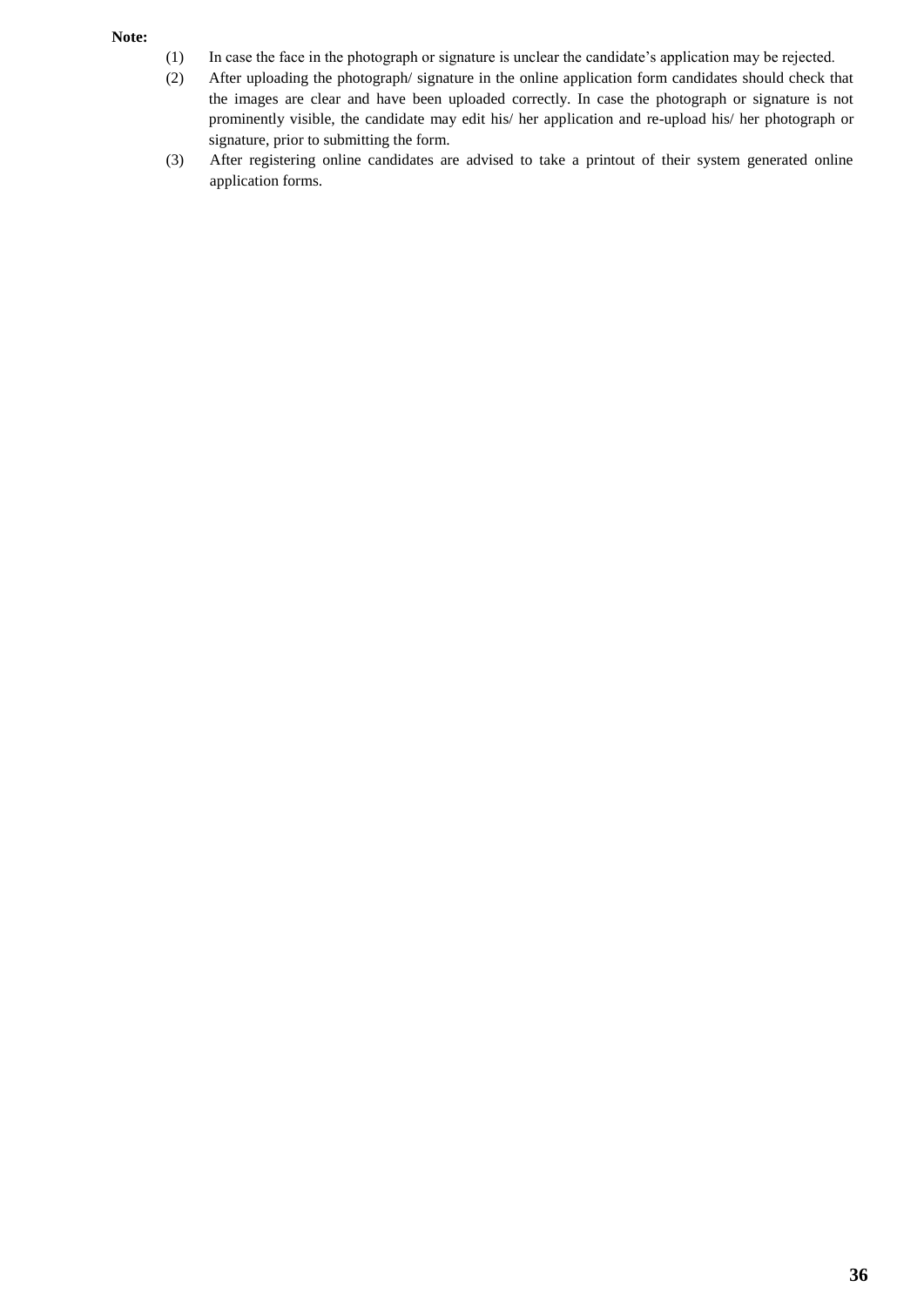**Note:**

(1) In case the face in the photograph or signature is unclear the candidate's application may be rejected.

(2) After uploading the photograph/ signature in the online application form candidates should check that the images are clear and have been uploaded correctly. In case the photograph or signature is not prominently visible, the candidate may edit his/ her application and re-upload his/ her photograph or signature, prior to submitting the form.

(3) After registering online candidates are advised to take a printout of their system generated online application forms.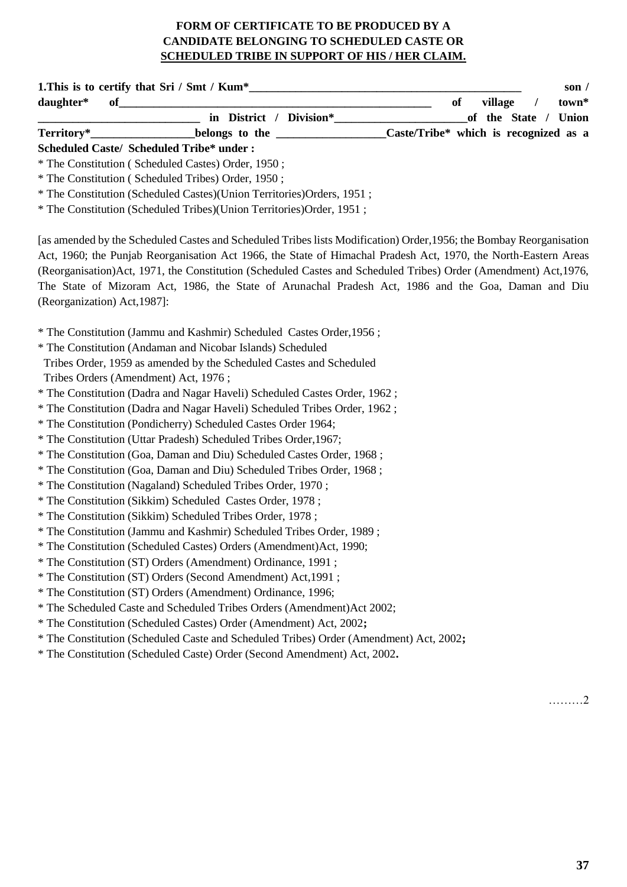**FORM OF CERTIFICATE TO BE PRODUCED BY A CANDIDATE BELONGING TO SCHEDULED CASTE OR SCHEDULED TRIBE IN SUPPORT OF HIS / HER CLAIM.**

**1.This is to certify that Sri / Smt / Kum*__________________________________________________ son / daughter* of__________________________________________________________ of village / town* ____________________________ in District / Division*________________________of the State / Union Territory*__________________belongs to the ___________________Caste/Tribe* which is recognized as a Scheduled Caste/ Scheduled Tribe* under :**

* The Constitution ( Scheduled Castes) Order, 1950 ;
* The Constitution ( Scheduled Tribes) Order, 1950 ;
* The Constitution (Scheduled Castes)(Union Territories)Orders, 1951 ;
* The Constitution (Scheduled Tribes)(Union Territories)Order, 1951 ;

[as amended by the Scheduled Castes and Scheduled Tribes lists Modification) Order,1956; the Bombay Reorganisation Act, 1960; the Punjab Reorganisation Act 1966, the State of Himachal Pradesh Act, 1970, the North-Eastern Areas (Reorganisation)Act, 1971, the Constitution (Scheduled Castes and Scheduled Tribes) Order (Amendment) Act,1976, The State of Mizoram Act, 1986, the State of Arunachal Pradesh Act, 1986 and the Goa, Daman and Diu (Reorganization) Act,1987]:

* The Constitution (Jammu and Kashmir) Scheduled Castes Order,1956 ;
* The Constitution (Andaman and Nicobar Islands) Scheduled Tribes Order, 1959 as amended by the Scheduled Castes and Scheduled Tribes Orders (Amendment) Act, 1976 ;
* The Constitution (Dadra and Nagar Haveli) Scheduled Castes Order, 1962 ;
* The Constitution (Dadra and Nagar Haveli) Scheduled Tribes Order, 1962 ;
* The Constitution (Pondicherry) Scheduled Castes Order 1964;
* The Constitution (Uttar Pradesh) Scheduled Tribes Order,1967;
* The Constitution (Goa, Daman and Diu) Scheduled Castes Order, 1968 ;
* The Constitution (Goa, Daman and Diu) Scheduled Tribes Order, 1968 ;
* The Constitution (Nagaland) Scheduled Tribes Order, 1970 ;
* The Constitution (Sikkim) Scheduled Castes Order, 1978 ;
* The Constitution (Sikkim) Scheduled Tribes Order, 1978 ;
* The Constitution (Jammu and Kashmir) Scheduled Tribes Order, 1989 ;
* The Constitution (Scheduled Castes) Orders (Amendment)Act, 1990;
* The Constitution (ST) Orders (Amendment) Ordinance, 1991 ;
* The Constitution (ST) Orders (Second Amendment) Act,1991 ;
* The Constitution (ST) Orders (Amendment) Ordinance, 1996;
* The Scheduled Caste and Scheduled Tribes Orders (Amendment)Act 2002;
* The Constitution (Scheduled Castes) Order (Amendment) Act, 2002;
* The Constitution (Scheduled Caste and Scheduled Tribes) Order (Amendment) Act, 2002;
* The Constitution (Scheduled Caste) Order (Second Amendment) Act, 2002.

………2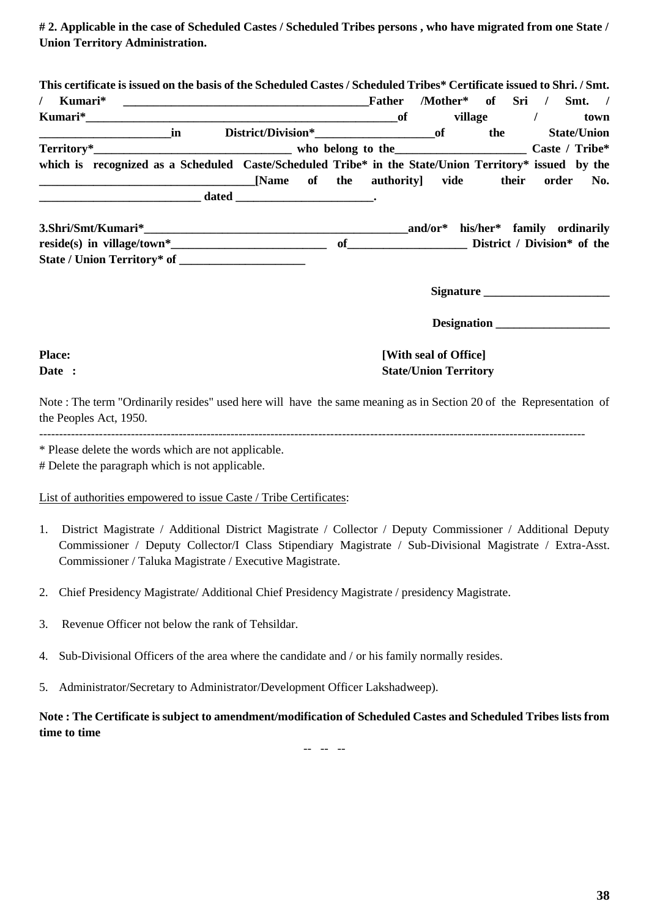**# 2. Applicable in the case of Scheduled Castes / Scheduled Tribes persons , who have migrated from one State / Union Territory Administration.**

**This certificate is issued on the basis of the Scheduled Castes / Scheduled Tribes* Certificate issued to Shri. / Smt. / Kumari* ______________________________________________Father /Mother* of Sri / Smt. / Kumari*_______________________________________________________of village / town ______________________in District/Division*____________________of the State/Union Territory*_________________________________ who belong to the______________________ Caste / Tribe* which is recognized as a Scheduled Caste/Scheduled Tribe* in the State/Union Territory* issued by the ____________________________________[Name of the authority] vide their order No. ___________________________ dated ________________________.**

**3.Shri/Smt/Kumari*______________________________________________and/or* his/her* family ordinarily reside(s) in village/town*__________________________ of____________________ District / Division* of the State / Union Territory* of _____________________**

**Signature _____________________**

**Designation ___________________**

**Place:**
**Date :**

**[With seal of Office]**
**State/Union Territory**

Note : The term "Ordinarily resides" used here will have the same meaning as in Section 20 of the Representation of the Peoples Act, 1950.

---

* Please delete the words which are not applicable.
# Delete the paragraph which is not applicable.

List of authorities empowered to issue Caste / Tribe Certificates:

1. District Magistrate / Additional District Magistrate / Collector / Deputy Commissioner / Additional Deputy Commissioner / Deputy Collector/I Class Stipendiary Magistrate / Sub-Divisional Magistrate / Extra-Asst. Commissioner / Taluka Magistrate / Executive Magistrate.
2. Chief Presidency Magistrate/ Additional Chief Presidency Magistrate / presidency Magistrate.
3. Revenue Officer not below the rank of Tehsildar.
4. Sub-Divisional Officers of the area where the candidate and / or his family normally resides.
5. Administrator/Secretary to Administrator/Development Officer Lakshadweep).

**Note : The Certificate is subject to amendment/modification of Scheduled Castes and Scheduled Tribes lists from time to time**

-- -- --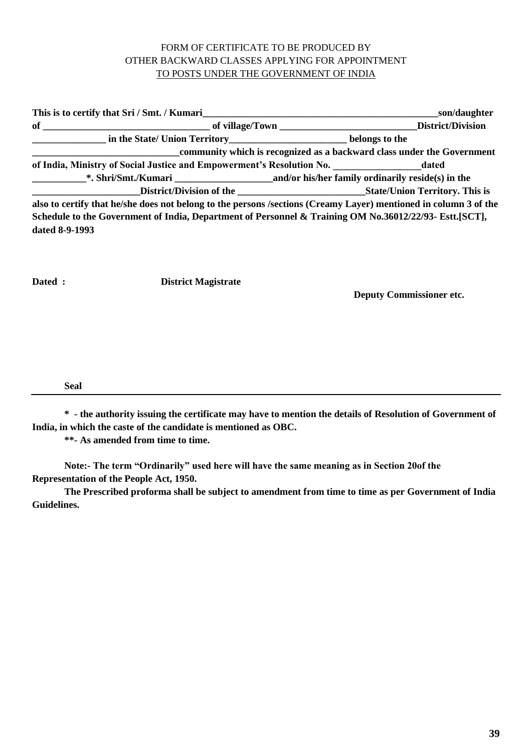FORM OF CERTIFICATE TO BE PRODUCED BY
OTHER BACKWARD CLASSES APPLYING FOR APPOINTMENT
TO POSTS UNDER THE GOVERNMENT OF INDIA

**This is to certify that Sri / Smt. / Kumari__________________________________________________son/daughter of __________________________________ of village/Town ____________________________District/Division _______________ in the State/ Union Territory________________________ belongs to the ______________________________community which is recognized as a backward class under the Government of India, Ministry of Social Justice and Empowerment's Resolution No. _________________dated ___________*. Shri/Smt./Kumari ____________________and/or his/her family ordinarily reside(s) in the ______________________District/Division of the __________________________State/Union Territory. This is also to certify that he/she does not belong to the persons /sections (Creamy Layer) mentioned in column 3 of the Schedule to the Government of India, Department of Personnel & Training OM No.36012/22/93- Estt.[SCT], dated 8-9-1993**

**Dated :** **District Magistrate**

**Deputy Commissioner etc.**

**Seal**

---

**\* - the authority issuing the certificate may have to mention the details of Resolution of Government of India, in which the caste of the candidate is mentioned as OBC.**

**\*\*- As amended from time to time.**

**Note:- The term "Ordinarily" used here will have the same meaning as in Section 20of the Representation of the People Act, 1950.**

**The Prescribed proforma shall be subject to amendment from time to time as per Government of India Guidelines.**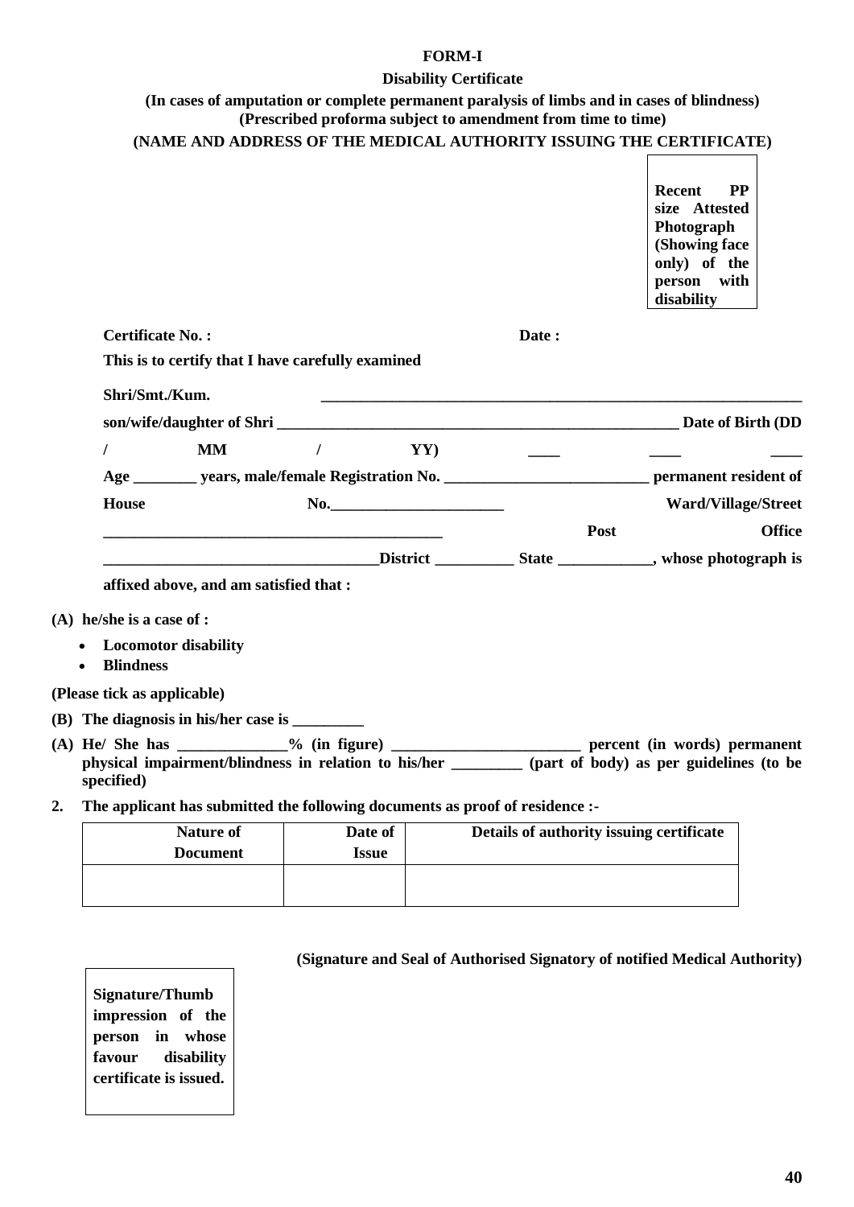**FORM-I**

**Disability Certificate**

**(In cases of amputation or complete permanent paralysis of limbs and in cases of blindness)**
**(Prescribed proforma subject to amendment from time to time)**

**(NAME AND ADDRESS OF THE MEDICAL AUTHORITY ISSUING THE CERTIFICATE)**

| **Recent PP size Attested Photograph (Showing face only) of the person with disability** |
|---|

**Certificate No. :** **Date :**

**This is to certify that I have carefully examined**

**Shri/Smt./Kum.** ______________________________________________________________

**son/wife/daughter of Shri** ____________________________________________________ **Date of Birth (DD / MM / YY)** ____ ____ ____

**Age** ________ **years, male/female Registration No.** _________________________ **permanent resident of House No.**______________________ **Ward/Village/Street** ___________________________________________ **Post Office** __________________________________**District** __________ **State** ____________**, whose photograph is affixed above, and am satisfied that :**

**(A) he/she is a case of :**

- **Locomotor disability**
- **Blindness**

**(Please tick as applicable)**

**(B) The diagnosis in his/her case is** _________

**(A) He/ She has** ______________**% (in figure)** ________________________ **percent (in words) permanent physical impairment/blindness in relation to his/her** _________ **(part of body) as per guidelines (to be specified)**

**2. The applicant has submitted the following documents as proof of residence :-**

| Nature of Document | Date of Issue | Details of authority issuing certificate |
|---|---|---|
| | | |

**(Signature and Seal of Authorised Signatory of notified Medical Authority)**

| **Signature/Thumb impression of the person in whose favour disability certificate is issued.** |
|---|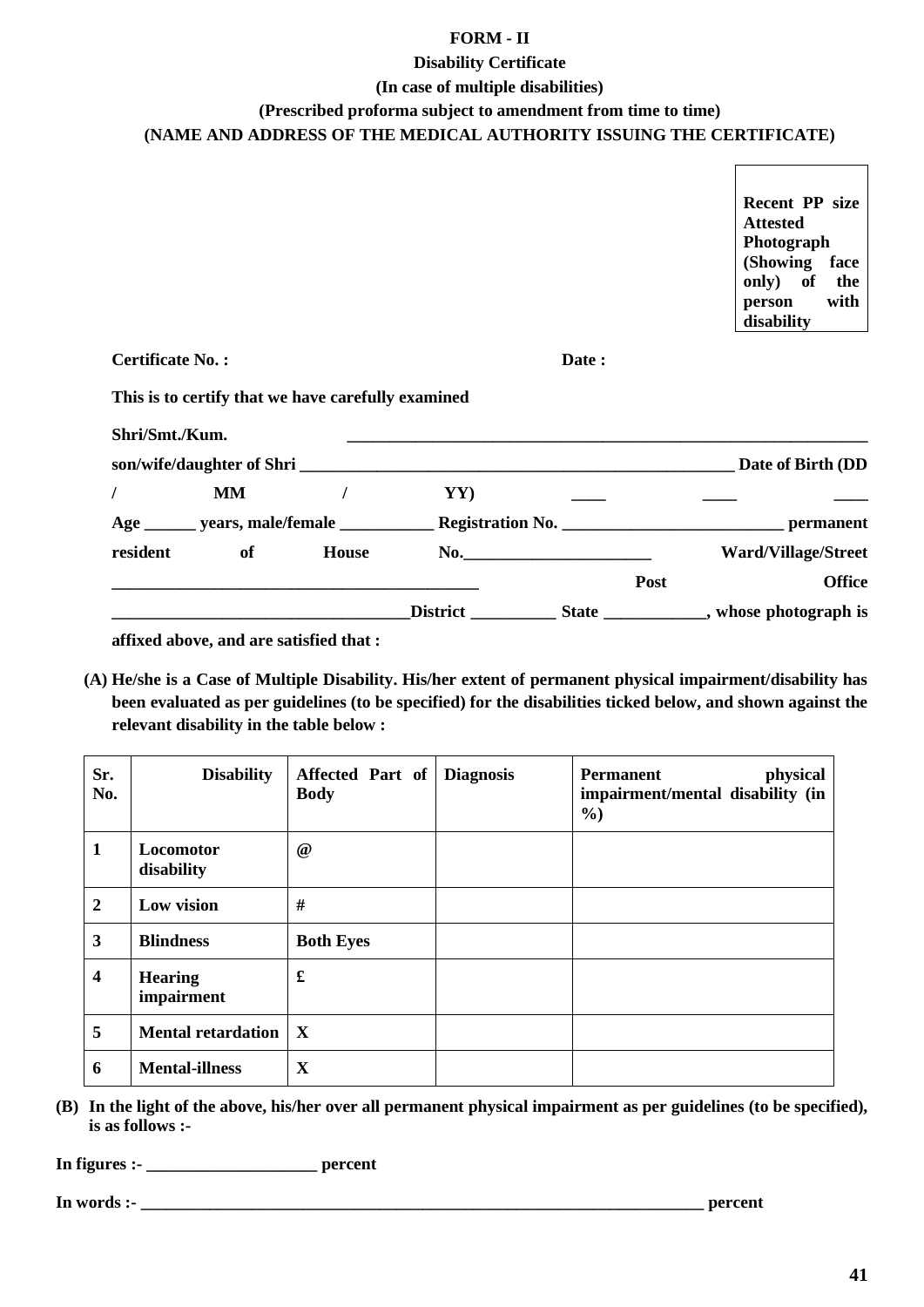**FORM - II**

**Disability Certificate**

**(In case of multiple disabilities)**

**(Prescribed proforma subject to amendment from time to time)**

**(NAME AND ADDRESS OF THE MEDICAL AUTHORITY ISSUING THE CERTIFICATE)**

| Recent PP size Attested Photograph (Showing face only) of the person with disability |
|---|

**Certificate No. :** **Date :**

**This is to certify that we have carefully examined**

**Shri/Smt./Kum.** _______________________________________________________________

**son/wife/daughter of Shri** ____________________________________________________ **Date of Birth (DD / MM / YY)** ____ ____ ____

**Age** ______ **years, male/female** ___________ **Registration No.** __________________________ **permanent resident of House No.**______________________ **Ward/Village/Street** ____________________________________________ **Post Office** ___________________________________**District** __________ **State** ____________, **whose photograph is affixed above, and are satisfied that :**

**(A) He/she is a Case of Multiple Disability. His/her extent of permanent physical impairment/disability has been evaluated as per guidelines (to be specified) for the disabilities ticked below, and shown against the relevant disability in the table below :**

| Sr. No. | Disability | Affected Part of Body | Diagnosis | Permanent physical impairment/mental disability (in %) |
|---|---|---|---|---|
| 1 | Locomotor disability | @ | | |
| 2 | Low vision | # | | |
| 3 | Blindness | Both Eyes | | |
| 4 | Hearing impairment | £ | | |
| 5 | Mental retardation | X | | |
| 6 | Mental-illness | X | | |

**(B) In the light of the above, his/her over all permanent physical impairment as per guidelines (to be specified), is as follows :-**

**In figures :-** ____________________ **percent**

**In words :-** ______________________________________________________________________ **percent**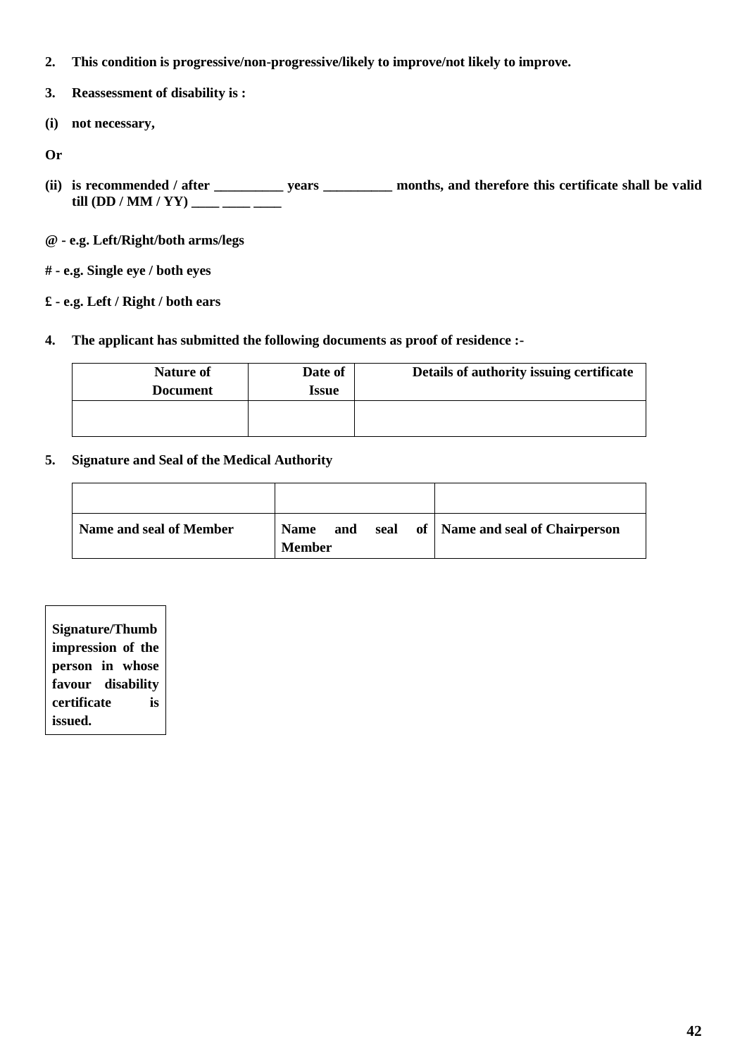**2. This condition is progressive/non-progressive/likely to improve/not likely to improve.**

**3. Reassessment of disability is :**

**(i) not necessary,**

**Or**

**(ii) is recommended / after __________ years __________ months, and therefore this certificate shall be valid till (DD / MM / YY) ____ ____ ____**

**@ - e.g. Left/Right/both arms/legs**

**# - e.g. Single eye / both eyes**

**£ - e.g. Left / Right / both ears**

**4. The applicant has submitted the following documents as proof of residence :-**

| Nature of Document | Date of Issue | Details of authority issuing certificate |
|---|---|---|
| | | |

**5. Signature and Seal of the Medical Authority**

| | | |
|---|---|---|
| **Name and seal of Member** | **Name and seal of Member** | **Name and seal of Chairperson** |

**Signature/Thumb impression of the person in whose favour disability certificate is issued.**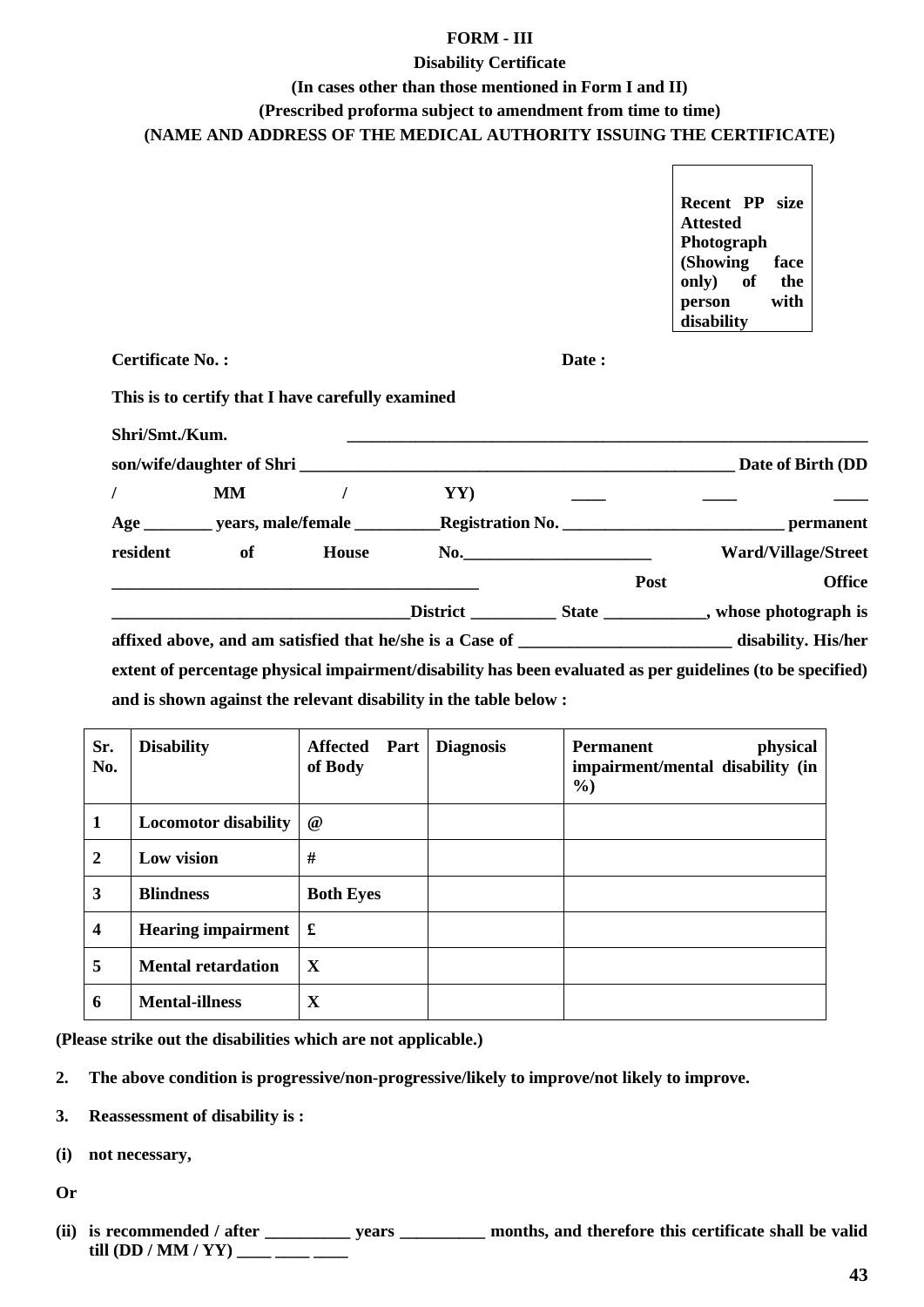**FORM - III**

**Disability Certificate**

**(In cases other than those mentioned in Form I and II)**

**(Prescribed proforma subject to amendment from time to time)**

**(NAME AND ADDRESS OF THE MEDICAL AUTHORITY ISSUING THE CERTIFICATE)**

**Recent PP size Attested Photograph (Showing face only) of the person with disability**

**Certificate No. :** **Date :**

**This is to certify that I have carefully examined**

**Shri/Smt./Kum. _______________________________________________________________**

**son/wife/daughter of Shri _____________________________________________________ Date of Birth (DD / MM / YY) ____ ____ ____**

**Age ________ years, male/female __________Registration No. ___________________________ permanent resident of House No.______________________ Ward/Village/Street _____________________________________________ Post Office ___________________________________District __________ State ____________, whose photograph is affixed above, and am satisfied that he/she is a Case of _________________________ disability. His/her extent of percentage physical impairment/disability has been evaluated as per guidelines (to be specified) and is shown against the relevant disability in the table below :**

| **Sr. No.** | **Disability** | **Affected Part of Body** | **Diagnosis** | **Permanent physical impairment/mental disability (in %)** |
|---|---|---|---|---|
| **1** | **Locomotor disability** | **@** | | |
| **2** | **Low vision** | **#** | | |
| **3** | **Blindness** | **Both Eyes** | | |
| **4** | **Hearing impairment** | **£** | | |
| **5** | **Mental retardation** | **X** | | |
| **6** | **Mental-illness** | **X** | | |

**(Please strike out the disabilities which are not applicable.)**

**2. The above condition is progressive/non-progressive/likely to improve/not likely to improve.**

**3. Reassessment of disability is :**

**(i) not necessary,**

**Or**

**(ii) is recommended / after __________ years __________ months, and therefore this certificate shall be valid till (DD / MM / YY) ____ ____ ____**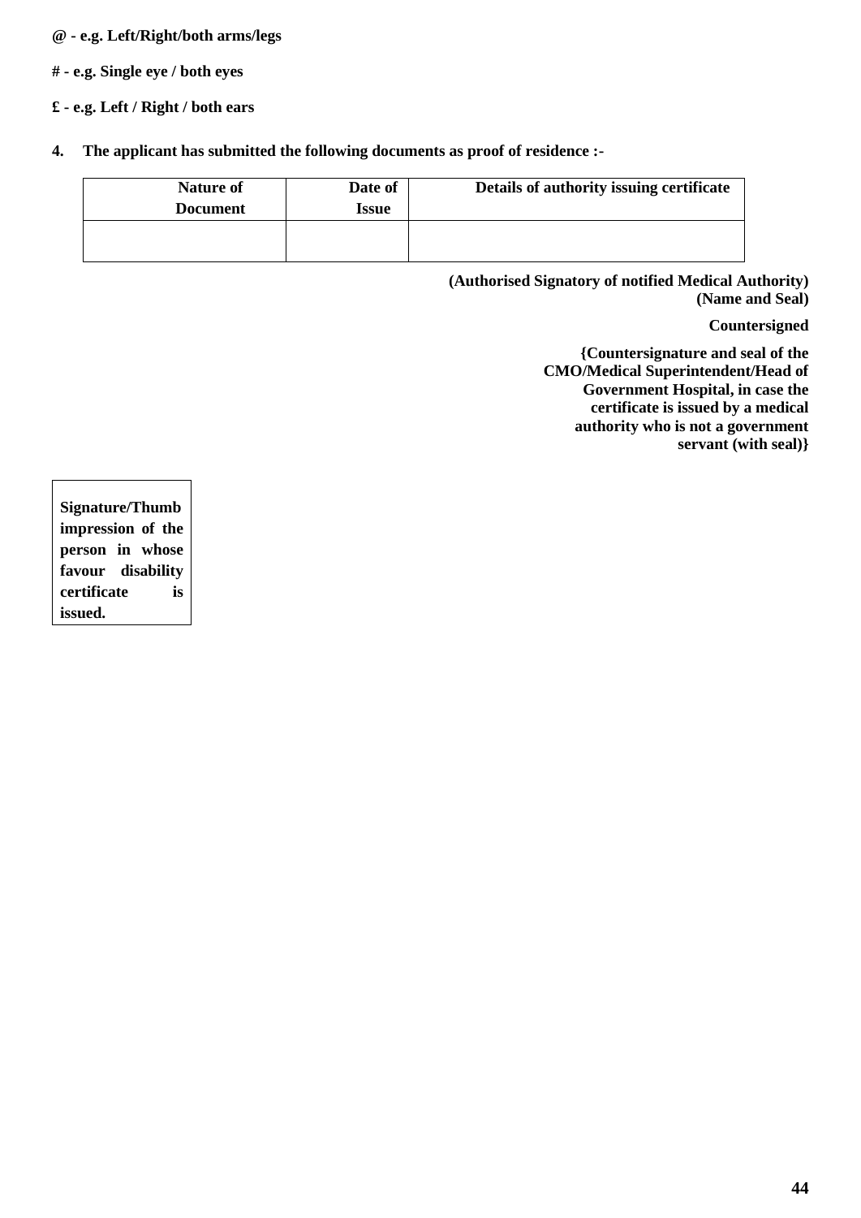**@ - e.g. Left/Right/both arms/legs**

**# - e.g. Single eye / both eyes**

**£ - e.g. Left / Right / both ears**

**4. The applicant has submitted the following documents as proof of residence :-**

| Nature of Document | Date of Issue | Details of authority issuing certificate |
|---|---|---|
| | | |

**(Authorised Signatory of notified Medical Authority)**
**(Name and Seal)**

**Countersigned**

**{Countersignature and seal of the CMO/Medical Superintendent/Head of Government Hospital, in case the certificate is issued by a medical authority who is not a government servant (with seal)}**

**Signature/Thumb impression of the person in whose favour disability certificate is issued.**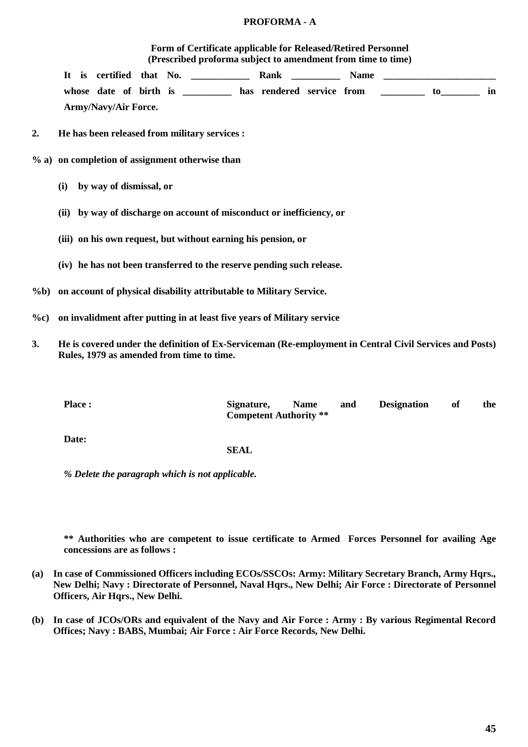**PROFORMA - A**

**Form of Certificate applicable for Released/Retired Personnel**
**(Prescribed proforma subject to amendment from time to time)**

**It is certified that No. ____________ Rank __________ Name _______________________ whose date of birth is __________ has rendered service from _________ to________ in Army/Navy/Air Force.**

**2. He has been released from military services :**

**% a) on completion of assignment otherwise than**

**(i) by way of dismissal, or**

**(ii) by way of discharge on account of misconduct or inefficiency, or**

**(iii) on his own request, but without earning his pension, or**

**(iv) he has not been transferred to the reserve pending such release.**

**%b) on account of physical disability attributable to Military Service.**

**%c) on invalidment after putting in at least five years of Military service**

**3. He is covered under the definition of Ex-Serviceman (Re-employment in Central Civil Services and Posts) Rules, 1979 as amended from time to time.**

**Place :** **Signature, Name and Designation of the Competent Authority \*\***

**Date:**

**SEAL**

***% Delete the paragraph which is not applicable.***

**\*\* Authorities who are competent to issue certificate to Armed Forces Personnel for availing Age concessions are as follows :**

**(a) In case of Commissioned Officers including ECOs/SSCOs: Army: Military Secretary Branch, Army Hqrs., New Delhi; Navy : Directorate of Personnel, Naval Hqrs., New Delhi; Air Force : Directorate of Personnel Officers, Air Hqrs., New Delhi.**

**(b) In case of JCOs/ORs and equivalent of the Navy and Air Force : Army : By various Regimental Record Offices; Navy : BABS, Mumbai; Air Force : Air Force Records, New Delhi.**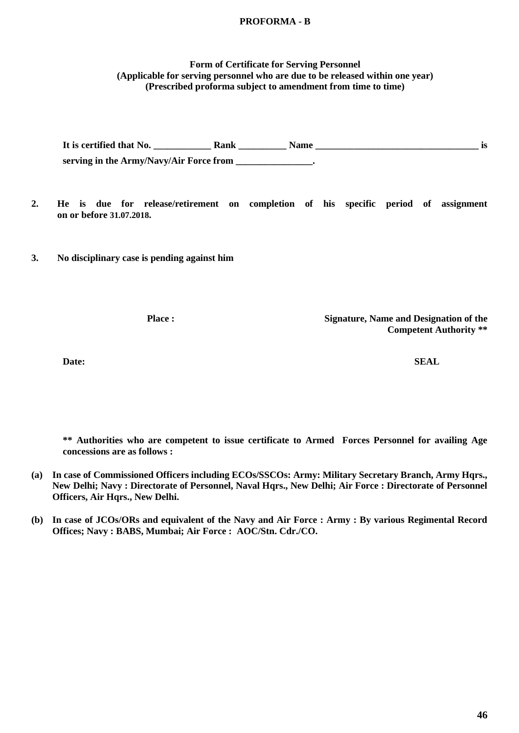**PROFORMA - B**

**Form of Certificate for Serving Personnel**
**(Applicable for serving personnel who are due to be released within one year)**
**(Prescribed proforma subject to amendment from time to time)**

**It is certified that No. ____________ Rank __________ Name __________________________________ is serving in the Army/Navy/Air Force from ________________.**

**2. He is due for release/retirement on completion of his specific period of assignment on or before 31.07.2018.**

**3. No disciplinary case is pending against him**

**Place :**

**Signature, Name and Designation of the Competent Authority \*\***

**Date:**

**SEAL**

**\*\* Authorities who are competent to issue certificate to Armed Forces Personnel for availing Age concessions are as follows :**

**(a) In case of Commissioned Officers including ECOs/SSCOs: Army: Military Secretary Branch, Army Hqrs., New Delhi; Navy : Directorate of Personnel, Naval Hqrs., New Delhi; Air Force : Directorate of Personnel Officers, Air Hqrs., New Delhi.**

**(b) In case of JCOs/ORs and equivalent of the Navy and Air Force : Army : By various Regimental Record Offices; Navy : BABS, Mumbai; Air Force : AOC/Stn. Cdr./CO.**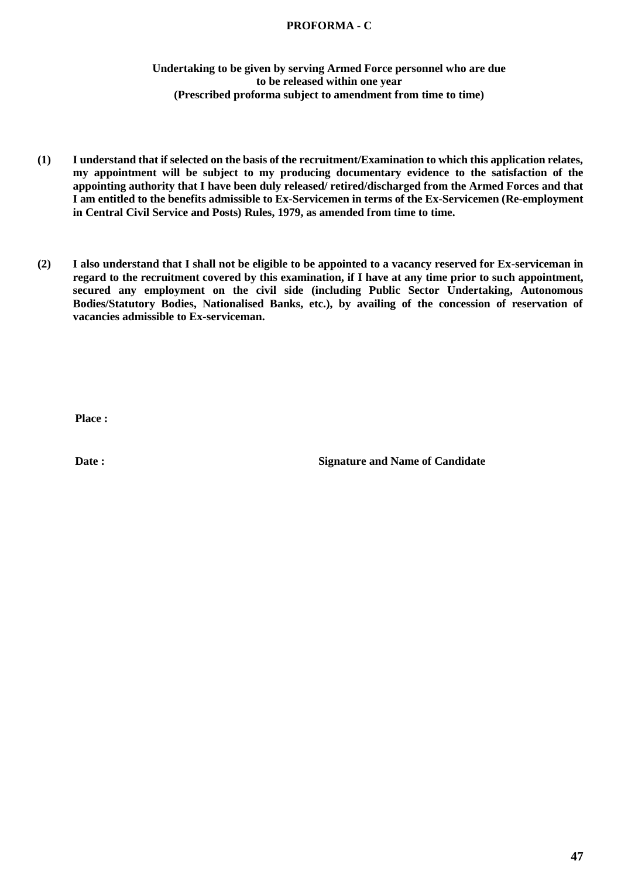# PROFORMA - C

**Undertaking to be given by serving Armed Force personnel who are due to be released within one year**
**(Prescribed proforma subject to amendment from time to time)**

**(1) I understand that if selected on the basis of the recruitment/Examination to which this application relates, my appointment will be subject to my producing documentary evidence to the satisfaction of the appointing authority that I have been duly released/ retired/discharged from the Armed Forces and that I am entitled to the benefits admissible to Ex-Servicemen in terms of the Ex-Servicemen (Re-employment in Central Civil Service and Posts) Rules, 1979, as amended from time to time.**

**(2) I also understand that I shall not be eligible to be appointed to a vacancy reserved for Ex-serviceman in regard to the recruitment covered by this examination, if I have at any time prior to such appointment, secured any employment on the civil side (including Public Sector Undertaking, Autonomous Bodies/Statutory Bodies, Nationalised Banks, etc.), by availing of the concession of reservation of vacancies admissible to Ex-serviceman.**

**Place :**

**Date :** **Signature and Name of Candidate**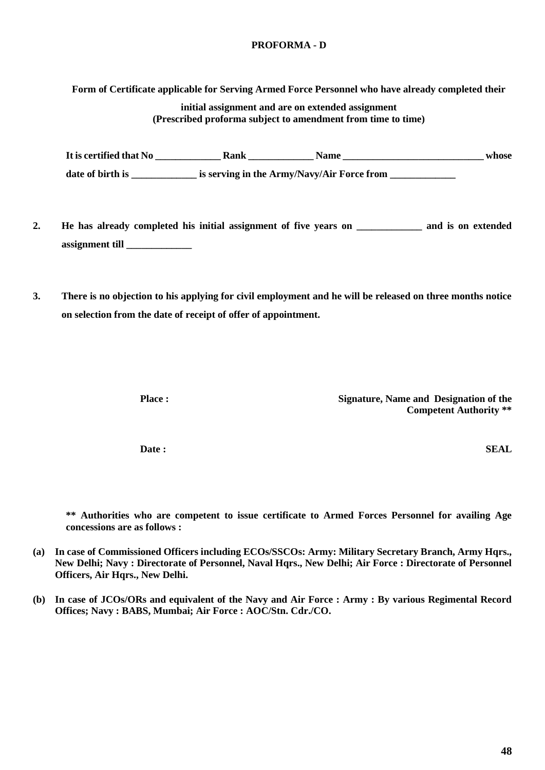**PROFORMA - D**

**Form of Certificate applicable for Serving Armed Force Personnel who have already completed their initial assignment and are on extended assignment**
**(Prescribed proforma subject to amendment from time to time)**

**It is certified that No _____________ Rank _____________ Name ____________________________ whose date of birth is _____________ is serving in the Army/Navy/Air Force from _____________**

**2.** **He has already completed his initial assignment of five years on _____________ and is on extended assignment till _____________**

**3.** **There is no objection to his applying for civil employment and he will be released on three months notice on selection from the date of receipt of offer of appointment.**

**Place :** **Signature, Name and Designation of the Competent Authority ****

**Date :** **SEAL**

**** Authorities who are competent to issue certificate to Armed Forces Personnel for availing Age concessions are as follows :**

**(a)** **In case of Commissioned Officers including ECOs/SSCOs: Army: Military Secretary Branch, Army Hqrs., New Delhi; Navy : Directorate of Personnel, Naval Hqrs., New Delhi; Air Force : Directorate of Personnel Officers, Air Hqrs., New Delhi.**

**(b)** **In case of JCOs/ORs and equivalent of the Navy and Air Force : Army : By various Regimental Record Offices; Navy : BABS, Mumbai; Air Force : AOC/Stn. Cdr./CO.**